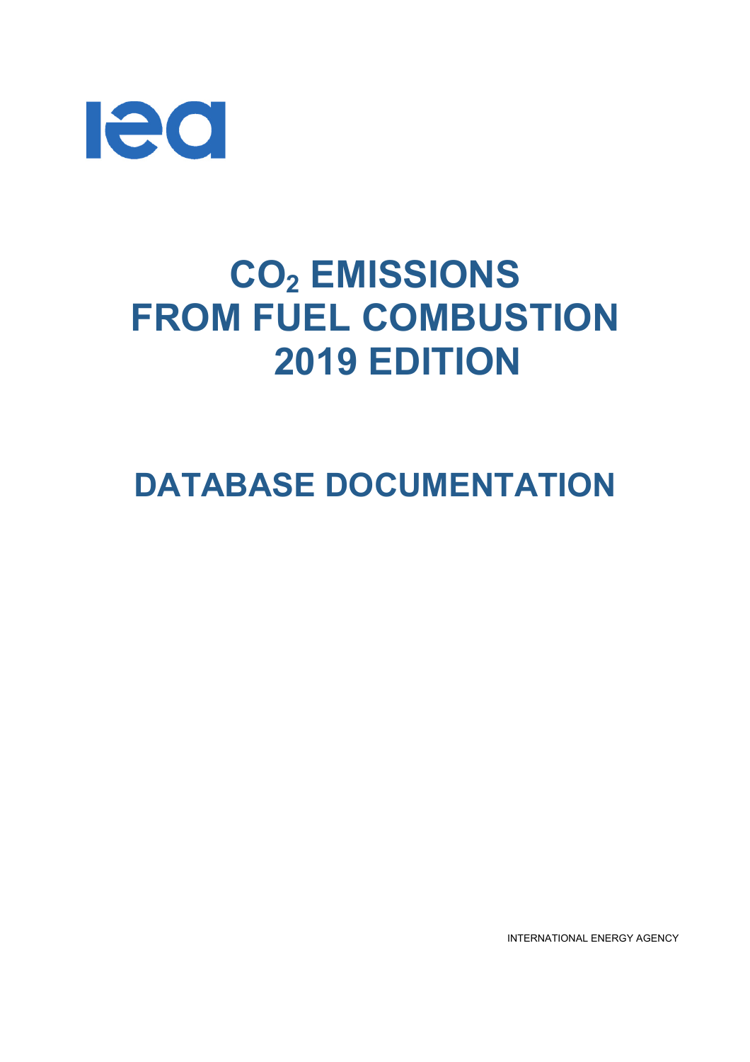iea

# $CO_2$ EMISSIONS FROM FUEL COMBUSTION 2019 EDITION

# DATABASE DOCUMENTATION

INTERNATIONAL ENERGY AGENCY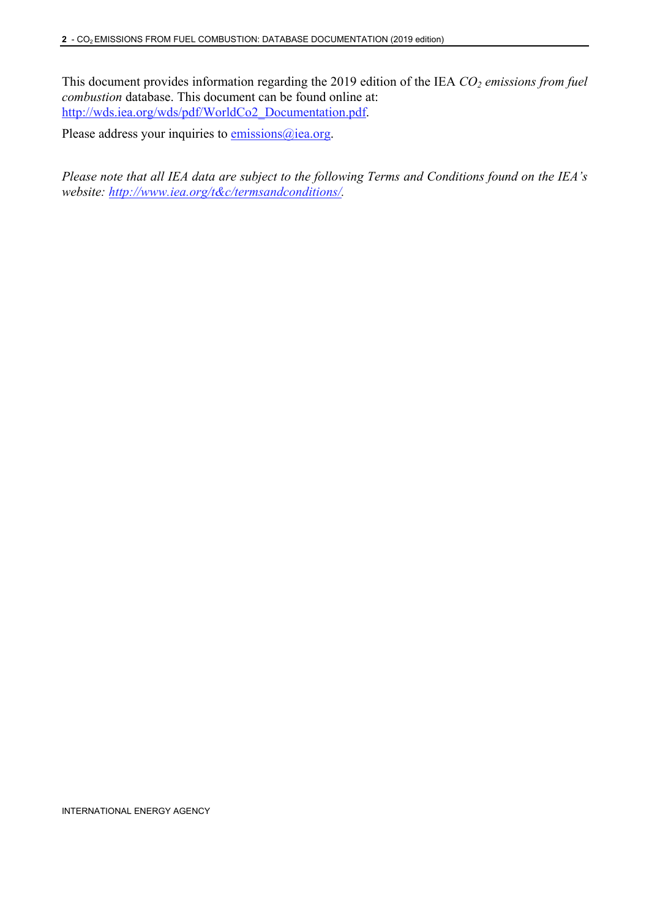This document provides information regarding the 2019 edition of the IEA *$CO_2$ emissions from fuel combustion* database. This document can be found online at: http://wds.iea.org/wds/pdf/WorldCo2_Documentation.pdf.

Please address your inquiries to emissions@iea.org.

*Please note that all IEA data are subject to the following Terms and Conditions found on the IEA's website: http://www.iea.org/t&c/termsandconditions/.*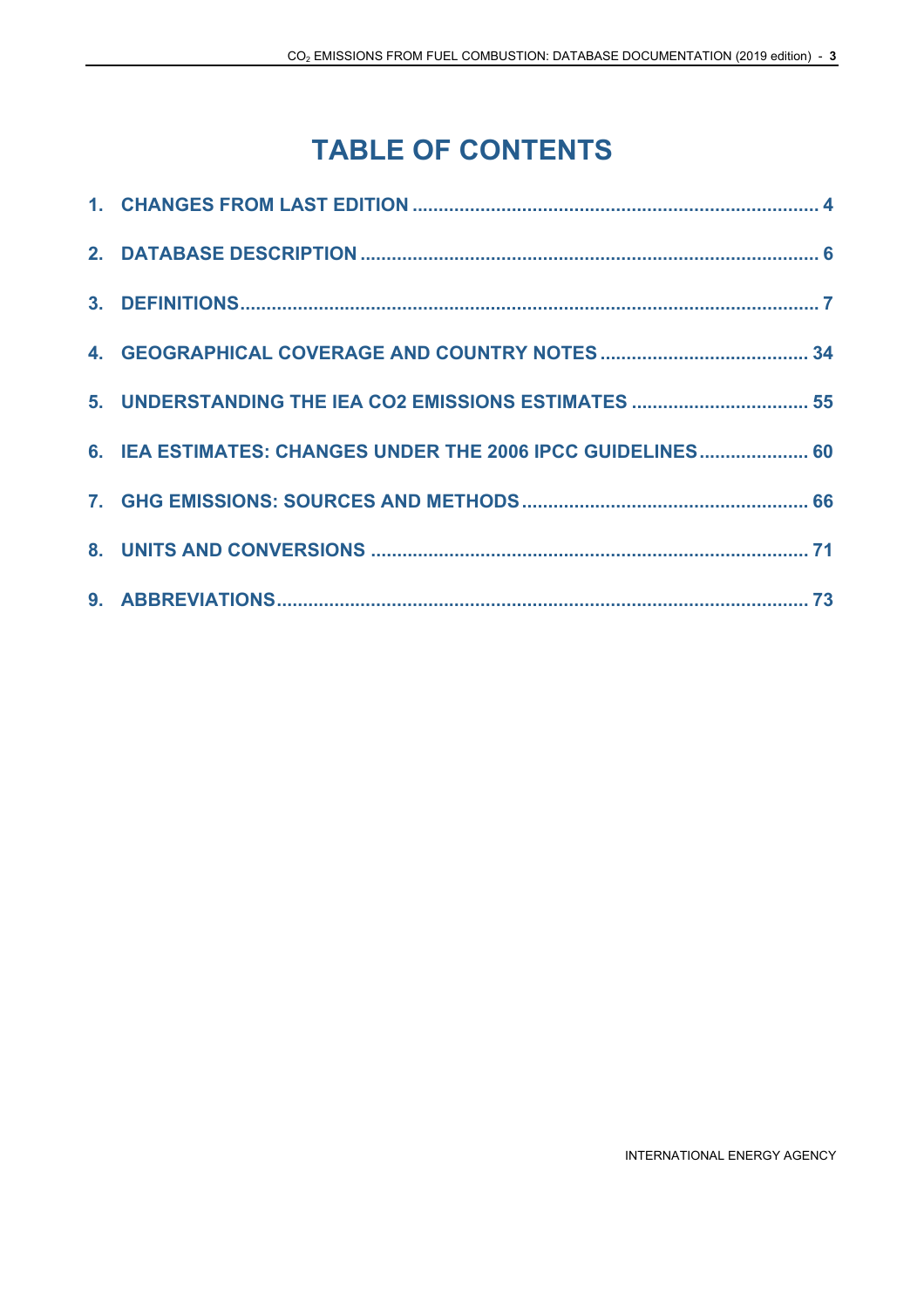# TABLE OF CONTENTS

1. CHANGES FROM LAST EDITION ........................................................................... 4
2. DATABASE DESCRIPTION ...................................................................................... 6
3. DEFINITIONS............................................................................................................. 7
4. GEOGRAPHICAL COVERAGE AND COUNTRY NOTES ....................................... 34
5. UNDERSTANDING THE IEA CO2 EMISSIONS ESTIMATES ................................. 55
6. IEA ESTIMATES: CHANGES UNDER THE 2006 IPCC GUIDELINES..................... 60
7. GHG EMISSIONS: SOURCES AND METHODS...................................................... 66
8. UNITS AND CONVERSIONS .................................................................................. 71
9. ABBREVIATIONS..................................................................................................... 73

INTERNATIONAL ENERGY AGENCY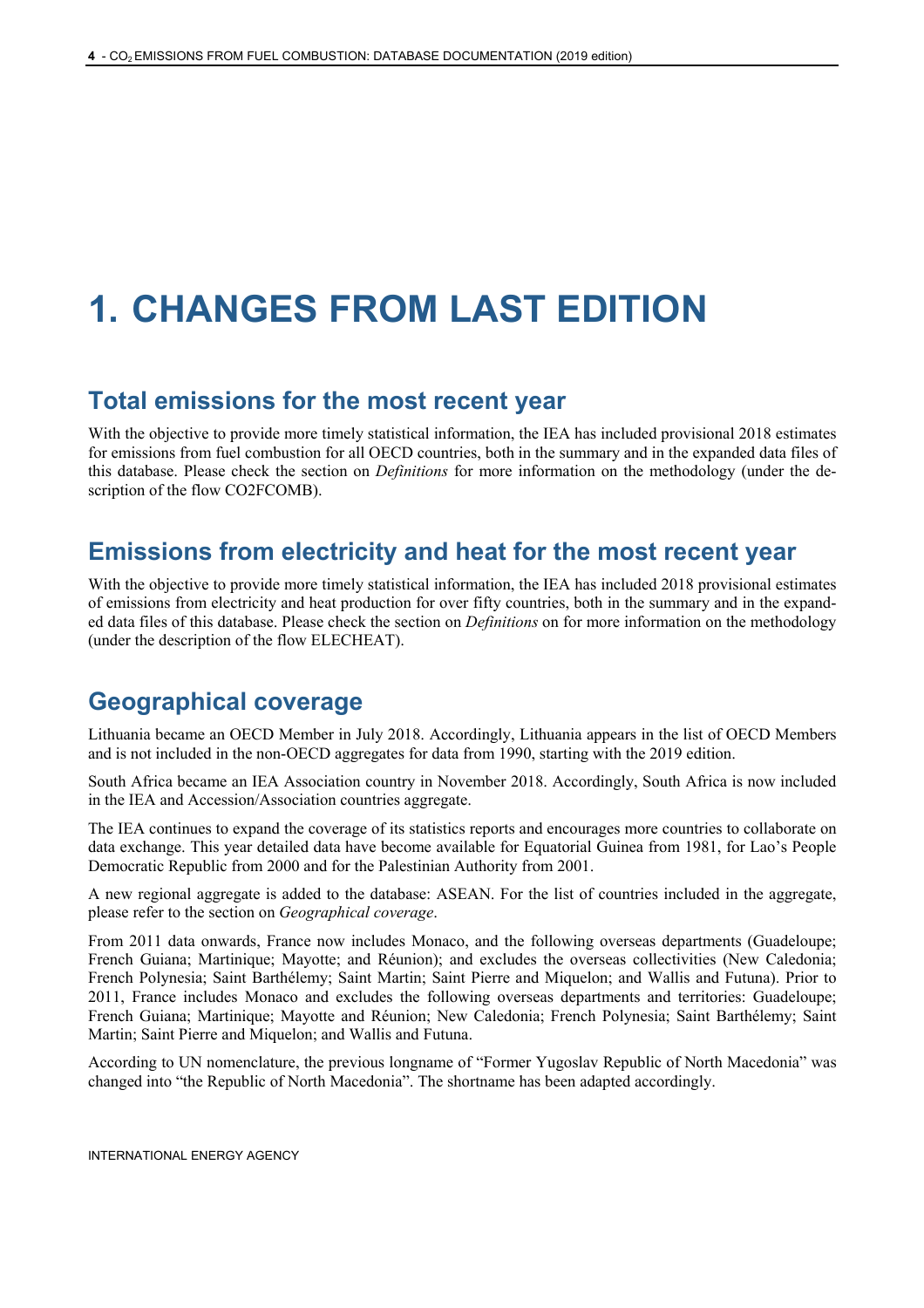# 1. CHANGES FROM LAST EDITION

## Total emissions for the most recent year

With the objective to provide more timely statistical information, the IEA has included provisional 2018 estimates for emissions from fuel combustion for all OECD countries, both in the summary and in the expanded data files of this database. Please check the section on *Definitions* for more information on the methodology (under the description of the flow CO2FCOMB).

## Emissions from electricity and heat for the most recent year

With the objective to provide more timely statistical information, the IEA has included 2018 provisional estimates of emissions from electricity and heat production for over fifty countries, both in the summary and in the expanded data files of this database. Please check the section on *Definitions* on for more information on the methodology (under the description of the flow ELECHEAT).

## Geographical coverage

Lithuania became an OECD Member in July 2018. Accordingly, Lithuania appears in the list of OECD Members and is not included in the non-OECD aggregates for data from 1990, starting with the 2019 edition.

South Africa became an IEA Association country in November 2018. Accordingly, South Africa is now included in the IEA and Accession/Association countries aggregate.

The IEA continues to expand the coverage of its statistics reports and encourages more countries to collaborate on data exchange. This year detailed data have become available for Equatorial Guinea from 1981, for Lao's People Democratic Republic from 2000 and for the Palestinian Authority from 2001.

A new regional aggregate is added to the database: ASEAN. For the list of countries included in the aggregate, please refer to the section on *Geographical coverage*.

From 2011 data onwards, France now includes Monaco, and the following overseas departments (Guadeloupe; French Guiana; Martinique; Mayotte; and Réunion); and excludes the overseas collectivities (New Caledonia; French Polynesia; Saint Barthélemy; Saint Martin; Saint Pierre and Miquelon; and Wallis and Futuna). Prior to 2011, France includes Monaco and excludes the following overseas departments and territories: Guadeloupe; French Guiana; Martinique; Mayotte and Réunion; New Caledonia; French Polynesia; Saint Barthélemy; Saint Martin; Saint Pierre and Miquelon; and Wallis and Futuna.

According to UN nomenclature, the previous longname of "Former Yugoslav Republic of North Macedonia" was changed into "the Republic of North Macedonia". The shortname has been adapted accordingly.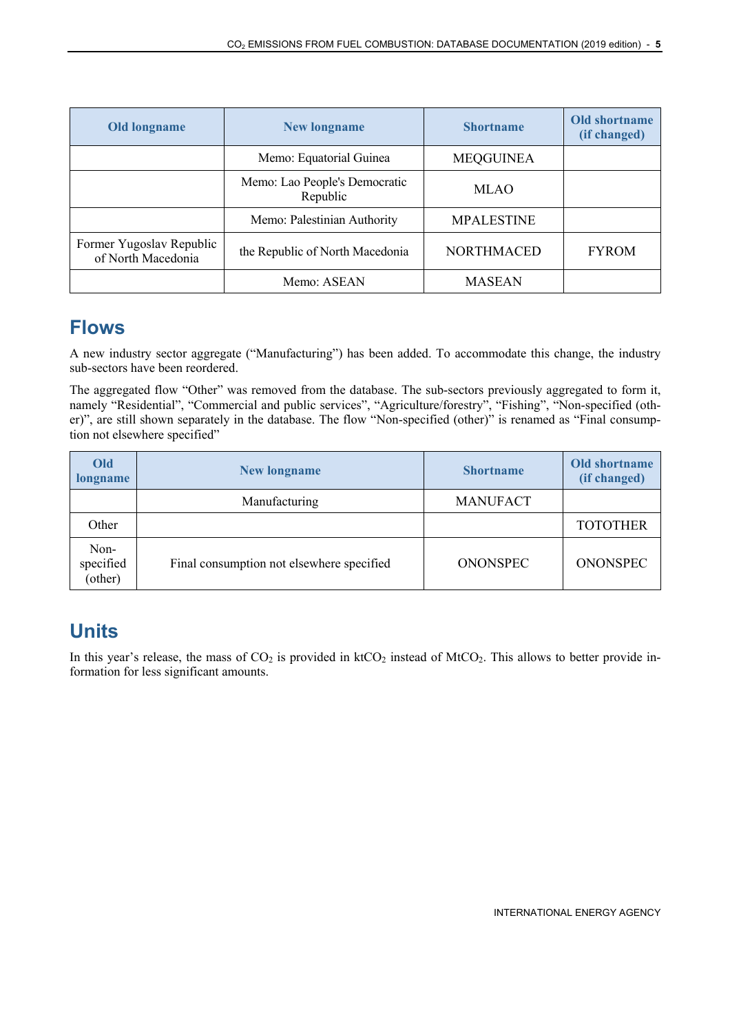| Old longname | New longname | Shortname | Old shortname (if changed) |
|---|---|---|---|
| | Memo: Equatorial Guinea | MEQGUINEA | |
| | Memo: Lao People's Democratic Republic | MLAO | |
| | Memo: Palestinian Authority | MPALESTINE | |
| Former Yugoslav Republic of North Macedonia | the Republic of North Macedonia | NORTHMACED | FYROM |
| | Memo: ASEAN | MASEAN | |

## Flows

A new industry sector aggregate ("Manufacturing") has been added. To accommodate this change, the industry sub-sectors have been reordered.

The aggregated flow "Other" was removed from the database. The sub-sectors previously aggregated to form it, namely "Residential", "Commercial and public services", "Agriculture/forestry", "Fishing", "Non-specified (other)", are still shown separately in the database. The flow "Non-specified (other)" is renamed as "Final consumption not elsewhere specified"

| Old longname | New longname | Shortname | Old shortname (if changed) |
|---|---|---|---|
| | Manufacturing | MANUFACT | |
| Other | | | TOTOTHER |
| Non-specified (other) | Final consumption not elsewhere specified | ONONSPEC | ONONSPEC |

## Units

In this year's release, the mass of $CO_2$ is provided in $ktCO_2$ instead of $MtCO_2$. This allows to better provide information for less significant amounts.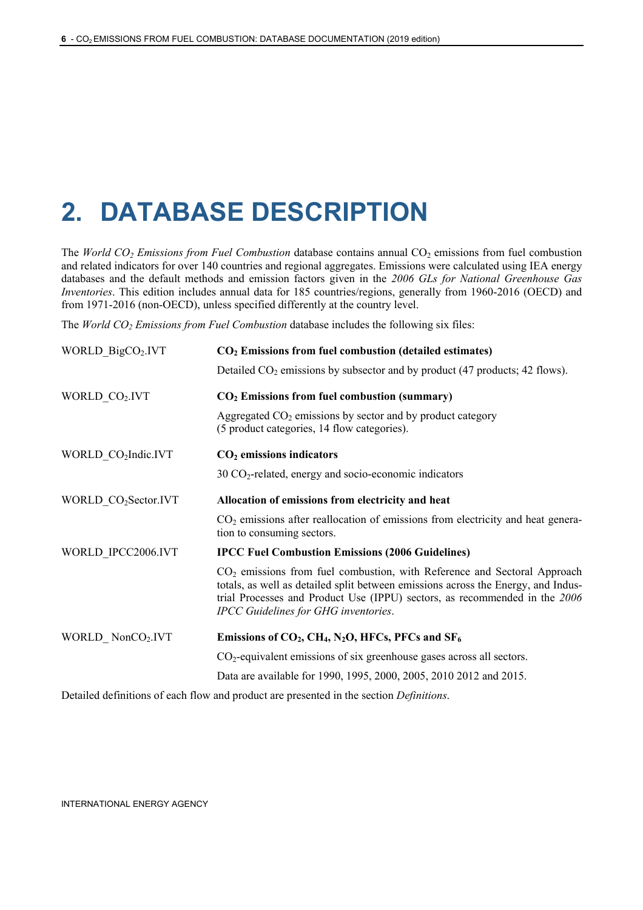# 2. DATABASE DESCRIPTION

The *World $CO_2$ Emissions from Fuel Combustion* database contains annual $CO_2$ emissions from fuel combustion and related indicators for over 140 countries and regional aggregates. Emissions were calculated using IEA energy databases and the default methods and emission factors given in the *2006 GLs for National Greenhouse Gas Inventories*. This edition includes annual data for 185 countries/regions, generally from 1960-2016 (OECD) and from 1971-2016 (non-OECD), unless specified differently at the country level.

The *World $CO_2$ Emissions from Fuel Combustion* database includes the following six files:

WORLD_Big$CO_2$.IVT — **$CO_2$ Emissions from fuel combustion (detailed estimates)**

Detailed $CO_2$ emissions by subsector and by product (47 products; 42 flows).

WORLD_$CO_2$.IVT — **$CO_2$ Emissions from fuel combustion (summary)**

Aggregated $CO_2$ emissions by sector and by product category (5 product categories, 14 flow categories).

WORLD_$CO_2$Indic.IVT — **$CO_2$ emissions indicators**

30 $CO_2$-related, energy and socio-economic indicators

WORLD_$CO_2$Sector.IVT — **Allocation of emissions from electricity and heat**

$CO_2$ emissions after reallocation of emissions from electricity and heat generation to consuming sectors.

WORLD_IPCC2006.IVT — **IPCC Fuel Combustion Emissions (2006 Guidelines)**

$CO_2$ emissions from fuel combustion, with Reference and Sectoral Approach totals, as well as detailed split between emissions across the Energy, and Industrial Processes and Product Use (IPPU) sectors, as recommended in the *2006 IPCC Guidelines for GHG inventories*.

WORLD_ Non$CO_2$.IVT — **Emissions of $CO_2$, $CH_4$, $N_2O$, HFCs, PFCs and $SF_6$**

$CO_2$-equivalent emissions of six greenhouse gases across all sectors.

Data are available for 1990, 1995, 2000, 2005, 2010 2012 and 2015.

Detailed definitions of each flow and product are presented in the section *Definitions*.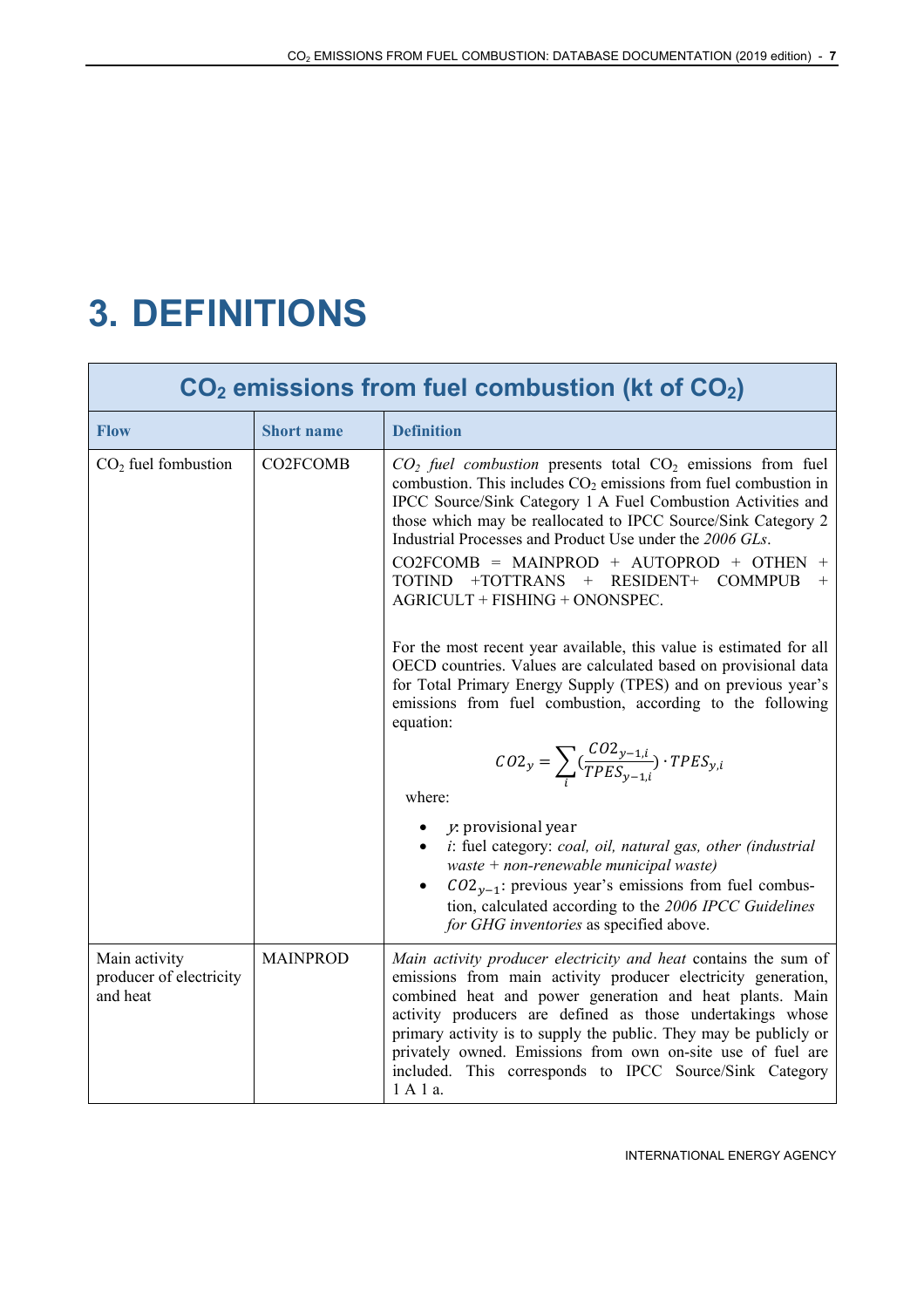# 3. DEFINITIONS

| $CO_2$ emissions from fuel combustion (kt of $CO_2$) | | |
|---|---|---|
| **Flow** | **Short name** | **Definition** |
| $CO_2$ fuel fombustion | CO2FCOMB | *$CO_2$ fuel combustion* presents total $CO_2$ emissions from fuel combustion. This includes $CO_2$ emissions from fuel combustion in IPCC Source/Sink Category 1 A Fuel Combustion Activities and those which may be reallocated to IPCC Source/Sink Category 2 Industrial Processes and Product Use under the *2006 GLs*.<br><br>CO2FCOMB = MAINPROD + AUTOPROD + OTHEN + TOTIND +TOTTRANS + RESIDENT+ COMMPUB + AGRICULT + FISHING + ONONSPEC.<br><br>For the most recent year available, this value is estimated for all OECD countries. Values are calculated based on provisional data for Total Primary Energy Supply (TPES) and on previous year's emissions from fuel combustion, according to the following equation:<br><br>$$CO2_y = \sum_i \left(\frac{CO2_{y-1,i}}{TPES_{y-1,i}}\right) \cdot TPES_{y,i}$$<br><br>where:<br><br>• *y*: provisional year<br>• *i*: fuel category: *coal, oil, natural gas, other (industrial waste + non-renewable municipal waste)*<br>• $CO2_{y-1}$: previous year's emissions from fuel combustion, calculated according to the *2006 IPCC Guidelines for GHG inventories* as specified above. |
| Main activity producer of electricity and heat | MAINPROD | *Main activity producer electricity and heat* contains the sum of emissions from main activity producer electricity generation, combined heat and power generation and heat plants. Main activity producers are defined as those undertakings whose primary activity is to supply the public. They may be publicly or privately owned. Emissions from own on-site use of fuel are included. This corresponds to IPCC Source/Sink Category 1 A 1 a. |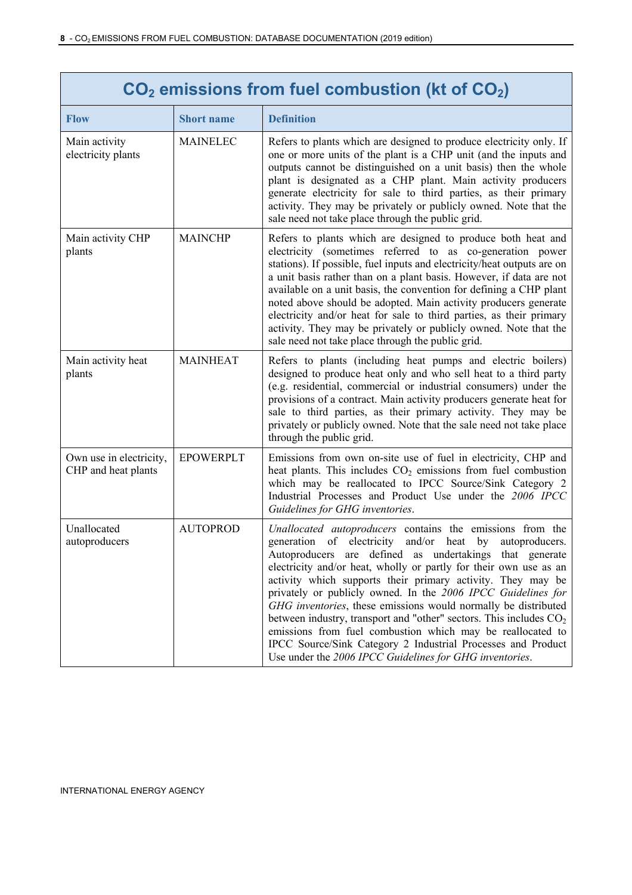## $CO_2$ emissions from fuel combustion (kt of $CO_2$)

| Flow | Short name | Definition |
|---|---|---|
| Main activity electricity plants | MAINELEC | Refers to plants which are designed to produce electricity only. If one or more units of the plant is a CHP unit (and the inputs and outputs cannot be distinguished on a unit basis) then the whole plant is designated as a CHP plant. Main activity producers generate electricity for sale to third parties, as their primary activity. They may be privately or publicly owned. Note that the sale need not take place through the public grid. |
| Main activity CHP plants | MAINCHP | Refers to plants which are designed to produce both heat and electricity (sometimes referred to as co-generation power stations). If possible, fuel inputs and electricity/heat outputs are on a unit basis rather than on a plant basis. However, if data are not available on a unit basis, the convention for defining a CHP plant noted above should be adopted. Main activity producers generate electricity and/or heat for sale to third parties, as their primary activity. They may be privately or publicly owned. Note that the sale need not take place through the public grid. |
| Main activity heat plants | MAINHEAT | Refers to plants (including heat pumps and electric boilers) designed to produce heat only and who sell heat to a third party (e.g. residential, commercial or industrial consumers) under the provisions of a contract. Main activity producers generate heat for sale to third parties, as their primary activity. They may be privately or publicly owned. Note that the sale need not take place through the public grid. |
| Own use in electricity, CHP and heat plants | EPOWERPLT | Emissions from own on-site use of fuel in electricity, CHP and heat plants. This includes $CO_2$ emissions from fuel combustion which may be reallocated to IPCC Source/Sink Category 2 Industrial Processes and Product Use under the *2006 IPCC Guidelines for GHG inventories*. |
| Unallocated autoproducers | AUTOPROD | *Unallocated autoproducers* contains the emissions from the generation of electricity and/or heat by autoproducers. Autoproducers are defined as undertakings that generate electricity and/or heat, wholly or partly for their own use as an activity which supports their primary activity. They may be privately or publicly owned. In the *2006 IPCC Guidelines for GHG inventories*, these emissions would normally be distributed between industry, transport and "other" sectors. This includes $CO_2$ emissions from fuel combustion which may be reallocated to IPCC Source/Sink Category 2 Industrial Processes and Product Use under the *2006 IPCC Guidelines for GHG inventories*. |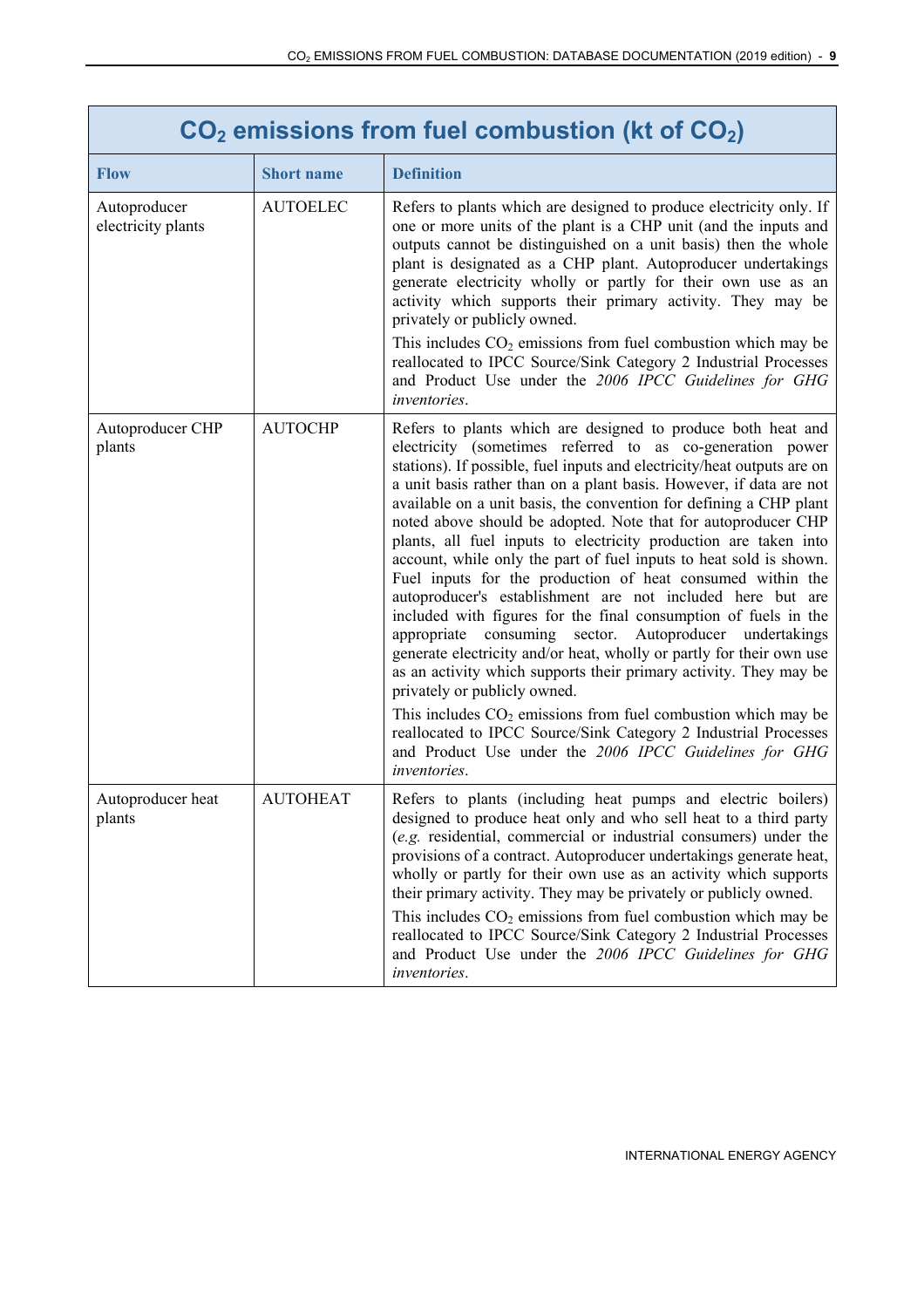## $CO_2$ emissions from fuel combustion (kt of $CO_2$)

| Flow | Short name | Definition |
|---|---|---|
| Autoproducer electricity plants | AUTOELEC | Refers to plants which are designed to produce electricity only. If one or more units of the plant is a CHP unit (and the inputs and outputs cannot be distinguished on a unit basis) then the whole plant is designated as a CHP plant. Autoproducer undertakings generate electricity wholly or partly for their own use as an activity which supports their primary activity. They may be privately or publicly owned. <br><br> This includes $CO_2$ emissions from fuel combustion which may be reallocated to IPCC Source/Sink Category 2 Industrial Processes and Product Use under the *2006 IPCC Guidelines for GHG inventories*. |
| Autoproducer CHP plants | AUTOCHP | Refers to plants which are designed to produce both heat and electricity (sometimes referred to as co-generation power stations). If possible, fuel inputs and electricity/heat outputs are on a unit basis rather than on a plant basis. However, if data are not available on a unit basis, the convention for defining a CHP plant noted above should be adopted. Note that for autoproducer CHP plants, all fuel inputs to electricity production are taken into account, while only the part of fuel inputs to heat sold is shown. Fuel inputs for the production of heat consumed within the autoproducer's establishment are not included here but are included with figures for the final consumption of fuels in the appropriate consuming sector. Autoproducer undertakings generate electricity and/or heat, wholly or partly for their own use as an activity which supports their primary activity. They may be privately or publicly owned. <br><br> This includes $CO_2$ emissions from fuel combustion which may be reallocated to IPCC Source/Sink Category 2 Industrial Processes and Product Use under the *2006 IPCC Guidelines for GHG inventories*. |
| Autoproducer heat plants | AUTOHEAT | Refers to plants (including heat pumps and electric boilers) designed to produce heat only and who sell heat to a third party (*e.g.* residential, commercial or industrial consumers) under the provisions of a contract. Autoproducer undertakings generate heat, wholly or partly for their own use as an activity which supports their primary activity. They may be privately or publicly owned. <br><br> This includes $CO_2$ emissions from fuel combustion which may be reallocated to IPCC Source/Sink Category 2 Industrial Processes and Product Use under the *2006 IPCC Guidelines for GHG inventories*. |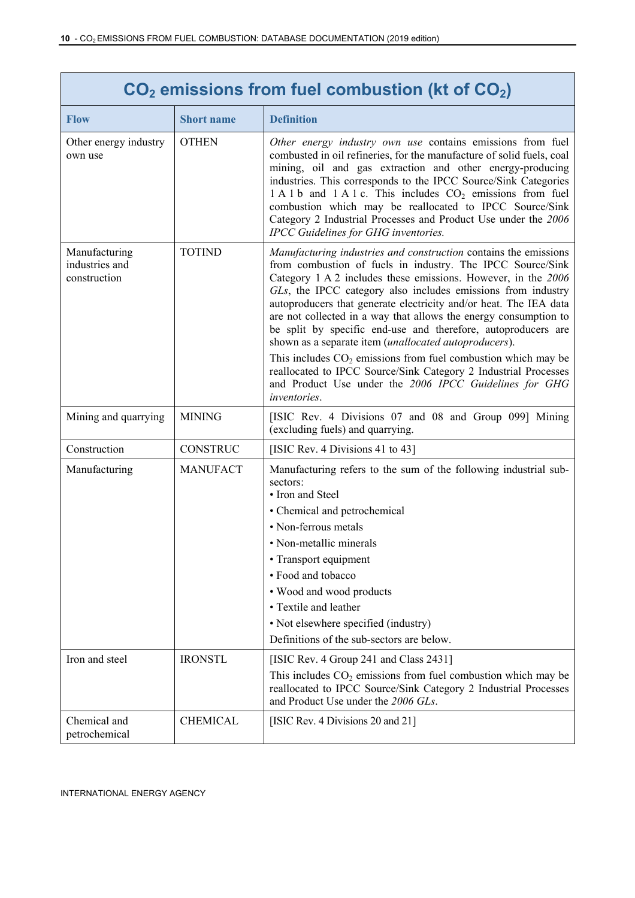| $CO_2$ emissions from fuel combustion (kt of $CO_2$) | | |
|---|---|---|
| **Flow** | **Short name** | **Definition** |
| Other energy industry own use | OTHEN | *Other energy industry own use* contains emissions from fuel combusted in oil refineries, for the manufacture of solid fuels, coal mining, oil and gas extraction and other energy-producing industries. This corresponds to the IPCC Source/Sink Categories 1 A 1 b and 1 A 1 c. This includes $CO_2$ emissions from fuel combustion which may be reallocated to IPCC Source/Sink Category 2 Industrial Processes and Product Use under the *2006 IPCC Guidelines for GHG inventories.* |
| Manufacturing industries and construction | TOTIND | *Manufacturing industries and construction* contains the emissions from combustion of fuels in industry. The IPCC Source/Sink Category 1 A 2 includes these emissions. However, in the *2006 GLs*, the IPCC category also includes emissions from industry autoproducers that generate electricity and/or heat. The IEA data are not collected in a way that allows the energy consumption to be split by specific end-use and therefore, autoproducers are shown as a separate item (*unallocated autoproducers*).<br>This includes $CO_2$ emissions from fuel combustion which may be reallocated to IPCC Source/Sink Category 2 Industrial Processes and Product Use under the *2006 IPCC Guidelines for GHG inventories*. |
| Mining and quarrying | MINING | [ISIC Rev. 4 Divisions 07 and 08 and Group 099] Mining (excluding fuels) and quarrying. |
| Construction | CONSTRUC | [ISIC Rev. 4 Divisions 41 to 43] |
| Manufacturing | MANUFACT | Manufacturing refers to the sum of the following industrial sub-sectors:<br>• Iron and Steel<br>• Chemical and petrochemical<br>• Non-ferrous metals<br>• Non-metallic minerals<br>• Transport equipment<br>• Food and tobacco<br>• Wood and wood products<br>• Textile and leather<br>• Not elsewhere specified (industry)<br>Definitions of the sub-sectors are below. |
| Iron and steel | IRONSTL | [ISIC Rev. 4 Group 241 and Class 2431]<br>This includes $CO_2$ emissions from fuel combustion which may be reallocated to IPCC Source/Sink Category 2 Industrial Processes and Product Use under the *2006 GLs*. |
| Chemical and petrochemical | CHEMICAL | [ISIC Rev. 4 Divisions 20 and 21] |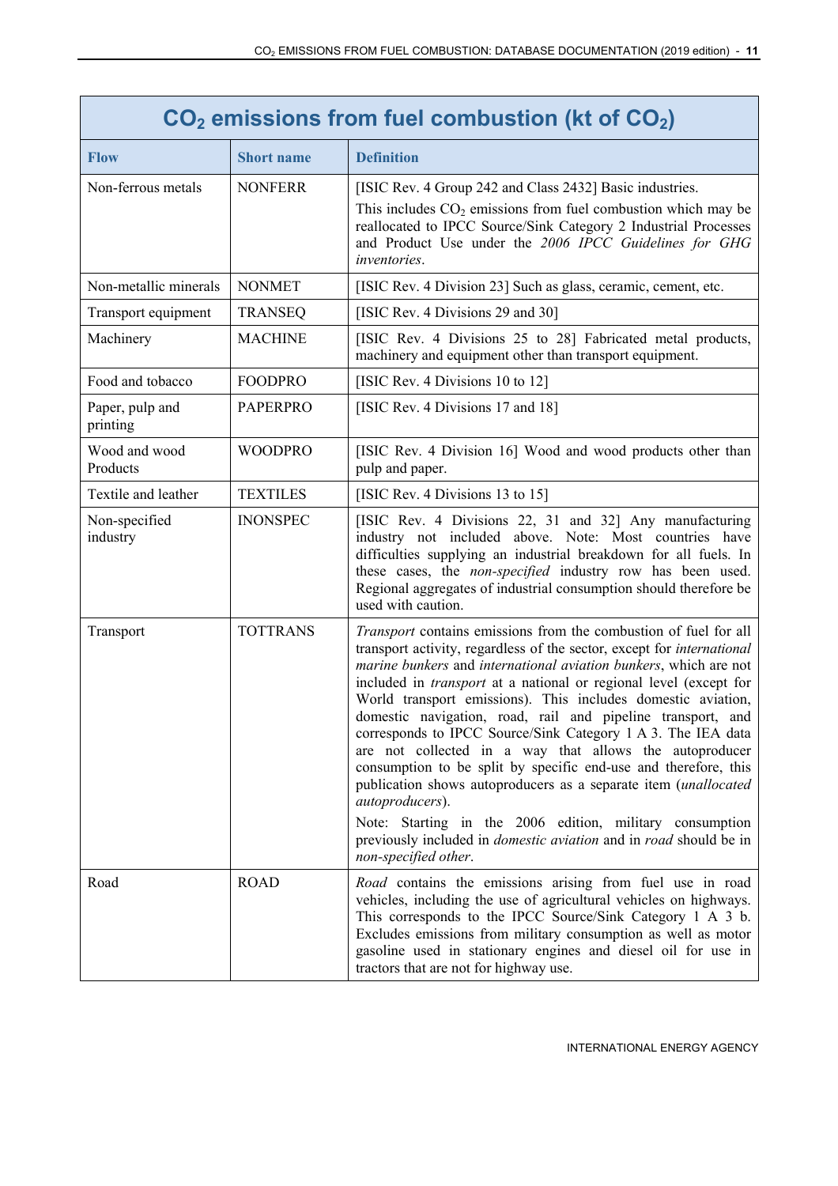## $CO_2$ emissions from fuel combustion (kt of $CO_2$)

| Flow | Short name | Definition |
|---|---|---|
| Non-ferrous metals | NONFERR | [ISIC Rev. 4 Group 242 and Class 2432] Basic industries. This includes $CO_2$ emissions from fuel combustion which may be reallocated to IPCC Source/Sink Category 2 Industrial Processes and Product Use under the *2006 IPCC Guidelines for GHG inventories*. |
| Non-metallic minerals | NONMET | [ISIC Rev. 4 Division 23] Such as glass, ceramic, cement, etc. |
| Transport equipment | TRANSEQ | [ISIC Rev. 4 Divisions 29 and 30] |
| Machinery | MACHINE | [ISIC Rev. 4 Divisions 25 to 28] Fabricated metal products, machinery and equipment other than transport equipment. |
| Food and tobacco | FOODPRO | [ISIC Rev. 4 Divisions 10 to 12] |
| Paper, pulp and printing | PAPERPRO | [ISIC Rev. 4 Divisions 17 and 18] |
| Wood and wood Products | WOODPRO | [ISIC Rev. 4 Division 16] Wood and wood products other than pulp and paper. |
| Textile and leather | TEXTILES | [ISIC Rev. 4 Divisions 13 to 15] |
| Non-specified industry | INONSPEC | [ISIC Rev. 4 Divisions 22, 31 and 32] Any manufacturing industry not included above. Note: Most countries have difficulties supplying an industrial breakdown for all fuels. In these cases, the *non-specified* industry row has been used. Regional aggregates of industrial consumption should therefore be used with caution. |
| Transport | TOTTRANS | *Transport* contains emissions from the combustion of fuel for all transport activity, regardless of the sector, except for *international marine bunkers* and *international aviation bunkers*, which are not included in *transport* at a national or regional level (except for World transport emissions). This includes domestic aviation, domestic navigation, road, rail and pipeline transport, and corresponds to IPCC Source/Sink Category 1 A 3. The IEA data are not collected in a way that allows the autoproducer consumption to be split by specific end-use and therefore, this publication shows autoproducers as a separate item (*unallocated autoproducers*). Note: Starting in the 2006 edition, military consumption previously included in *domestic aviation* and in *road* should be in *non-specified other*. |
| Road | ROAD | *Road* contains the emissions arising from fuel use in road vehicles, including the use of agricultural vehicles on highways. This corresponds to the IPCC Source/Sink Category 1 A 3 b. Excludes emissions from military consumption as well as motor gasoline used in stationary engines and diesel oil for use in tractors that are not for highway use. |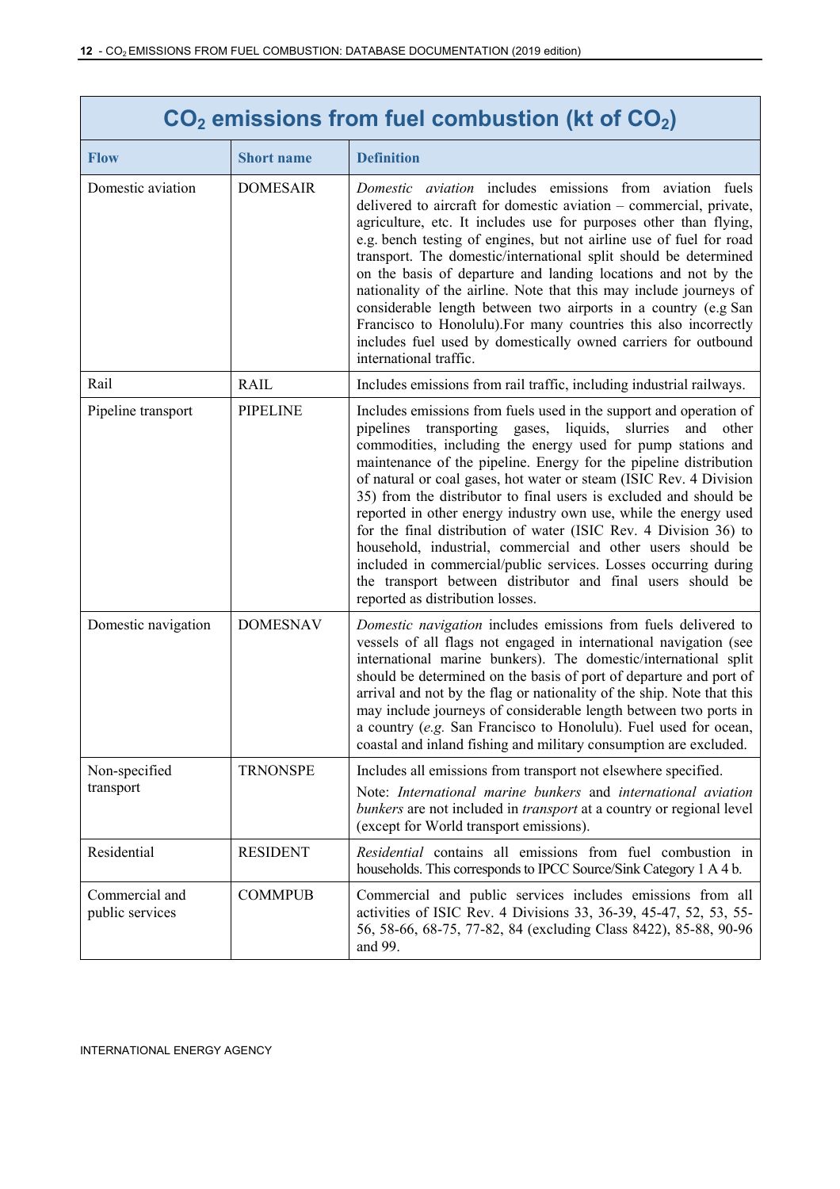| $CO_2$ emissions from fuel combustion (kt of $CO_2$) | | |
|---|---|---|
| **Flow** | **Short name** | **Definition** |
| Domestic aviation | DOMESAIR | *Domestic aviation* includes emissions from aviation fuels delivered to aircraft for domestic aviation – commercial, private, agriculture, etc. It includes use for purposes other than flying, e.g. bench testing of engines, but not airline use of fuel for road transport. The domestic/international split should be determined on the basis of departure and landing locations and not by the nationality of the airline. Note that this may include journeys of considerable length between two airports in a country (e.g San Francisco to Honolulu).For many countries this also incorrectly includes fuel used by domestically owned carriers for outbound international traffic. |
| Rail | RAIL | Includes emissions from rail traffic, including industrial railways. |
| Pipeline transport | PIPELINE | Includes emissions from fuels used in the support and operation of pipelines transporting gases, liquids, slurries and other commodities, including the energy used for pump stations and maintenance of the pipeline. Energy for the pipeline distribution of natural or coal gases, hot water or steam (ISIC Rev. 4 Division 35) from the distributor to final users is excluded and should be reported in other energy industry own use, while the energy used for the final distribution of water (ISIC Rev. 4 Division 36) to household, industrial, commercial and other users should be included in commercial/public services. Losses occurring during the transport between distributor and final users should be reported as distribution losses. |
| Domestic navigation | DOMESNAV | *Domestic navigation* includes emissions from fuels delivered to vessels of all flags not engaged in international navigation (see international marine bunkers). The domestic/international split should be determined on the basis of port of departure and port of arrival and not by the flag or nationality of the ship. Note that this may include journeys of considerable length between two ports in a country (*e.g.* San Francisco to Honolulu). Fuel used for ocean, coastal and inland fishing and military consumption are excluded. |
| Non-specified transport | TRNONSPE | Includes all emissions from transport not elsewhere specified.<br><br>Note: *International marine bunkers* and *international aviation bunkers* are not included in *transport* at a country or regional level (except for World transport emissions). |
| Residential | RESIDENT | *Residential* contains all emissions from fuel combustion in households. This corresponds to IPCC Source/Sink Category 1 A 4 b. |
| Commercial and public services | COMMPUB | Commercial and public services includes emissions from all activities of ISIC Rev. 4 Divisions 33, 36-39, 45-47, 52, 53, 55-56, 58-66, 68-75, 77-82, 84 (excluding Class 8422), 85-88, 90-96 and 99. |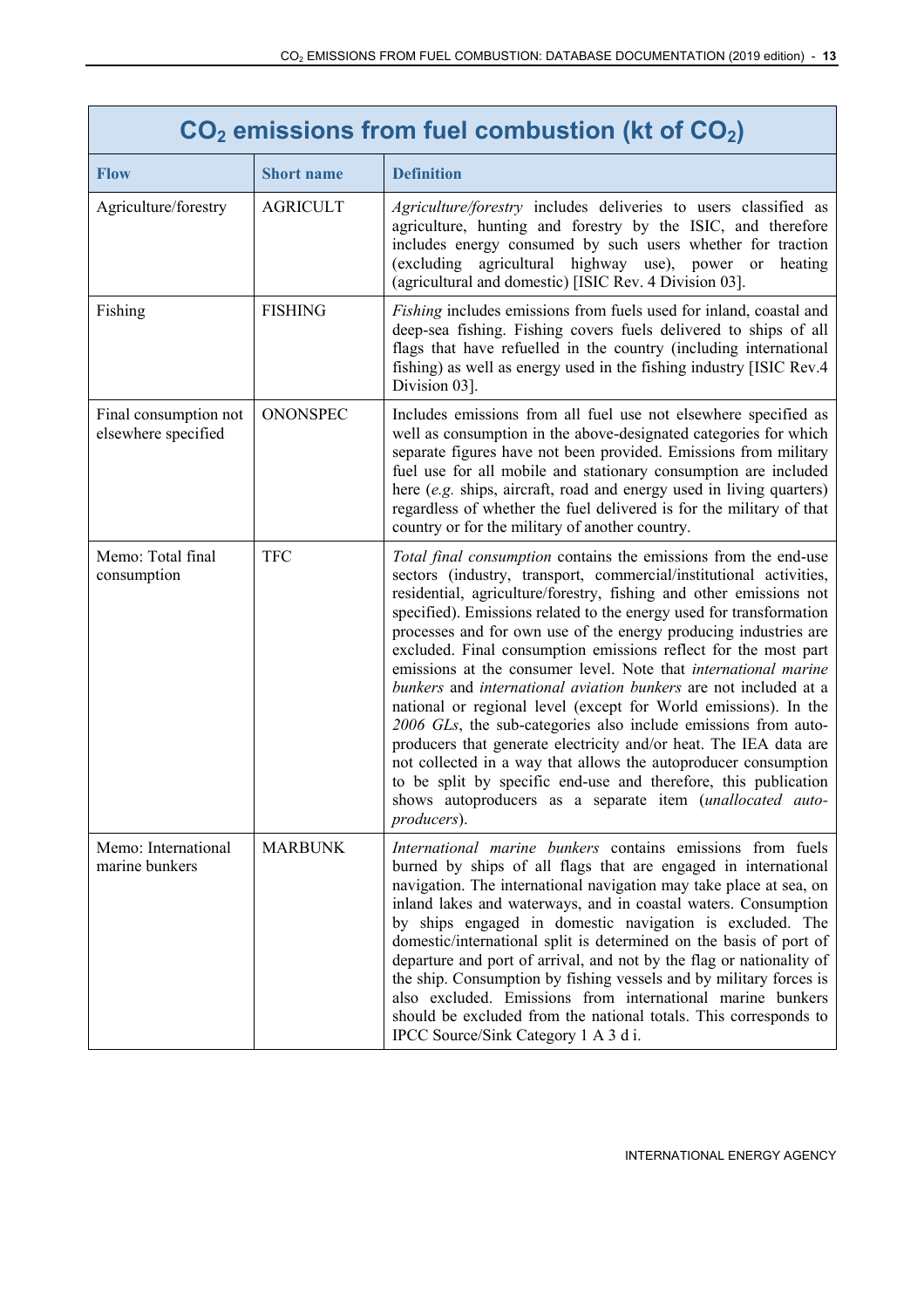| $CO_2$ emissions from fuel combustion (kt of $CO_2$) | | |
|---|---|---|
| **Flow** | **Short name** | **Definition** |
| Agriculture/forestry | AGRICULT | *Agriculture/forestry* includes deliveries to users classified as agriculture, hunting and forestry by the ISIC, and therefore includes energy consumed by such users whether for traction (excluding agricultural highway use), power or heating (agricultural and domestic) [ISIC Rev. 4 Division 03]. |
| Fishing | FISHING | *Fishing* includes emissions from fuels used for inland, coastal and deep-sea fishing. Fishing covers fuels delivered to ships of all flags that have refuelled in the country (including international fishing) as well as energy used in the fishing industry [ISIC Rev.4 Division 03]. |
| Final consumption not elsewhere specified | ONONSPEC | Includes emissions from all fuel use not elsewhere specified as well as consumption in the above-designated categories for which separate figures have not been provided. Emissions from military fuel use for all mobile and stationary consumption are included here (*e.g.* ships, aircraft, road and energy used in living quarters) regardless of whether the fuel delivered is for the military of that country or for the military of another country. |
| Memo: Total final consumption | TFC | *Total final consumption* contains the emissions from the end-use sectors (industry, transport, commercial/institutional activities, residential, agriculture/forestry, fishing and other emissions not specified). Emissions related to the energy used for transformation processes and for own use of the energy producing industries are excluded. Final consumption emissions reflect for the most part emissions at the consumer level. Note that *international marine bunkers* and *international aviation bunkers* are not included at a national or regional level (except for World emissions). In the *2006 GLs*, the sub-categories also include emissions from auto-producers that generate electricity and/or heat. The IEA data are not collected in a way that allows the autoproducer consumption to be split by specific end-use and therefore, this publication shows autoproducers as a separate item (*unallocated auto-producers*). |
| Memo: International marine bunkers | MARBUNK | *International marine bunkers* contains emissions from fuels burned by ships of all flags that are engaged in international navigation. The international navigation may take place at sea, on inland lakes and waterways, and in coastal waters. Consumption by ships engaged in domestic navigation is excluded. The domestic/international split is determined on the basis of port of departure and port of arrival, and not by the flag or nationality of the ship. Consumption by fishing vessels and by military forces is also excluded. Emissions from international marine bunkers should be excluded from the national totals. This corresponds to IPCC Source/Sink Category 1 A 3 d i. |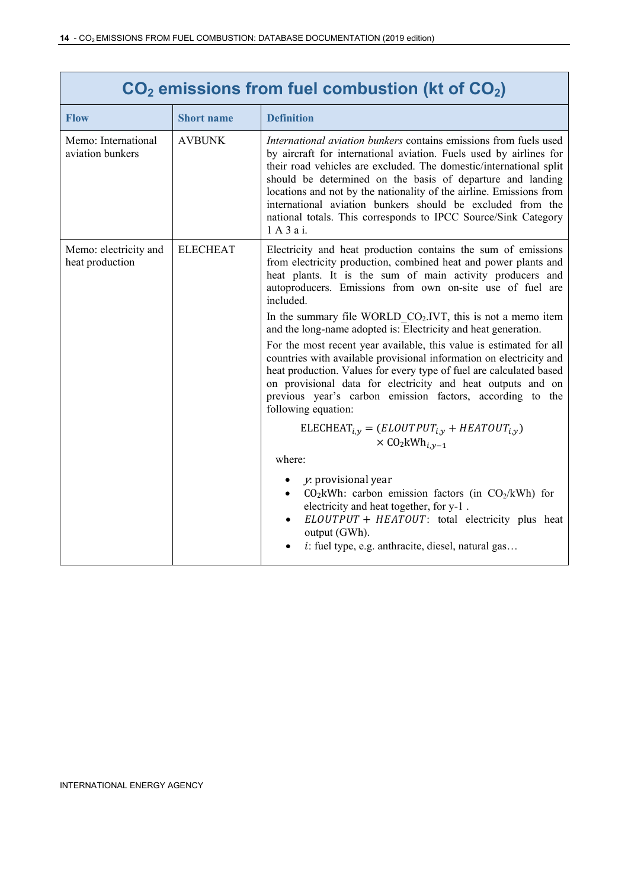| $CO_2$ emissions from fuel combustion (kt of $CO_2$) | | |
|---|---|---|
| **Flow** | **Short name** | **Definition** |
| Memo: International aviation bunkers | AVBUNK | *International aviation bunkers* contains emissions from fuels used by aircraft for international aviation. Fuels used by airlines for their road vehicles are excluded. The domestic/international split should be determined on the basis of departure and landing locations and not by the nationality of the airline. Emissions from international aviation bunkers should be excluded from the national totals. This corresponds to IPCC Source/Sink Category 1 A 3 a i. |
| Memo: electricity and heat production | ELECHEAT | Electricity and heat production contains the sum of emissions from electricity production, combined heat and power plants and heat plants. It is the sum of main activity producers and autoproducers. Emissions from own on-site use of fuel are included. <br><br> In the summary file WORLD_$CO_2$.IVT, this is not a memo item and the long-name adopted is: Electricity and heat generation. <br><br> For the most recent year available, this value is estimated for all countries with available provisional information on electricity and heat production. Values for every type of fuel are calculated based on provisional data for electricity and heat outputs and on previous year's carbon emission factors, according to the following equation: <br><br> $\text{ELECHEAT}_{i,y} = (ELOUTPUT_{i,y} + HEATOUT_{i,y}) \times \text{CO}_2\text{kWh}_{i,y-1}$ <br><br> where: <br> • $y$: provisional year <br> • $CO_2$kWh: carbon emission factors (in $CO_2$/kWh) for electricity and heat together, for y-1 . <br> • $ELOUTPUT + HEATOUT$: total electricity plus heat output (GWh). <br> • $i$: fuel type, e.g. anthracite, diesel, natural gas… |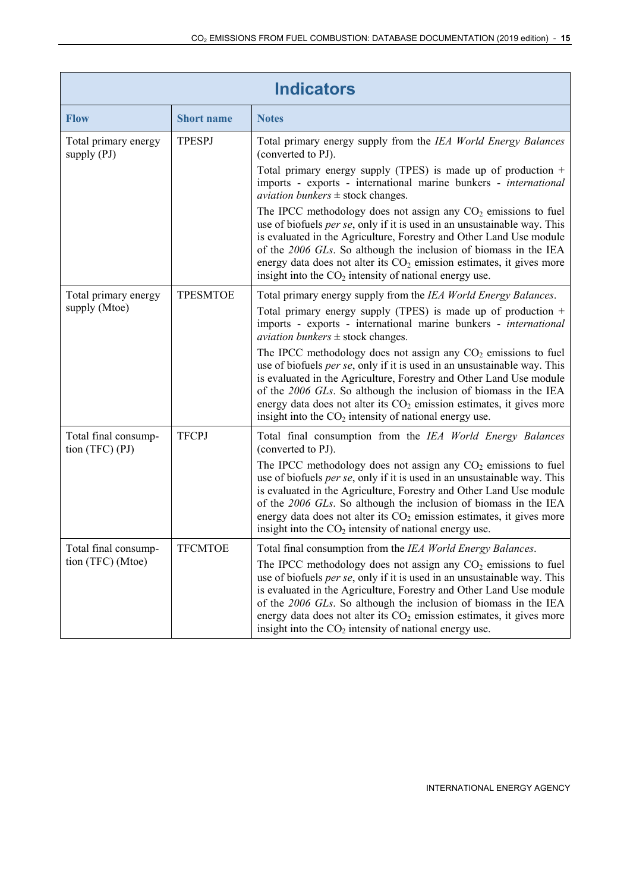| Indicators | | |
|---|---|---|
| **Flow** | **Short name** | **Notes** |
| Total primary energy supply (PJ) | TPESPJ | Total primary energy supply from the *IEA World Energy Balances* (converted to PJ).<br><br>Total primary energy supply (TPES) is made up of production + imports - exports - international marine bunkers - *international aviation bunkers* ± stock changes.<br><br>The IPCC methodology does not assign any $CO_2$ emissions to fuel use of biofuels *per se*, only if it is used in an unsustainable way. This is evaluated in the Agriculture, Forestry and Other Land Use module of the *2006 GLs*. So although the inclusion of biomass in the IEA energy data does not alter its $CO_2$ emission estimates, it gives more insight into the $CO_2$ intensity of national energy use. |
| Total primary energy supply (Mtoe) | TPESMTOE | Total primary energy supply from the *IEA World Energy Balances*.<br><br>Total primary energy supply (TPES) is made up of production + imports - exports - international marine bunkers - *international aviation bunkers* ± stock changes.<br><br>The IPCC methodology does not assign any $CO_2$ emissions to fuel use of biofuels *per se*, only if it is used in an unsustainable way. This is evaluated in the Agriculture, Forestry and Other Land Use module of the *2006 GLs*. So although the inclusion of biomass in the IEA energy data does not alter its $CO_2$ emission estimates, it gives more insight into the $CO_2$ intensity of national energy use. |
| Total final consumption (TFC) (PJ) | TFCPJ | Total final consumption from the *IEA World Energy Balances* (converted to PJ).<br><br>The IPCC methodology does not assign any $CO_2$ emissions to fuel use of biofuels *per se*, only if it is used in an unsustainable way. This is evaluated in the Agriculture, Forestry and Other Land Use module of the *2006 GLs*. So although the inclusion of biomass in the IEA energy data does not alter its $CO_2$ emission estimates, it gives more insight into the $CO_2$ intensity of national energy use. |
| Total final consumption (TFC) (Mtoe) | TFCMTOE | Total final consumption from the *IEA World Energy Balances*.<br><br>The IPCC methodology does not assign any $CO_2$ emissions to fuel use of biofuels *per se*, only if it is used in an unsustainable way. This is evaluated in the Agriculture, Forestry and Other Land Use module of the *2006 GLs*. So although the inclusion of biomass in the IEA energy data does not alter its $CO_2$ emission estimates, it gives more insight into the $CO_2$ intensity of national energy use. |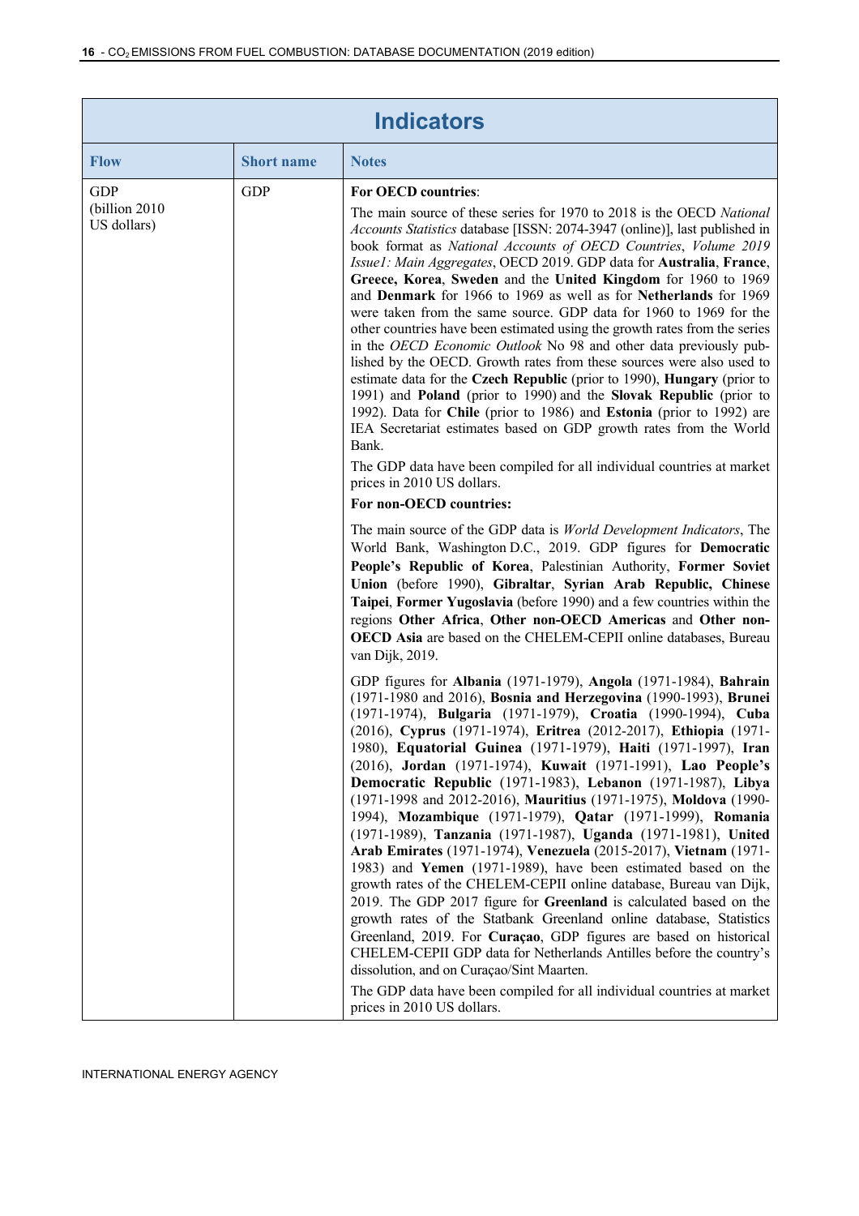| Indicators | | |
|---|---|---|
| **Flow** | **Short name** | **Notes** |
| GDP (billion 2010 US dollars) | GDP | **For OECD countries**:<br><br>The main source of these series for 1970 to 2018 is the OECD *National Accounts Statistics* database [ISSN: 2074-3947 (online)], last published in book format as *National Accounts of OECD Countries*, *Volume 2019 Issue1: Main Aggregates*, OECD 2019. GDP data for **Australia**, **France**, **Greece, Korea**, **Sweden** and the **United Kingdom** for 1960 to 1969 and **Denmark** for 1966 to 1969 as well as for **Netherlands** for 1969 were taken from the same source. GDP data for 1960 to 1969 for the other countries have been estimated using the growth rates from the series in the *OECD Economic Outlook* No 98 and other data previously published by the OECD. Growth rates from these sources were also used to estimate data for the **Czech Republic** (prior to 1990), **Hungary** (prior to 1991) and **Poland** (prior to 1990) and the **Slovak Republic** (prior to 1992). Data for **Chile** (prior to 1986) and **Estonia** (prior to 1992) are IEA Secretariat estimates based on GDP growth rates from the World Bank.<br><br>The GDP data have been compiled for all individual countries at market prices in 2010 US dollars.<br><br>**For non-OECD countries:**<br><br>The main source of the GDP data is *World Development Indicators*, The World Bank, Washington D.C., 2019. GDP figures for **Democratic People's Republic of Korea**, Palestinian Authority, **Former Soviet Union** (before 1990), **Gibraltar**, **Syrian Arab Republic, Chinese Taipei**, **Former Yugoslavia** (before 1990) and a few countries within the regions **Other Africa**, **Other non-OECD Americas** and **Other non-OECD Asia** are based on the CHELEM-CEPII online databases, Bureau van Dijk, 2019.<br><br>GDP figures for **Albania** (1971-1979), **Angola** (1971-1984), **Bahrain** (1971-1980 and 2016), **Bosnia and Herzegovina** (1990-1993), **Brunei** (1971-1974), **Bulgaria** (1971-1979), **Croatia** (1990-1994), **Cuba** (2016), **Cyprus** (1971-1974), **Eritrea** (2012-2017), **Ethiopia** (1971-1980), **Equatorial Guinea** (1971-1979), **Haiti** (1971-1997), **Iran** (2016), **Jordan** (1971-1974), **Kuwait** (1971-1991), **Lao People's Democratic Republic** (1971-1983), **Lebanon** (1971-1987), **Libya** (1971-1998 and 2012-2016), **Mauritius** (1971-1975), **Moldova** (1990-1994), **Mozambique** (1971-1979), **Qatar** (1971-1999), **Romania** (1971-1989), **Tanzania** (1971-1987), **Uganda** (1971-1981), **United Arab Emirates** (1971-1974), **Venezuela** (2015-2017), **Vietnam** (1971-1983) and **Yemen** (1971-1989), have been estimated based on the growth rates of the CHELEM-CEPII online database, Bureau van Dijk, 2019. The GDP 2017 figure for **Greenland** is calculated based on the growth rates of the Statbank Greenland online database, Statistics Greenland, 2019. For **Curaçao**, GDP figures are based on historical CHELEM-CEPII GDP data for Netherlands Antilles before the country's dissolution, and on Curaçao/Sint Maarten.<br><br>The GDP data have been compiled for all individual countries at market prices in 2010 US dollars. |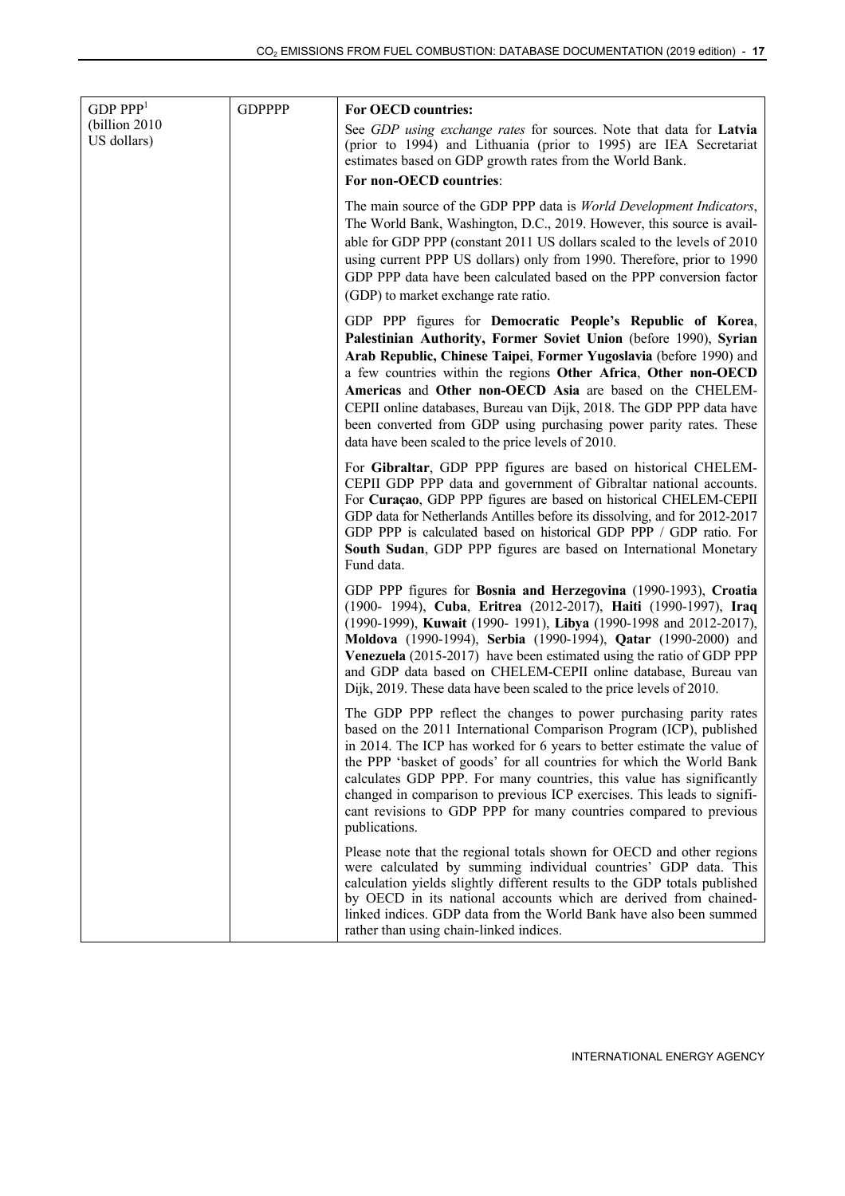| | | |
|---|---|---|
| GDP PPP[1] (billion 2010 US dollars) | GDPPPP | **For OECD countries:**<br><br>See *GDP using exchange rates* for sources. Note that data for **Latvia** (prior to 1994) and Lithuania (prior to 1995) are IEA Secretariat estimates based on GDP growth rates from the World Bank.<br><br>**For non-OECD countries**:<br><br>The main source of the GDP PPP data is *World Development Indicators*, The World Bank, Washington, D.C., 2019. However, this source is available for GDP PPP (constant 2011 US dollars scaled to the levels of 2010 using current PPP US dollars) only from 1990. Therefore, prior to 1990 GDP PPP data have been calculated based on the PPP conversion factor (GDP) to market exchange rate ratio.<br><br>GDP PPP figures for **Democratic People's Republic of Korea**, **Palestinian Authority, Former Soviet Union** (before 1990), **Syrian Arab Republic, Chinese Taipei**, **Former Yugoslavia** (before 1990) and a few countries within the regions **Other Africa**, **Other non-OECD Americas** and **Other non-OECD Asia** are based on the CHELEM-CEPII online databases, Bureau van Dijk, 2018. The GDP PPP data have been converted from GDP using purchasing power parity rates. These data have been scaled to the price levels of 2010.<br><br>For **Gibraltar**, GDP PPP figures are based on historical CHELEM-CEPII GDP PPP data and government of Gibraltar national accounts. For **Curaçao**, GDP PPP figures are based on historical CHELEM-CEPII GDP data for Netherlands Antilles before its dissolving, and for 2012-2017 GDP PPP is calculated based on historical GDP PPP / GDP ratio. For **South Sudan**, GDP PPP figures are based on International Monetary Fund data.<br><br>GDP PPP figures for **Bosnia and Herzegovina** (1990-1993), **Croatia** (1900- 1994), **Cuba**, **Eritrea** (2012-2017), **Haiti** (1990-1997), **Iraq** (1990-1999), **Kuwait** (1990- 1991), **Libya** (1990-1998 and 2012-2017), **Moldova** (1990-1994), **Serbia** (1990-1994), **Qatar** (1990-2000) and **Venezuela** (2015-2017) have been estimated using the ratio of GDP PPP and GDP data based on CHELEM-CEPII online database, Bureau van Dijk, 2019. These data have been scaled to the price levels of 2010.<br><br>The GDP PPP reflect the changes to power purchasing parity rates based on the 2011 International Comparison Program (ICP), published in 2014. The ICP has worked for 6 years to better estimate the value of the PPP 'basket of goods' for all countries for which the World Bank calculates GDP PPP. For many countries, this value has significantly changed in comparison to previous ICP exercises. This leads to significant revisions to GDP PPP for many countries compared to previous publications.<br><br>Please note that the regional totals shown for OECD and other regions were calculated by summing individual countries' GDP data. This calculation yields slightly different results to the GDP totals published by OECD in its national accounts which are derived from chained-linked indices. GDP data from the World Bank have also been summed rather than using chain-linked indices. |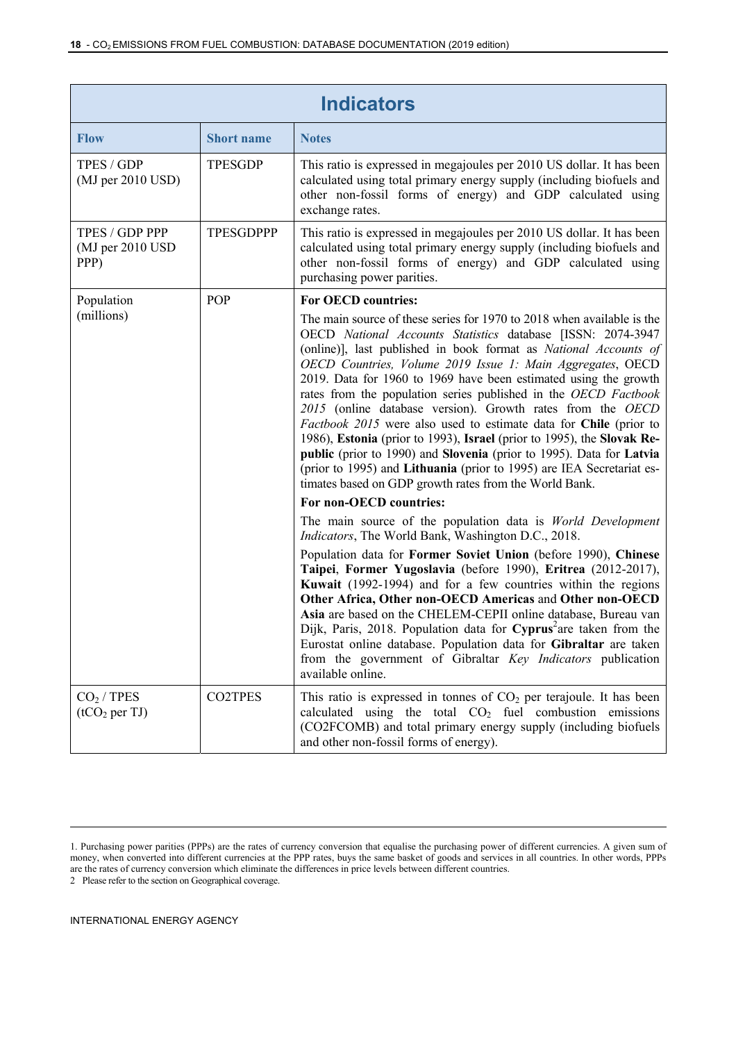## Indicators

| Flow | Short name | Notes |
|---|---|---|
| TPES / GDP (MJ per 2010 USD) | TPESGDP | This ratio is expressed in megajoules per 2010 US dollar. It has been calculated using total primary energy supply (including biofuels and other non-fossil forms of energy) and GDP calculated using exchange rates. |
| TPES / GDP PPP (MJ per 2010 USD PPP) | TPESGDPPP | This ratio is expressed in megajoules per 2010 US dollar. It has been calculated using total primary energy supply (including biofuels and other non-fossil forms of energy) and GDP calculated using purchasing power parities. |
| Population (millions) | POP | **For OECD countries:** The main source of these series for 1970 to 2018 when available is the OECD *National Accounts Statistics* database [ISSN: 2074-3947 (online)], last published in book format as *National Accounts of OECD Countries, Volume 2019 Issue 1: Main Aggregates*, OECD 2019. Data for 1960 to 1969 have been estimated using the growth rates from the population series published in the *OECD Factbook 2015* (online database version). Growth rates from the *OECD Factbook 2015* were also used to estimate data for **Chile** (prior to 1986), **Estonia** (prior to 1993), **Israel** (prior to 1995), the **Slovak Republic** (prior to 1990) and **Slovenia** (prior to 1995). Data for **Latvia** (prior to 1995) and **Lithuania** (prior to 1995) are IEA Secretariat estimates based on GDP growth rates from the World Bank. **For non-OECD countries:** The main source of the population data is *World Development Indicators*, The World Bank, Washington D.C., 2018. Population data for **Former Soviet Union** (before 1990), **Chinese Taipei**, **Former Yugoslavia** (before 1990), **Eritrea** (2012-2017), **Kuwait** (1992-1994) and for a few countries within the regions **Other Africa, Other non-OECD Americas** and **Other non-OECD Asia** are based on the CHELEM-CEPII online database, Bureau van Dijk, Paris, 2018. Population data for **Cyprus**[2] are taken from the Eurostat online database. Population data for **Gibraltar** are taken from the government of Gibraltar *Key Indicators* publication available online. |
| $CO_2$ / TPES ($tCO_2$ per TJ) | CO2TPES | This ratio is expressed in tonnes of $CO_2$ per terajoule. It has been calculated using the total $CO_2$ fuel combustion emissions (CO2FCOMB) and total primary energy supply (including biofuels and other non-fossil forms of energy). |

1. Purchasing power parities (PPPs) are the rates of currency conversion that equalise the purchasing power of different currencies. A given sum of money, when converted into different currencies at the PPP rates, buys the same basket of goods and services in all countries. In other words, PPPs are the rates of currency conversion which eliminate the differences in price levels between different countries.

2 Please refer to the section on Geographical coverage.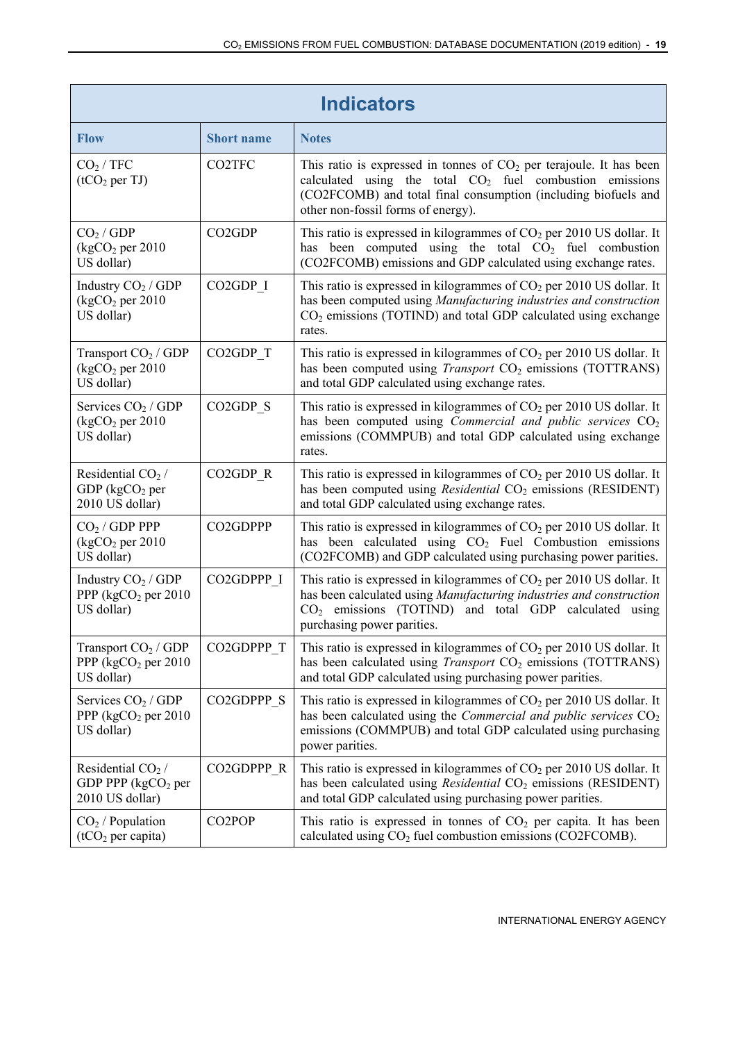| Indicators | | |
|---|---|---|
| **Flow** | **Short name** | **Notes** |
| $CO_2$ / TFC ($tCO_2$ per TJ) | CO2TFC | This ratio is expressed in tonnes of $CO_2$ per terajoule. It has been calculated using the total $CO_2$ fuel combustion emissions (CO2FCOMB) and total final consumption (including biofuels and other non-fossil forms of energy). |
| $CO_2$ / GDP ($kgCO_2$ per 2010 US dollar) | CO2GDP | This ratio is expressed in kilogrammes of $CO_2$ per 2010 US dollar. It has been computed using the total $CO_2$ fuel combustion (CO2FCOMB) emissions and GDP calculated using exchange rates. |
| Industry $CO_2$ / GDP ($kgCO_2$ per 2010 US dollar) | CO2GDP_I | This ratio is expressed in kilogrammes of $CO_2$ per 2010 US dollar. It has been computed using *Manufacturing industries and construction* $CO_2$ emissions (TOTIND) and total GDP calculated using exchange rates. |
| Transport $CO_2$ / GDP ($kgCO_2$ per 2010 US dollar) | CO2GDP_T | This ratio is expressed in kilogrammes of $CO_2$ per 2010 US dollar. It has been computed using *Transport* $CO_2$ emissions (TOTTRANS) and total GDP calculated using exchange rates. |
| Services $CO_2$ / GDP ($kgCO_2$ per 2010 US dollar) | CO2GDP_S | This ratio is expressed in kilogrammes of $CO_2$ per 2010 US dollar. It has been computed using *Commercial and public services* $CO_2$ emissions (COMMPUB) and total GDP calculated using exchange rates. |
| Residential $CO_2$ / GDP ($kgCO_2$ per 2010 US dollar) | CO2GDP_R | This ratio is expressed in kilogrammes of $CO_2$ per 2010 US dollar. It has been computed using *Residential* $CO_2$ emissions (RESIDENT) and total GDP calculated using exchange rates. |
| $CO_2$ / GDP PPP ($kgCO_2$ per 2010 US dollar) | CO2GDPPP | This ratio is expressed in kilogrammes of $CO_2$ per 2010 US dollar. It has been calculated using $CO_2$ Fuel Combustion emissions (CO2FCOMB) and GDP calculated using purchasing power parities. |
| Industry $CO_2$ / GDP PPP ($kgCO_2$ per 2010 US dollar) | CO2GDPPP_I | This ratio is expressed in kilogrammes of $CO_2$ per 2010 US dollar. It has been calculated using *Manufacturing industries and construction* $CO_2$ emissions (TOTIND) and total GDP calculated using purchasing power parities. |
| Transport $CO_2$ / GDP PPP ($kgCO_2$ per 2010 US dollar) | CO2GDPPP_T | This ratio is expressed in kilogrammes of $CO_2$ per 2010 US dollar. It has been calculated using *Transport* $CO_2$ emissions (TOTTRANS) and total GDP calculated using purchasing power parities. |
| Services $CO_2$ / GDP PPP ($kgCO_2$ per 2010 US dollar) | CO2GDPPP_S | This ratio is expressed in kilogrammes of $CO_2$ per 2010 US dollar. It has been calculated using the *Commercial and public services* $CO_2$ emissions (COMMPUB) and total GDP calculated using purchasing power parities. |
| Residential $CO_2$ / GDP PPP ($kgCO_2$ per 2010 US dollar) | CO2GDPPP_R | This ratio is expressed in kilogrammes of $CO_2$ per 2010 US dollar. It has been calculated using *Residential* $CO_2$ emissions (RESIDENT) and total GDP calculated using purchasing power parities. |
| $CO_2$ / Population ($tCO_2$ per capita) | CO2POP | This ratio is expressed in tonnes of $CO_2$ per capita. It has been calculated using $CO_2$ fuel combustion emissions (CO2FCOMB). |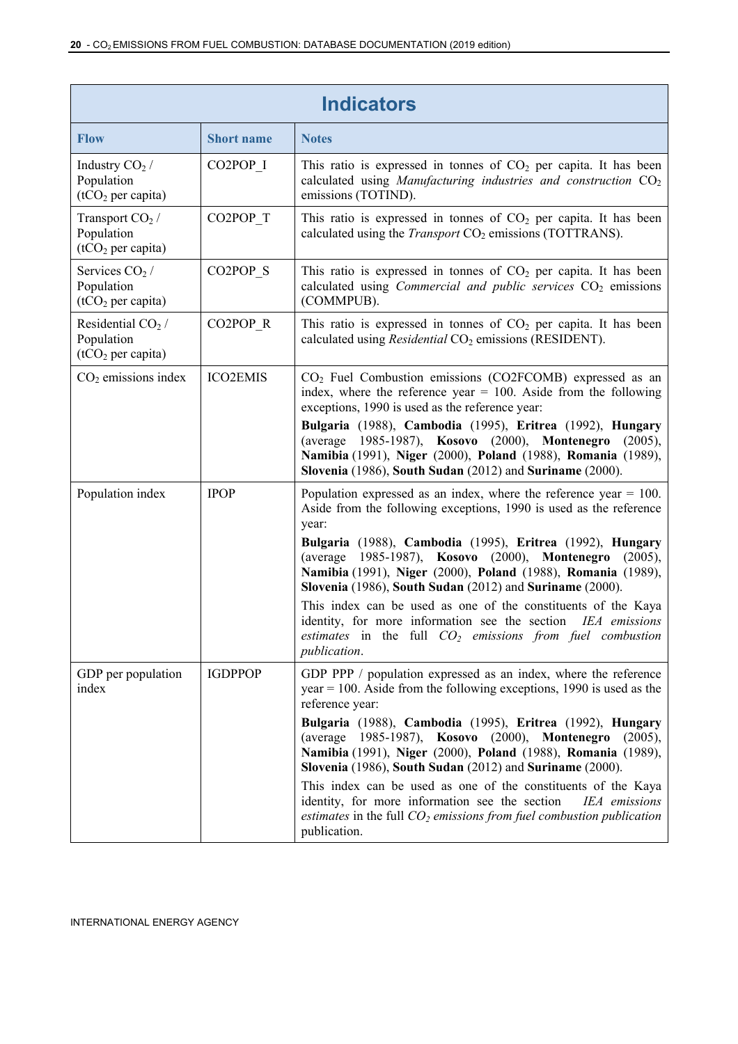| Indicators | | |
|---|---|---|
| **Flow** | **Short name** | **Notes** |
| Industry $CO_2$ / Population ($tCO_2$ per capita) | CO2POP_I | This ratio is expressed in tonnes of $CO_2$ per capita. It has been calculated using *Manufacturing industries and construction* $CO_2$ emissions (TOTIND). |
| Transport $CO_2$ / Population ($tCO_2$ per capita) | CO2POP_T | This ratio is expressed in tonnes of $CO_2$ per capita. It has been calculated using the *Transport* $CO_2$ emissions (TOTTRANS). |
| Services $CO_2$ / Population ($tCO_2$ per capita) | CO2POP_S | This ratio is expressed in tonnes of $CO_2$ per capita. It has been calculated using *Commercial and public services* $CO_2$ emissions (COMMPUB). |
| Residential $CO_2$ / Population ($tCO_2$ per capita) | CO2POP_R | This ratio is expressed in tonnes of $CO_2$ per capita. It has been calculated using *Residential* $CO_2$ emissions (RESIDENT). |
| $CO_2$ emissions index | ICO2EMIS | $CO_2$ Fuel Combustion emissions (CO2FCOMB) expressed as an index, where the reference year = 100. Aside from the following exceptions, 1990 is used as the reference year: **Bulgaria** (1988), **Cambodia** (1995), **Eritrea** (1992), **Hungary** (average 1985-1987), **Kosovo** (2000), **Montenegro** (2005), **Namibia** (1991), **Niger** (2000), **Poland** (1988), **Romania** (1989), **Slovenia** (1986), **South Sudan** (2012) and **Suriname** (2000). |
| Population index | IPOP | Population expressed as an index, where the reference year = 100. Aside from the following exceptions, 1990 is used as the reference year: **Bulgaria** (1988), **Cambodia** (1995), **Eritrea** (1992), **Hungary** (average 1985-1987), **Kosovo** (2000), **Montenegro** (2005), **Namibia** (1991), **Niger** (2000), **Poland** (1988), **Romania** (1989), **Slovenia** (1986), **South Sudan** (2012) and **Suriname** (2000). This index can be used as one of the constituents of the Kaya identity, for more information see the section *IEA emissions estimates* in the full *$CO_2$ emissions from fuel combustion publication*. |
| GDP per population index | IGDPPOP | GDP PPP / population expressed as an index, where the reference year = 100. Aside from the following exceptions, 1990 is used as the reference year: **Bulgaria** (1988), **Cambodia** (1995), **Eritrea** (1992), **Hungary** (average 1985-1987), **Kosovo** (2000), **Montenegro** (2005), **Namibia** (1991), **Niger** (2000), **Poland** (1988), **Romania** (1989), **Slovenia** (1986), **South Sudan** (2012) and **Suriname** (2000). This index can be used as one of the constituents of the Kaya identity, for more information see the section *IEA emissions estimates* in the full *$CO_2$ emissions from fuel combustion publication* publication. |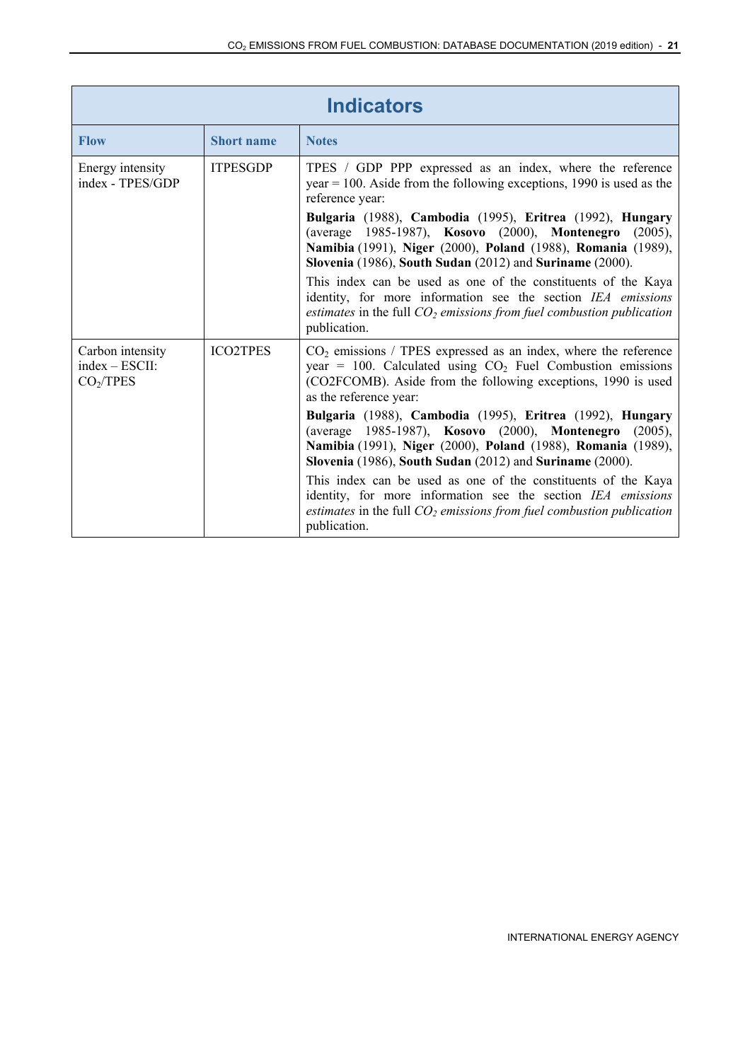| Indicators | | |
|---|---|---|
| **Flow** | **Short name** | **Notes** |
| Energy intensity index - TPES/GDP | ITPESGDP | TPES / GDP PPP expressed as an index, where the reference year = 100. Aside from the following exceptions, 1990 is used as the reference year: **Bulgaria** (1988), **Cambodia** (1995), **Eritrea** (1992), **Hungary** (average 1985-1987), **Kosovo** (2000), **Montenegro** (2005), **Namibia** (1991), **Niger** (2000), **Poland** (1988), **Romania** (1989), **Slovenia** (1986), **South Sudan** (2012) and **Suriname** (2000). This index can be used as one of the constituents of the Kaya identity, for more information see the section *IEA emissions estimates* in the full *$CO_2$ emissions from fuel combustion publication* publication. |
| Carbon intensity index – ESCII: $CO_2$/TPES | ICO2TPES | $CO_2$ emissions / TPES expressed as an index, where the reference year = 100. Calculated using $CO_2$ Fuel Combustion emissions (CO2FCOMB). Aside from the following exceptions, 1990 is used as the reference year: **Bulgaria** (1988), **Cambodia** (1995), **Eritrea** (1992), **Hungary** (average 1985-1987), **Kosovo** (2000), **Montenegro** (2005), **Namibia** (1991), **Niger** (2000), **Poland** (1988), **Romania** (1989), **Slovenia** (1986), **South Sudan** (2012) and **Suriname** (2000). This index can be used as one of the constituents of the Kaya identity, for more information see the section *IEA emissions estimates* in the full *$CO_2$ emissions from fuel combustion publication* publication. |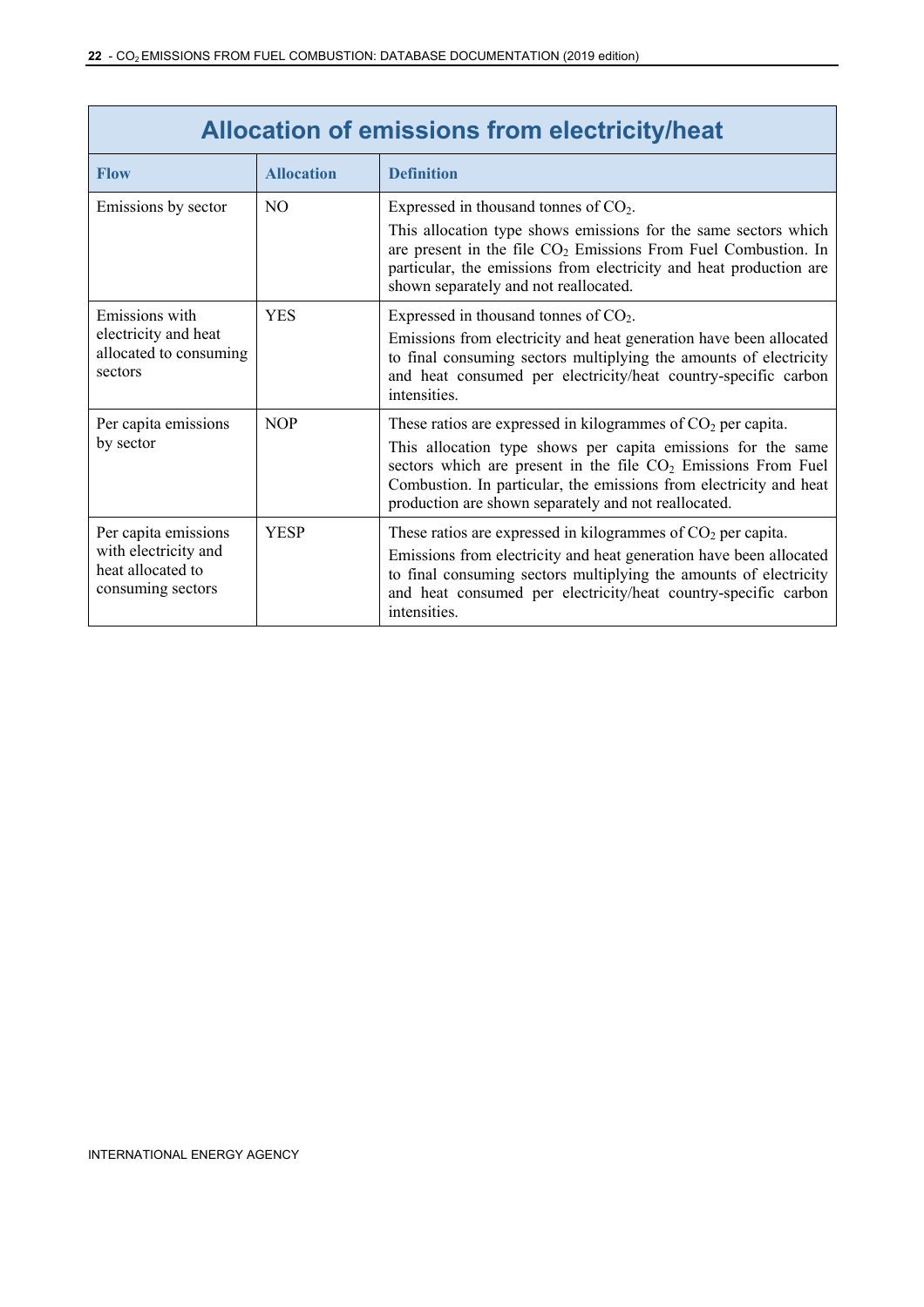## Allocation of emissions from electricity/heat

| Flow | Allocation | Definition |
|---|---|---|
| Emissions by sector | NO | Expressed in thousand tonnes of $CO_2$.<br>This allocation type shows emissions for the same sectors which are present in the file $CO_2$ Emissions From Fuel Combustion. In particular, the emissions from electricity and heat production are shown separately and not reallocated. |
| Emissions with electricity and heat allocated to consuming sectors | YES | Expressed in thousand tonnes of $CO_2$.<br>Emissions from electricity and heat generation have been allocated to final consuming sectors multiplying the amounts of electricity and heat consumed per electricity/heat country-specific carbon intensities. |
| Per capita emissions by sector | NOP | These ratios are expressed in kilogrammes of $CO_2$ per capita.<br>This allocation type shows per capita emissions for the same sectors which are present in the file $CO_2$ Emissions From Fuel Combustion. In particular, the emissions from electricity and heat production are shown separately and not reallocated. |
| Per capita emissions with electricity and heat allocated to consuming sectors | YESP | These ratios are expressed in kilogrammes of $CO_2$ per capita.<br>Emissions from electricity and heat generation have been allocated to final consuming sectors multiplying the amounts of electricity and heat consumed per electricity/heat country-specific carbon intensities. |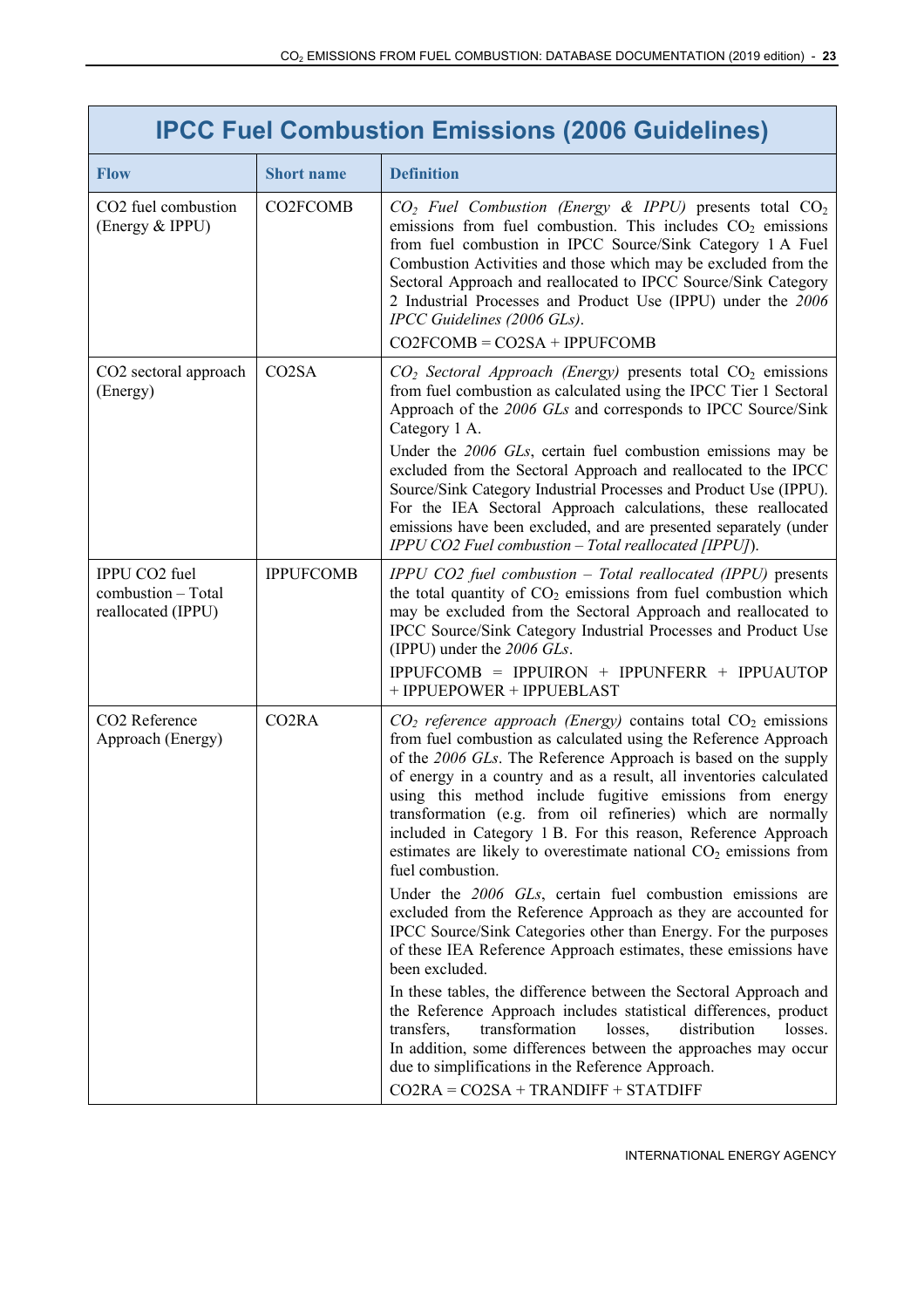## IPCC Fuel Combustion Emissions (2006 Guidelines)

| Flow | Short name | Definition |
|---|---|---|
| CO2 fuel combustion (Energy & IPPU) | CO2FCOMB | *$CO_2$ Fuel Combustion (Energy & IPPU)* presents total $CO_2$ emissions from fuel combustion. This includes $CO_2$ emissions from fuel combustion in IPCC Source/Sink Category 1 A Fuel Combustion Activities and those which may be excluded from the Sectoral Approach and reallocated to IPCC Source/Sink Category 2 Industrial Processes and Product Use (IPPU) under the *2006 IPCC Guidelines (2006 GLs)*.<br>CO2FCOMB = CO2SA + IPPUFCOMB |
| CO2 sectoral approach (Energy) | CO2SA | *$CO_2$ Sectoral Approach (Energy)* presents total $CO_2$ emissions from fuel combustion as calculated using the IPCC Tier 1 Sectoral Approach of the *2006 GLs* and corresponds to IPCC Source/Sink Category 1 A.<br>Under the *2006 GLs*, certain fuel combustion emissions may be excluded from the Sectoral Approach and reallocated to the IPCC Source/Sink Category Industrial Processes and Product Use (IPPU). For the IEA Sectoral Approach calculations, these reallocated emissions have been excluded, and are presented separately (under *IPPU CO2 Fuel combustion – Total reallocated [IPPU]*). |
| IPPU CO2 fuel combustion – Total reallocated (IPPU) | IPPUFCOMB | *IPPU CO2 fuel combustion – Total reallocated (IPPU)* presents the total quantity of $CO_2$ emissions from fuel combustion which may be excluded from the Sectoral Approach and reallocated to IPCC Source/Sink Category Industrial Processes and Product Use (IPPU) under the *2006 GLs*.<br>IPPUFCOMB = IPPUIRON + IPPUNFERR + IPPUAUTOP + IPPUEPOWER + IPPUEBLAST |
| CO2 Reference Approach (Energy) | CO2RA | *$CO_2$ reference approach (Energy)* contains total $CO_2$ emissions from fuel combustion as calculated using the Reference Approach of the *2006 GLs*. The Reference Approach is based on the supply of energy in a country and as a result, all inventories calculated using this method include fugitive emissions from energy transformation (e.g. from oil refineries) which are normally included in Category 1 B. For this reason, Reference Approach estimates are likely to overestimate national $CO_2$ emissions from fuel combustion.<br>Under the *2006 GLs*, certain fuel combustion emissions are excluded from the Reference Approach as they are accounted for IPCC Source/Sink Categories other than Energy. For the purposes of these IEA Reference Approach estimates, these emissions have been excluded.<br>In these tables, the difference between the Sectoral Approach and the Reference Approach includes statistical differences, product transfers, transformation losses, distribution losses. In addition, some differences between the approaches may occur due to simplifications in the Reference Approach.<br>CO2RA = CO2SA + TRANDIFF + STATDIFF |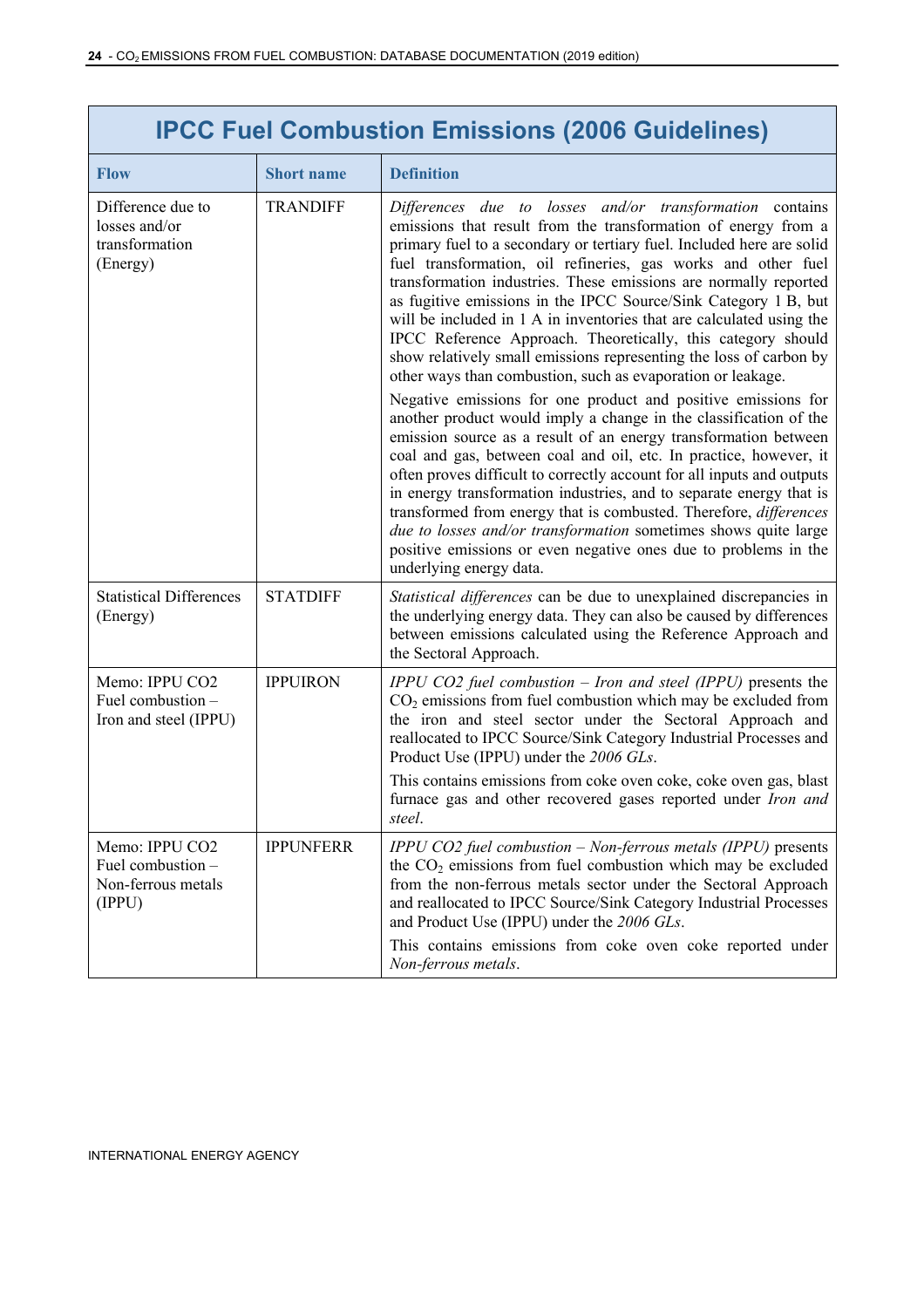## IPCC Fuel Combustion Emissions (2006 Guidelines)

| Flow | Short name | Definition |
|---|---|---|
| Difference due to losses and/or transformation (Energy) | TRANDIFF | *Differences due to losses and/or transformation* contains emissions that result from the transformation of energy from a primary fuel to a secondary or tertiary fuel. Included here are solid fuel transformation, oil refineries, gas works and other fuel transformation industries. These emissions are normally reported as fugitive emissions in the IPCC Source/Sink Category 1 B, but will be included in 1 A in inventories that are calculated using the IPCC Reference Approach. Theoretically, this category should show relatively small emissions representing the loss of carbon by other ways than combustion, such as evaporation or leakage.<br><br>Negative emissions for one product and positive emissions for another product would imply a change in the classification of the emission source as a result of an energy transformation between coal and gas, between coal and oil, etc. In practice, however, it often proves difficult to correctly account for all inputs and outputs in energy transformation industries, and to separate energy that is transformed from energy that is combusted. Therefore, *differences due to losses and/or transformation* sometimes shows quite large positive emissions or even negative ones due to problems in the underlying energy data. |
| Statistical Differences (Energy) | STATDIFF | *Statistical differences* can be due to unexplained discrepancies in the underlying energy data. They can also be caused by differences between emissions calculated using the Reference Approach and the Sectoral Approach. |
| Memo: IPPU CO2 Fuel combustion – Iron and steel (IPPU) | IPPUIRON | *IPPU CO2 fuel combustion – Iron and steel (IPPU)* presents the $CO_2$ emissions from fuel combustion which may be excluded from the iron and steel sector under the Sectoral Approach and reallocated to IPCC Source/Sink Category Industrial Processes and Product Use (IPPU) under the *2006 GLs*.<br><br>This contains emissions from coke oven coke, coke oven gas, blast furnace gas and other recovered gases reported under *Iron and steel*. |
| Memo: IPPU CO2 Fuel combustion – Non-ferrous metals (IPPU) | IPPUNFERR | *IPPU CO2 fuel combustion – Non-ferrous metals (IPPU)* presents the $CO_2$ emissions from fuel combustion which may be excluded from the non-ferrous metals sector under the Sectoral Approach and reallocated to IPCC Source/Sink Category Industrial Processes and Product Use (IPPU) under the *2006 GLs*.<br><br>This contains emissions from coke oven coke reported under *Non-ferrous metals*. |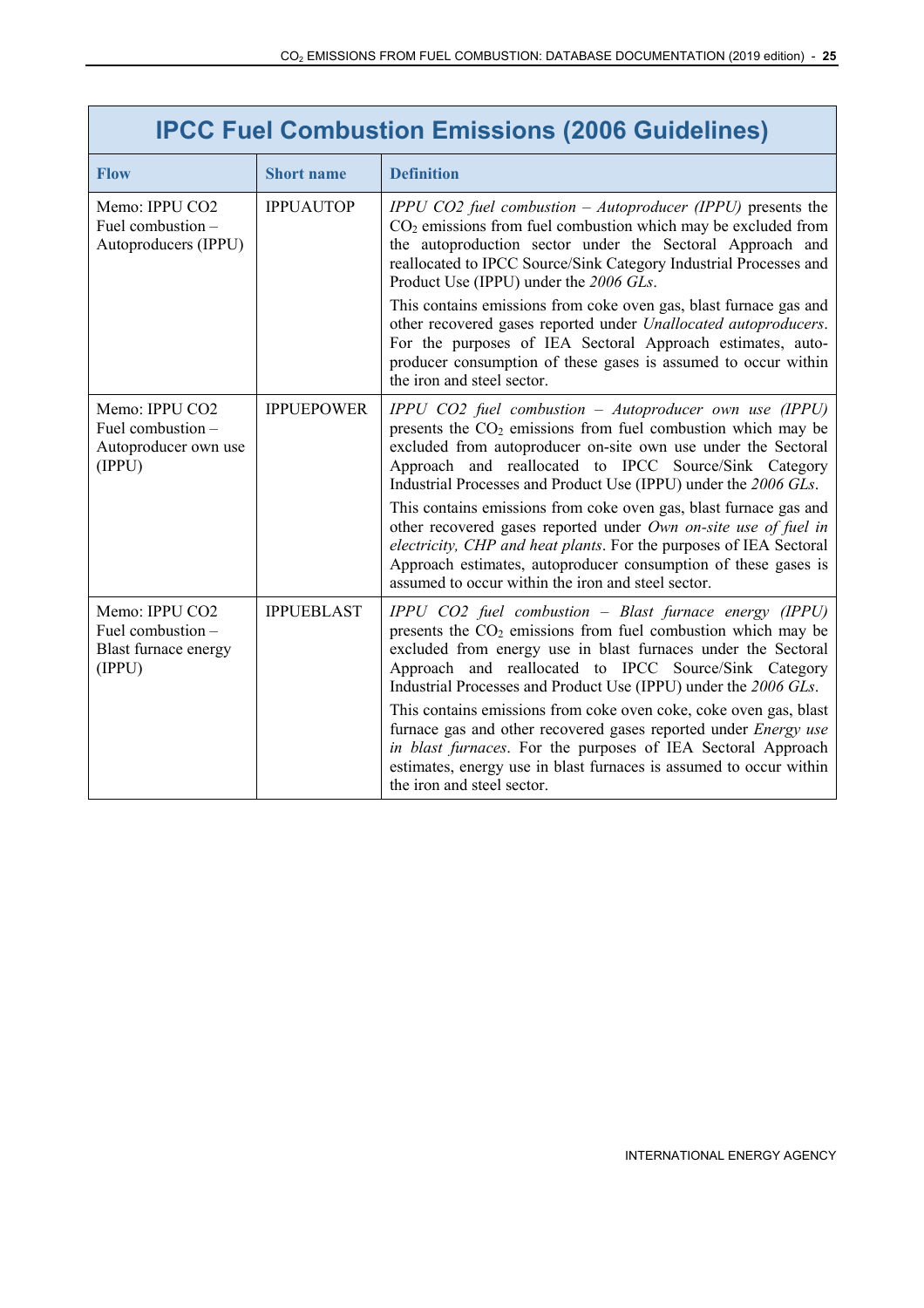## IPCC Fuel Combustion Emissions (2006 Guidelines)

| Flow | Short name | Definition |
|---|---|---|
| Memo: IPPU CO2 Fuel combustion – Autoproducers (IPPU) | IPPUAUTOP | *IPPU CO2 fuel combustion – Autoproducer (IPPU)* presents the $CO_2$ emissions from fuel combustion which may be excluded from the autoproduction sector under the Sectoral Approach and reallocated to IPCC Source/Sink Category Industrial Processes and Product Use (IPPU) under the *2006 GLs*.<br><br>This contains emissions from coke oven gas, blast furnace gas and other recovered gases reported under *Unallocated autoproducers*. For the purposes of IEA Sectoral Approach estimates, autoproducer consumption of these gases is assumed to occur within the iron and steel sector. |
| Memo: IPPU CO2 Fuel combustion – Autoproducer own use (IPPU) | IPPUEPOWER | *IPPU CO2 fuel combustion – Autoproducer own use (IPPU)* presents the $CO_2$ emissions from fuel combustion which may be excluded from autoproducer on-site own use under the Sectoral Approach and reallocated to IPCC Source/Sink Category Industrial Processes and Product Use (IPPU) under the *2006 GLs*.<br><br>This contains emissions from coke oven gas, blast furnace gas and other recovered gases reported under *Own on-site use of fuel in electricity, CHP and heat plants*. For the purposes of IEA Sectoral Approach estimates, autoproducer consumption of these gases is assumed to occur within the iron and steel sector. |
| Memo: IPPU CO2 Fuel combustion – Blast furnace energy (IPPU) | IPPUEBLAST | *IPPU CO2 fuel combustion – Blast furnace energy (IPPU)* presents the $CO_2$ emissions from fuel combustion which may be excluded from energy use in blast furnaces under the Sectoral Approach and reallocated to IPCC Source/Sink Category Industrial Processes and Product Use (IPPU) under the *2006 GLs*.<br><br>This contains emissions from coke oven coke, coke oven gas, blast furnace gas and other recovered gases reported under *Energy use in blast furnaces*. For the purposes of IEA Sectoral Approach estimates, energy use in blast furnaces is assumed to occur within the iron and steel sector. |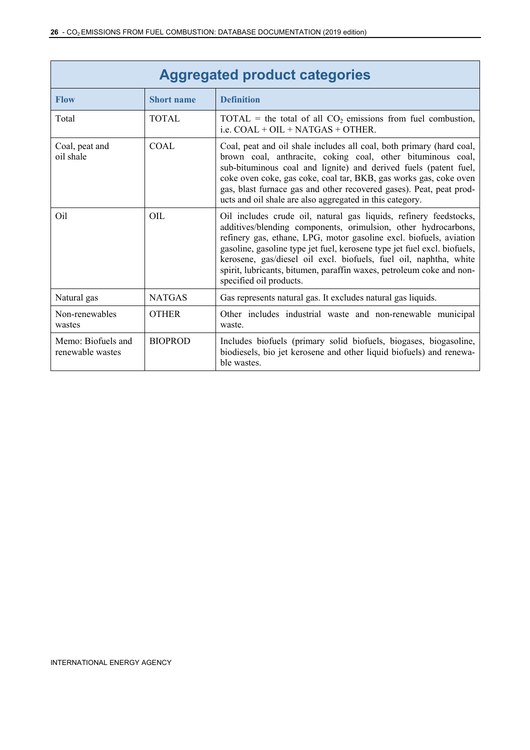## Aggregated product categories

| Flow | Short name | Definition |
|---|---|---|
| Total | TOTAL | TOTAL = the total of all $CO_2$ emissions from fuel combustion, i.e. COAL + OIL + NATGAS + OTHER. |
| Coal, peat and oil shale | COAL | Coal, peat and oil shale includes all coal, both primary (hard coal, brown coal, anthracite, coking coal, other bituminous coal, sub-bituminous coal and lignite) and derived fuels (patent fuel, coke oven coke, gas coke, coal tar, BKB, gas works gas, coke oven gas, blast furnace gas and other recovered gases). Peat, peat products and oil shale are also aggregated in this category. |
| Oil | OIL | Oil includes crude oil, natural gas liquids, refinery feedstocks, additives/blending components, orimulsion, other hydrocarbons, refinery gas, ethane, LPG, motor gasoline excl. biofuels, aviation gasoline, gasoline type jet fuel, kerosene type jet fuel excl. biofuels, kerosene, gas/diesel oil excl. biofuels, fuel oil, naphtha, white spirit, lubricants, bitumen, paraffin waxes, petroleum coke and non-specified oil products. |
| Natural gas | NATGAS | Gas represents natural gas. It excludes natural gas liquids. |
| Non-renewables wastes | OTHER | Other includes industrial waste and non-renewable municipal waste. |
| Memo: Biofuels and renewable wastes | BIOPROD | Includes biofuels (primary solid biofuels, biogases, biogasoline, biodiesels, bio jet kerosene and other liquid biofuels) and renewable wastes. |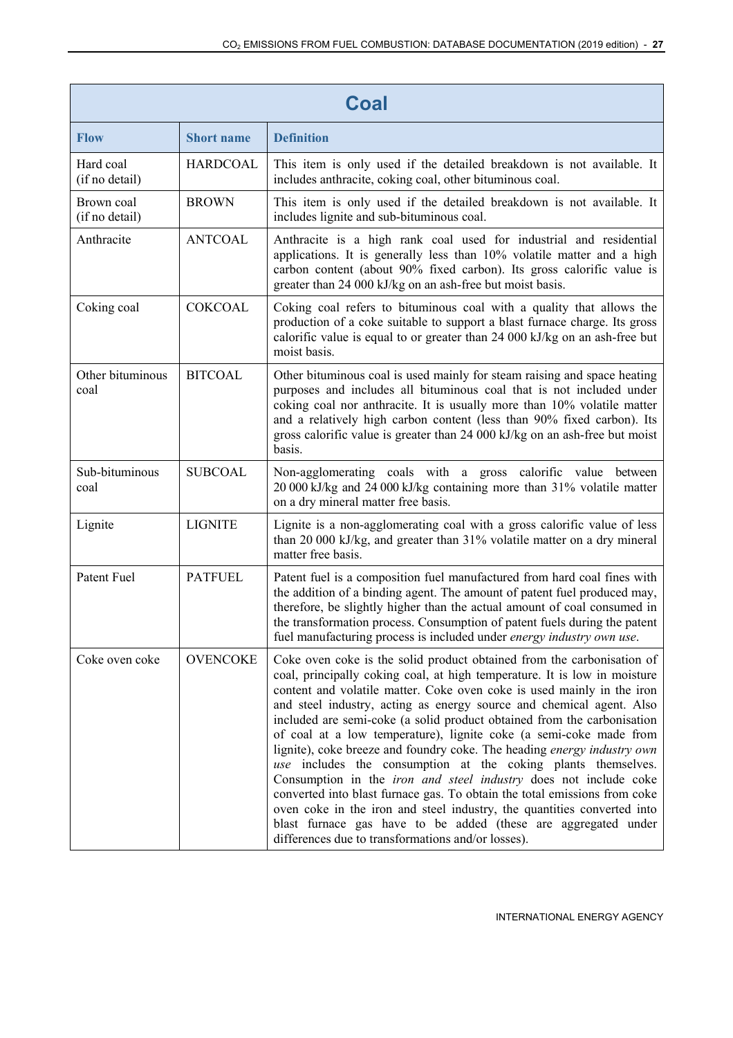| Coal | | |
|---|---|---|
| **Flow** | **Short name** | **Definition** |
| Hard coal (if no detail) | HARDCOAL | This item is only used if the detailed breakdown is not available. It includes anthracite, coking coal, other bituminous coal. |
| Brown coal (if no detail) | BROWN | This item is only used if the detailed breakdown is not available. It includes lignite and sub-bituminous coal. |
| Anthracite | ANTCOAL | Anthracite is a high rank coal used for industrial and residential applications. It is generally less than 10% volatile matter and a high carbon content (about 90% fixed carbon). Its gross calorific value is greater than 24 000 kJ/kg on an ash-free but moist basis. |
| Coking coal | COKCOAL | Coking coal refers to bituminous coal with a quality that allows the production of a coke suitable to support a blast furnace charge. Its gross calorific value is equal to or greater than 24 000 kJ/kg on an ash-free but moist basis. |
| Other bituminous coal | BITCOAL | Other bituminous coal is used mainly for steam raising and space heating purposes and includes all bituminous coal that is not included under coking coal nor anthracite. It is usually more than 10% volatile matter and a relatively high carbon content (less than 90% fixed carbon). Its gross calorific value is greater than 24 000 kJ/kg on an ash-free but moist basis. |
| Sub-bituminous coal | SUBCOAL | Non-agglomerating coals with a gross calorific value between 20 000 kJ/kg and 24 000 kJ/kg containing more than 31% volatile matter on a dry mineral matter free basis. |
| Lignite | LIGNITE | Lignite is a non-agglomerating coal with a gross calorific value of less than 20 000 kJ/kg, and greater than 31% volatile matter on a dry mineral matter free basis. |
| Patent Fuel | PATFUEL | Patent fuel is a composition fuel manufactured from hard coal fines with the addition of a binding agent. The amount of patent fuel produced may, therefore, be slightly higher than the actual amount of coal consumed in the transformation process. Consumption of patent fuels during the patent fuel manufacturing process is included under *energy industry own use*. |
| Coke oven coke | OVENCOKE | Coke oven coke is the solid product obtained from the carbonisation of coal, principally coking coal, at high temperature. It is low in moisture content and volatile matter. Coke oven coke is used mainly in the iron and steel industry, acting as energy source and chemical agent. Also included are semi-coke (a solid product obtained from the carbonisation of coal at a low temperature), lignite coke (a semi-coke made from lignite), coke breeze and foundry coke. The heading *energy industry own use* includes the consumption at the coking plants themselves. Consumption in the *iron and steel industry* does not include coke converted into blast furnace gas. To obtain the total emissions from coke oven coke in the iron and steel industry, the quantities converted into blast furnace gas have to be added (these are aggregated under differences due to transformations and/or losses). |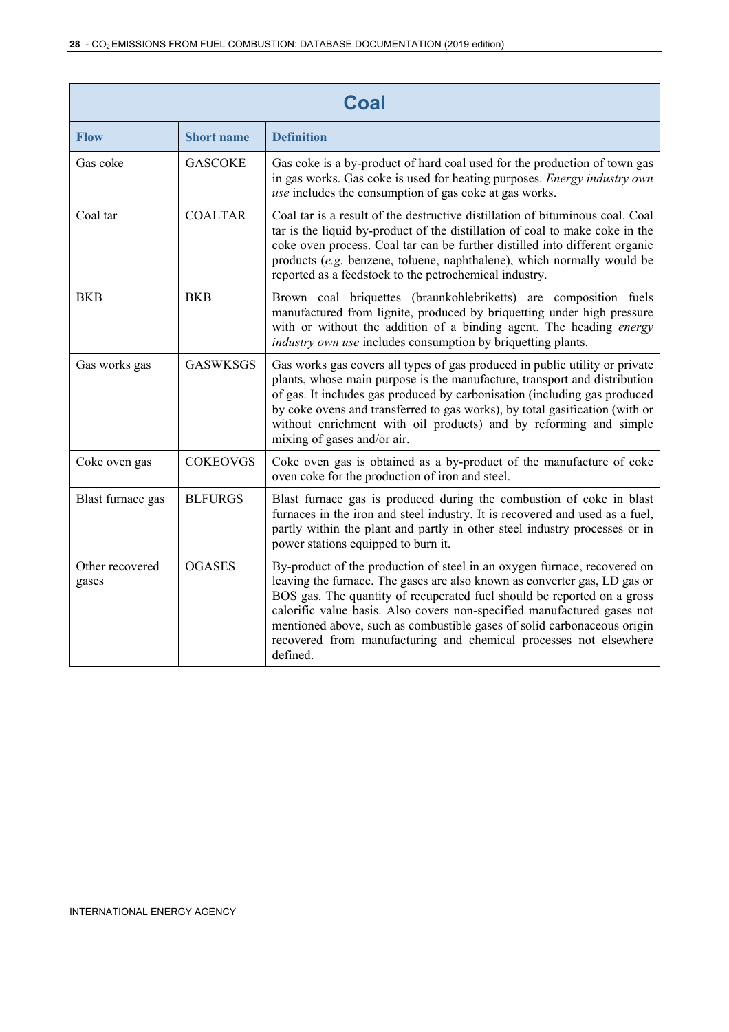| Coal | | |
|---|---|---|
| **Flow** | **Short name** | **Definition** |
| Gas coke | GASCOKE | Gas coke is a by-product of hard coal used for the production of town gas in gas works. Gas coke is used for heating purposes. *Energy industry own use* includes the consumption of gas coke at gas works. |
| Coal tar | COALTAR | Coal tar is a result of the destructive distillation of bituminous coal. Coal tar is the liquid by-product of the distillation of coal to make coke in the coke oven process. Coal tar can be further distilled into different organic products (*e.g.* benzene, toluene, naphthalene), which normally would be reported as a feedstock to the petrochemical industry. |
| BKB | BKB | Brown coal briquettes (braunkohlebriketts) are composition fuels manufactured from lignite, produced by briquetting under high pressure with or without the addition of a binding agent. The heading *energy industry own use* includes consumption by briquetting plants. |
| Gas works gas | GASWKSGS | Gas works gas covers all types of gas produced in public utility or private plants, whose main purpose is the manufacture, transport and distribution of gas. It includes gas produced by carbonisation (including gas produced by coke ovens and transferred to gas works), by total gasification (with or without enrichment with oil products) and by reforming and simple mixing of gases and/or air. |
| Coke oven gas | COKEOVGS | Coke oven gas is obtained as a by-product of the manufacture of coke oven coke for the production of iron and steel. |
| Blast furnace gas | BLFURGS | Blast furnace gas is produced during the combustion of coke in blast furnaces in the iron and steel industry. It is recovered and used as a fuel, partly within the plant and partly in other steel industry processes or in power stations equipped to burn it. |
| Other recovered gases | OGASES | By-product of the production of steel in an oxygen furnace, recovered on leaving the furnace. The gases are also known as converter gas, LD gas or BOS gas. The quantity of recuperated fuel should be reported on a gross calorific value basis. Also covers non-specified manufactured gases not mentioned above, such as combustible gases of solid carbonaceous origin recovered from manufacturing and chemical processes not elsewhere defined. |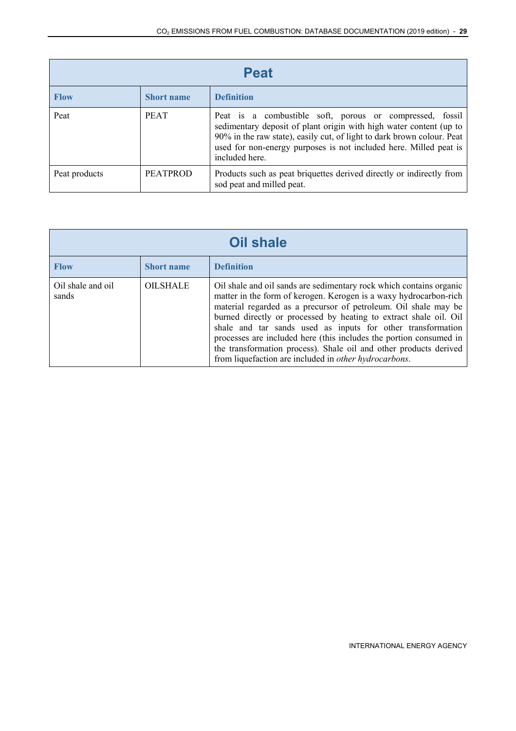## Peat

| Flow | Short name | Definition |
|---|---|---|
| Peat | PEAT | Peat is a combustible soft, porous or compressed, fossil sedimentary deposit of plant origin with high water content (up to 90% in the raw state), easily cut, of light to dark brown colour. Peat used for non-energy purposes is not included here. Milled peat is included here. |
| Peat products | PEATPROD | Products such as peat briquettes derived directly or indirectly from sod peat and milled peat. |

## Oil shale

| Flow | Short name | Definition |
|---|---|---|
| Oil shale and oil sands | OILSHALE | Oil shale and oil sands are sedimentary rock which contains organic matter in the form of kerogen. Kerogen is a waxy hydrocarbon-rich material regarded as a precursor of petroleum. Oil shale may be burned directly or processed by heating to extract shale oil. Oil shale and tar sands used as inputs for other transformation processes are included here (this includes the portion consumed in the transformation process). Shale oil and other products derived from liquefaction are included in *other hydrocarbons*. |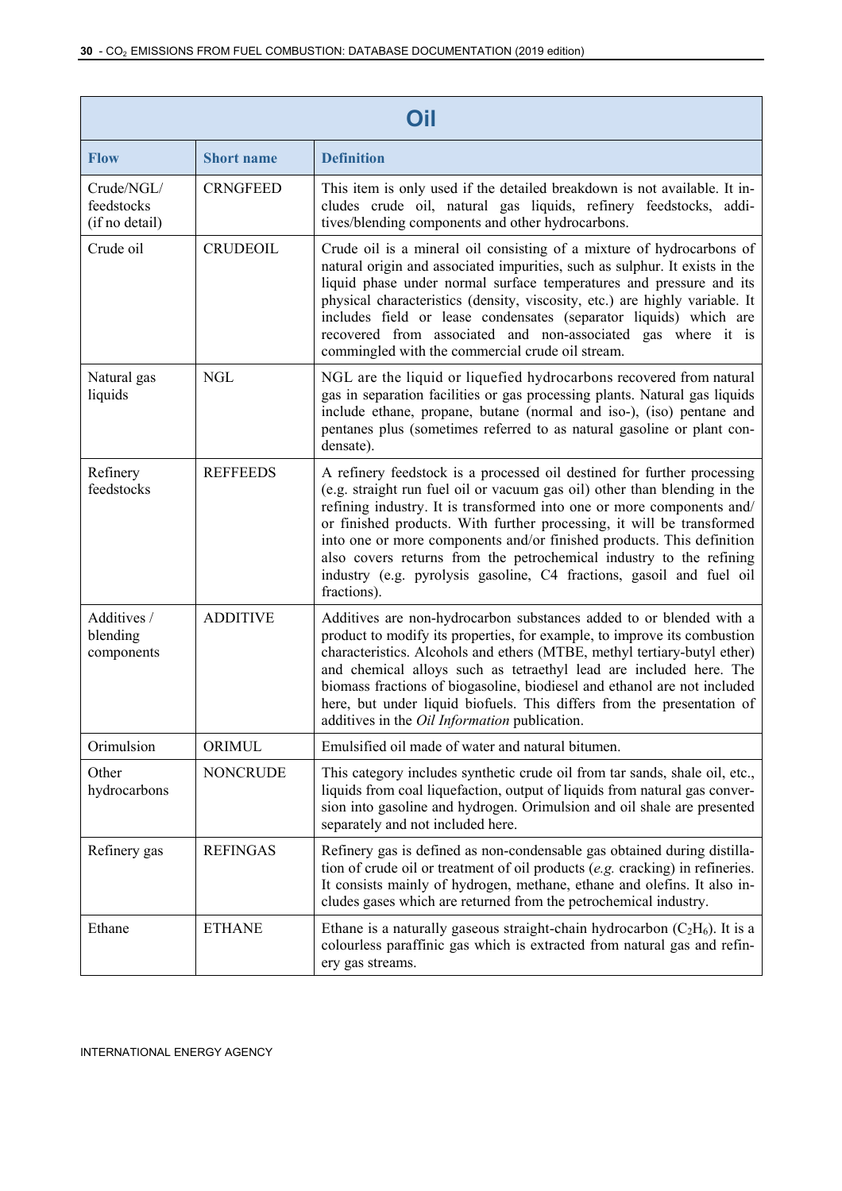| Oil | | |
|---|---|---|
| **Flow** | **Short name** | **Definition** |
| Crude/NGL/ feedstocks (if no detail) | CRNGFEED | This item is only used if the detailed breakdown is not available. It includes crude oil, natural gas liquids, refinery feedstocks, additives/blending components and other hydrocarbons. |
| Crude oil | CRUDEOIL | Crude oil is a mineral oil consisting of a mixture of hydrocarbons of natural origin and associated impurities, such as sulphur. It exists in the liquid phase under normal surface temperatures and pressure and its physical characteristics (density, viscosity, etc.) are highly variable. It includes field or lease condensates (separator liquids) which are recovered from associated and non-associated gas where it is commingled with the commercial crude oil stream. |
| Natural gas liquids | NGL | NGL are the liquid or liquefied hydrocarbons recovered from natural gas in separation facilities or gas processing plants. Natural gas liquids include ethane, propane, butane (normal and iso-), (iso) pentane and pentanes plus (sometimes referred to as natural gasoline or plant condensate). |
| Refinery feedstocks | REFFEEDS | A refinery feedstock is a processed oil destined for further processing (e.g. straight run fuel oil or vacuum gas oil) other than blending in the refining industry. It is transformed into one or more components and/ or finished products. With further processing, it will be transformed into one or more components and/or finished products. This definition also covers returns from the petrochemical industry to the refining industry (e.g. pyrolysis gasoline, C4 fractions, gasoil and fuel oil fractions). |
| Additives / blending components | ADDITIVE | Additives are non-hydrocarbon substances added to or blended with a product to modify its properties, for example, to improve its combustion characteristics. Alcohols and ethers (MTBE, methyl tertiary-butyl ether) and chemical alloys such as tetraethyl lead are included here. The biomass fractions of biogasoline, biodiesel and ethanol are not included here, but under liquid biofuels. This differs from the presentation of additives in the *Oil Information* publication. |
| Orimulsion | ORIMUL | Emulsified oil made of water and natural bitumen. |
| Other hydrocarbons | NONCRUDE | This category includes synthetic crude oil from tar sands, shale oil, etc., liquids from coal liquefaction, output of liquids from natural gas conversion into gasoline and hydrogen. Orimulsion and oil shale are presented separately and not included here. |
| Refinery gas | REFINGAS | Refinery gas is defined as non-condensable gas obtained during distillation of crude oil or treatment of oil products (*e.g.* cracking) in refineries. It consists mainly of hydrogen, methane, ethane and olefins. It also includes gases which are returned from the petrochemical industry. |
| Ethane | ETHANE | Ethane is a naturally gaseous straight-chain hydrocarbon ($C_2H_6$). It is a colourless paraffinic gas which is extracted from natural gas and refinery gas streams. |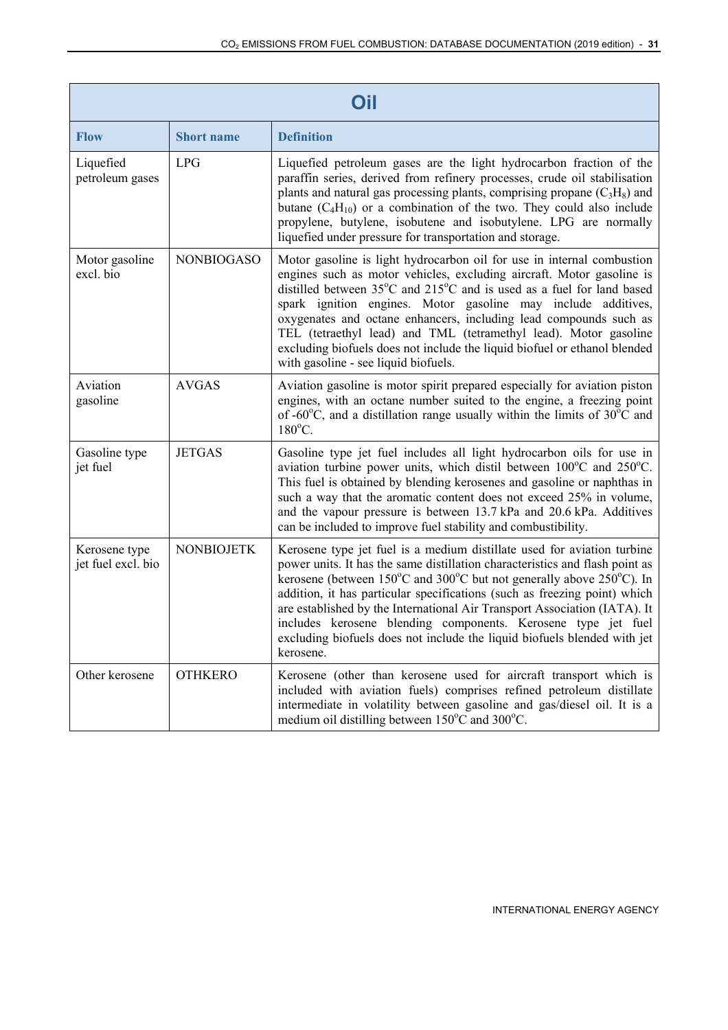| Oil | | |
|---|---|---|
| **Flow** | **Short name** | **Definition** |
| Liquefied petroleum gases | LPG | Liquefied petroleum gases are the light hydrocarbon fraction of the paraffin series, derived from refinery processes, crude oil stabilisation plants and natural gas processing plants, comprising propane ($C_3H_8$) and butane ($C_4H_{10}$) or a combination of the two. They could also include propylene, butylene, isobutene and isobutylene. LPG are normally liquefied under pressure for transportation and storage. |
| Motor gasoline excl. bio | NONBIOGASO | Motor gasoline is light hydrocarbon oil for use in internal combustion engines such as motor vehicles, excluding aircraft. Motor gasoline is distilled between 35°C and 215°C and is used as a fuel for land based spark ignition engines. Motor gasoline may include additives, oxygenates and octane enhancers, including lead compounds such as TEL (tetraethyl lead) and TML (tetramethyl lead). Motor gasoline excluding biofuels does not include the liquid biofuel or ethanol blended with gasoline - see liquid biofuels. |
| Aviation gasoline | AVGAS | Aviation gasoline is motor spirit prepared especially for aviation piston engines, with an octane number suited to the engine, a freezing point of -60°C, and a distillation range usually within the limits of 30°C and 180°C. |
| Gasoline type jet fuel | JETGAS | Gasoline type jet fuel includes all light hydrocarbon oils for use in aviation turbine power units, which distil between 100°C and 250°C. This fuel is obtained by blending kerosenes and gasoline or naphthas in such a way that the aromatic content does not exceed 25% in volume, and the vapour pressure is between 13.7 kPa and 20.6 kPa. Additives can be included to improve fuel stability and combustibility. |
| Kerosene type jet fuel excl. bio | NONBIOJETK | Kerosene type jet fuel is a medium distillate used for aviation turbine power units. It has the same distillation characteristics and flash point as kerosene (between 150°C and 300°C but not generally above 250°C). In addition, it has particular specifications (such as freezing point) which are established by the International Air Transport Association (IATA). It includes kerosene blending components. Kerosene type jet fuel excluding biofuels does not include the liquid biofuels blended with jet kerosene. |
| Other kerosene | OTHKERO | Kerosene (other than kerosene used for aircraft transport which is included with aviation fuels) comprises refined petroleum distillate intermediate in volatility between gasoline and gas/diesel oil. It is a medium oil distilling between 150°C and 300°C. |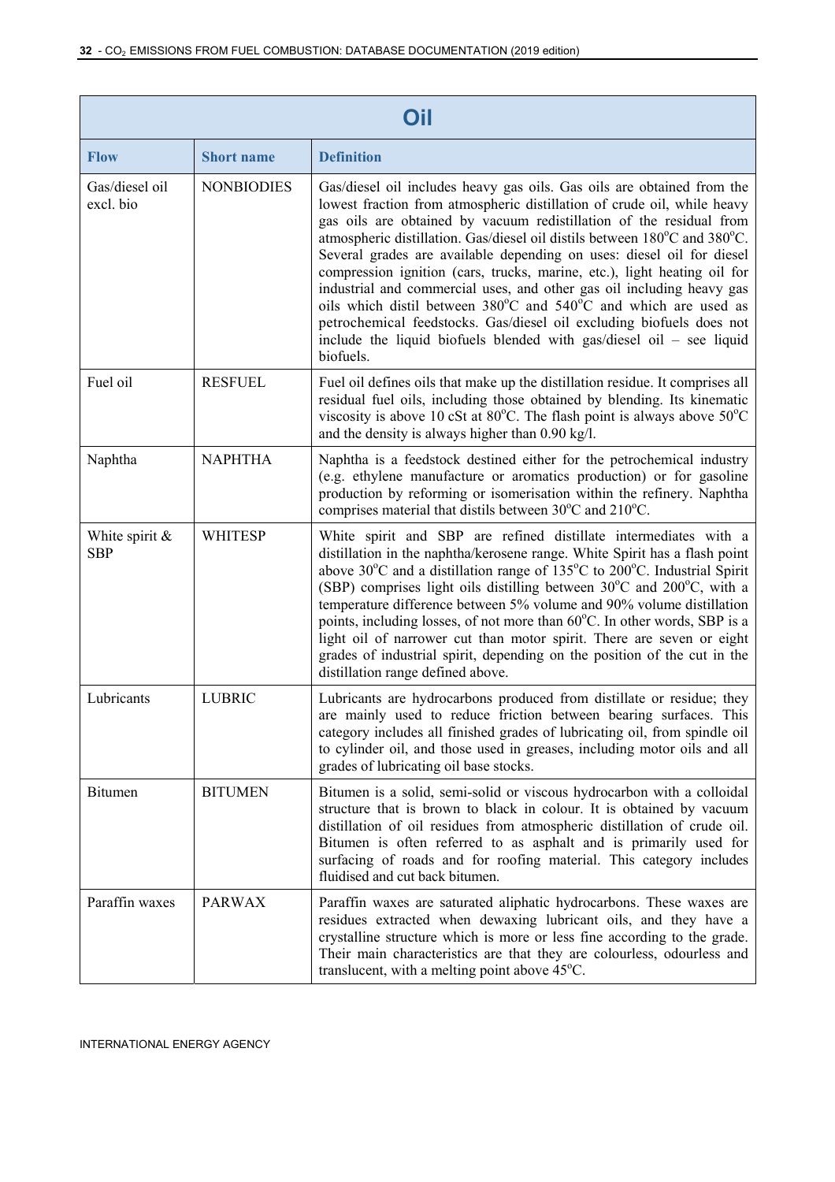| Oil | | |
|---|---|---|
| **Flow** | **Short name** | **Definition** |
| Gas/diesel oil excl. bio | NONBIODIES | Gas/diesel oil includes heavy gas oils. Gas oils are obtained from the lowest fraction from atmospheric distillation of crude oil, while heavy gas oils are obtained by vacuum redistillation of the residual from atmospheric distillation. Gas/diesel oil distils between 180°C and 380°C. Several grades are available depending on uses: diesel oil for diesel compression ignition (cars, trucks, marine, etc.), light heating oil for industrial and commercial uses, and other gas oil including heavy gas oils which distil between 380°C and 540°C and which are used as petrochemical feedstocks. Gas/diesel oil excluding biofuels does not include the liquid biofuels blended with gas/diesel oil – see liquid biofuels. |
| Fuel oil | RESFUEL | Fuel oil defines oils that make up the distillation residue. It comprises all residual fuel oils, including those obtained by blending. Its kinematic viscosity is above 10 cSt at 80°C. The flash point is always above 50°C and the density is always higher than 0.90 kg/l. |
| Naphtha | NAPHTHA | Naphtha is a feedstock destined either for the petrochemical industry (e.g. ethylene manufacture or aromatics production) or for gasoline production by reforming or isomerisation within the refinery. Naphtha comprises material that distils between 30°C and 210°C. |
| White spirit & SBP | WHITESP | White spirit and SBP are refined distillate intermediates with a distillation in the naphtha/kerosene range. White Spirit has a flash point above 30°C and a distillation range of 135°C to 200°C. Industrial Spirit (SBP) comprises light oils distilling between 30°C and 200°C, with a temperature difference between 5% volume and 90% volume distillation points, including losses, of not more than 60°C. In other words, SBP is a light oil of narrower cut than motor spirit. There are seven or eight grades of industrial spirit, depending on the position of the cut in the distillation range defined above. |
| Lubricants | LUBRIC | Lubricants are hydrocarbons produced from distillate or residue; they are mainly used to reduce friction between bearing surfaces. This category includes all finished grades of lubricating oil, from spindle oil to cylinder oil, and those used in greases, including motor oils and all grades of lubricating oil base stocks. |
| Bitumen | BITUMEN | Bitumen is a solid, semi-solid or viscous hydrocarbon with a colloidal structure that is brown to black in colour. It is obtained by vacuum distillation of oil residues from atmospheric distillation of crude oil. Bitumen is often referred to as asphalt and is primarily used for surfacing of roads and for roofing material. This category includes fluidised and cut back bitumen. |
| Paraffin waxes | PARWAX | Paraffin waxes are saturated aliphatic hydrocarbons. These waxes are residues extracted when dewaxing lubricant oils, and they have a crystalline structure which is more or less fine according to the grade. Their main characteristics are that they are colourless, odourless and translucent, with a melting point above 45°C. |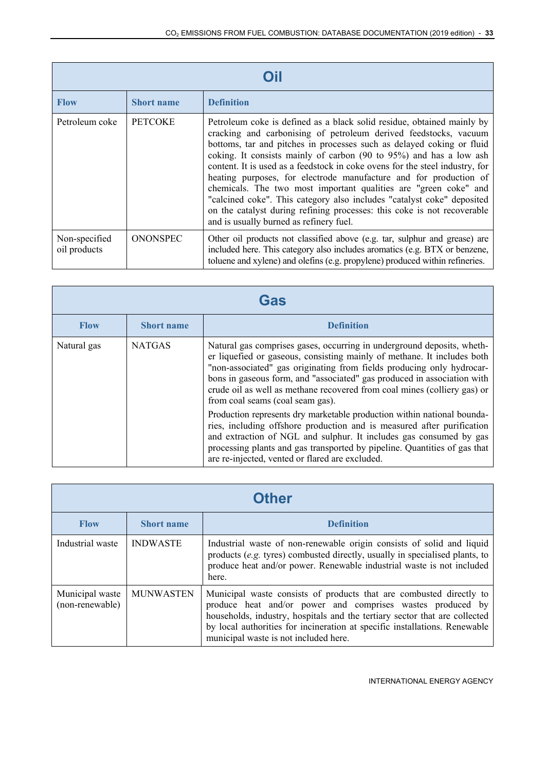| Oil | | |
|---|---|---|
| **Flow** | **Short name** | **Definition** |
| Petroleum coke | PETCOKE | Petroleum coke is defined as a black solid residue, obtained mainly by cracking and carbonising of petroleum derived feedstocks, vacuum bottoms, tar and pitches in processes such as delayed coking or fluid coking. It consists mainly of carbon (90 to 95%) and has a low ash content. It is used as a feedstock in coke ovens for the steel industry, for heating purposes, for electrode manufacture and for production of chemicals. The two most important qualities are "green coke" and "calcined coke". This category also includes "catalyst coke" deposited on the catalyst during refining processes: this coke is not recoverable and is usually burned as refinery fuel. |
| Non-specified oil products | ONONSPEC | Other oil products not classified above (e.g. tar, sulphur and grease) are included here. This category also includes aromatics (e.g. BTX or benzene, toluene and xylene) and olefins (e.g. propylene) produced within refineries. |

| Gas | | |
|---|---|---|
| **Flow** | **Short name** | **Definition** |
| Natural gas | NATGAS | Natural gas comprises gases, occurring in underground deposits, whether liquefied or gaseous, consisting mainly of methane. It includes both "non-associated" gas originating from fields producing only hydrocarbons in gaseous form, and "associated" gas produced in association with crude oil as well as methane recovered from coal mines (colliery gas) or from coal seams (coal seam gas).<br><br>Production represents dry marketable production within national boundaries, including offshore production and is measured after purification and extraction of NGL and sulphur. It includes gas consumed by gas processing plants and gas transported by pipeline. Quantities of gas that are re-injected, vented or flared are excluded. |

| Other | | |
|---|---|---|
| **Flow** | **Short name** | **Definition** |
| Industrial waste | INDWASTE | Industrial waste of non-renewable origin consists of solid and liquid products (*e.g.* tyres) combusted directly, usually in specialised plants, to produce heat and/or power. Renewable industrial waste is not included here. |
| Municipal waste (non-renewable) | MUNWASTEN | Municipal waste consists of products that are combusted directly to produce heat and/or power and comprises wastes produced by households, industry, hospitals and the tertiary sector that are collected by local authorities for incineration at specific installations. Renewable municipal waste is not included here. |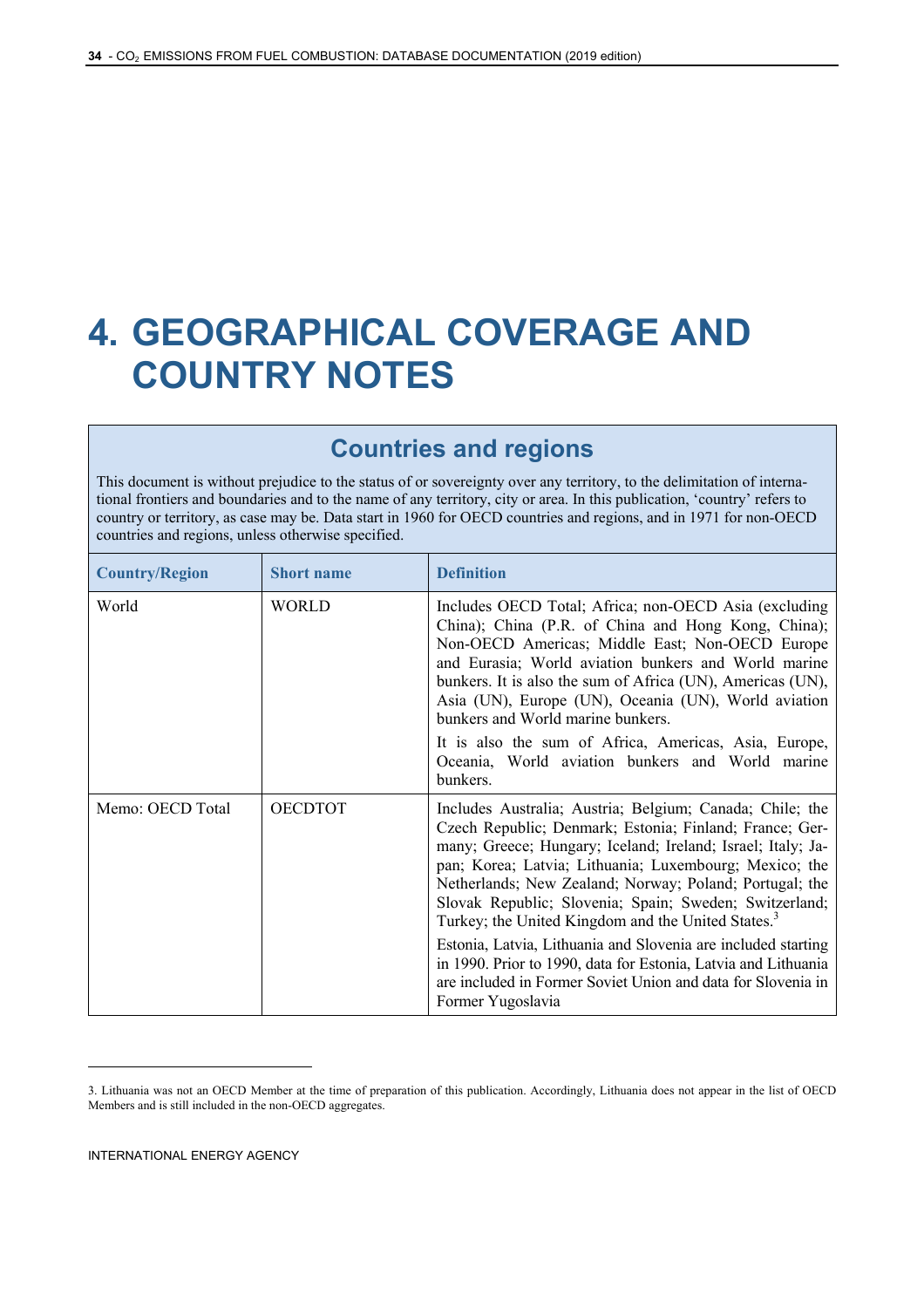# 4. GEOGRAPHICAL COVERAGE AND COUNTRY NOTES

## Countries and regions

This document is without prejudice to the status of or sovereignty over any territory, to the delimitation of international frontiers and boundaries and to the name of any territory, city or area. In this publication, 'country' refers to country or territory, as case may be. Data start in 1960 for OECD countries and regions, and in 1971 for non-OECD countries and regions, unless otherwise specified.

| Country/Region | Short name | Definition |
|---|---|---|
| World | WORLD | Includes OECD Total; Africa; non-OECD Asia (excluding China); China (P.R. of China and Hong Kong, China); Non-OECD Americas; Middle East; Non-OECD Europe and Eurasia; World aviation bunkers and World marine bunkers. It is also the sum of Africa (UN), Americas (UN), Asia (UN), Europe (UN), Oceania (UN), World aviation bunkers and World marine bunkers.<br><br>It is also the sum of Africa, Americas, Asia, Europe, Oceania, World aviation bunkers and World marine bunkers. |
| Memo: OECD Total | OECDTOT | Includes Australia; Austria; Belgium; Canada; Chile; the Czech Republic; Denmark; Estonia; Finland; France; Germany; Greece; Hungary; Iceland; Ireland; Israel; Italy; Japan; Korea; Latvia; Lithuania; Luxembourg; Mexico; the Netherlands; New Zealand; Norway; Poland; Portugal; the Slovak Republic; Slovenia; Spain; Sweden; Switzerland; Turkey; the United Kingdom and the United States.[3]<br><br>Estonia, Latvia, Lithuania and Slovenia are included starting in 1990. Prior to 1990, data for Estonia, Latvia and Lithuania are included in Former Soviet Union and data for Slovenia in Former Yugoslavia |

3. Lithuania was not an OECD Member at the time of preparation of this publication. Accordingly, Lithuania does not appear in the list of OECD Members and is still included in the non-OECD aggregates.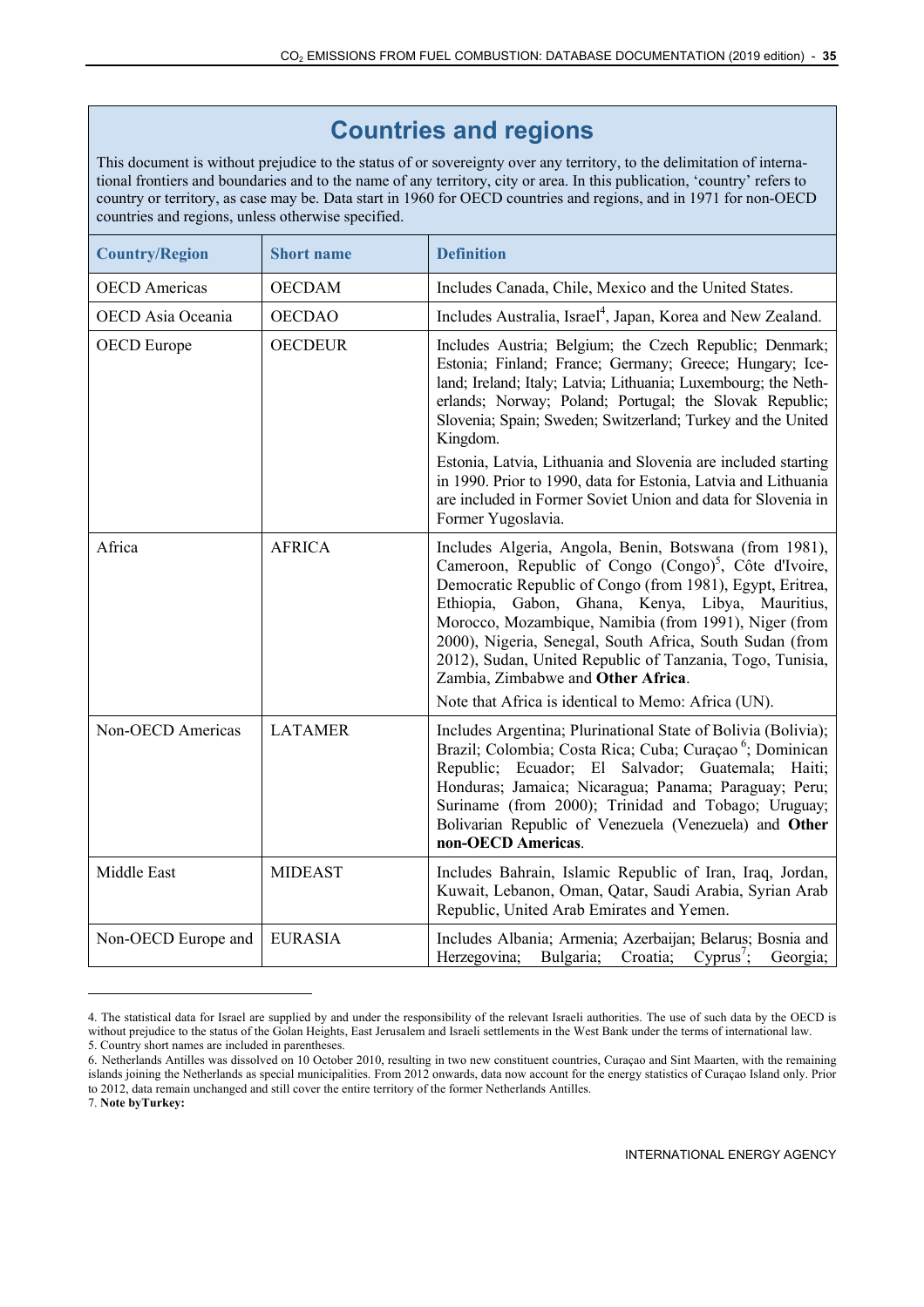# Countries and regions

This document is without prejudice to the status of or sovereignty over any territory, to the delimitation of international frontiers and boundaries and to the name of any territory, city or area. In this publication, 'country' refers to country or territory, as case may be. Data start in 1960 for OECD countries and regions, and in 1971 for non-OECD countries and regions, unless otherwise specified.

| Country/Region | Short name | Definition |
|---|---|---|
| OECD Americas | OECDAM | Includes Canada, Chile, Mexico and the United States. |
| OECD Asia Oceania | OECDAO | Includes Australia, Israel[4], Japan, Korea and New Zealand. |
| OECD Europe | OECDEUR | Includes Austria; Belgium; the Czech Republic; Denmark; Estonia; Finland; France; Germany; Greece; Hungary; Iceland; Ireland; Italy; Latvia; Lithuania; Luxembourg; the Netherlands; Norway; Poland; Portugal; the Slovak Republic; Slovenia; Spain; Sweden; Switzerland; Turkey and the United Kingdom.<br>Estonia, Latvia, Lithuania and Slovenia are included starting in 1990. Prior to 1990, data for Estonia, Latvia and Lithuania are included in Former Soviet Union and data for Slovenia in Former Yugoslavia. |
| Africa | AFRICA | Includes Algeria, Angola, Benin, Botswana (from 1981), Cameroon, Republic of Congo (Congo)[5], Côte d'Ivoire, Democratic Republic of Congo (from 1981), Egypt, Eritrea, Ethiopia, Gabon, Ghana, Kenya, Libya, Mauritius, Morocco, Mozambique, Namibia (from 1991), Niger (from 2000), Nigeria, Senegal, South Africa, South Sudan (from 2012), Sudan, United Republic of Tanzania, Togo, Tunisia, Zambia, Zimbabwe and **Other Africa**.<br>Note that Africa is identical to Memo: Africa (UN). |
| Non-OECD Americas | LATAMER | Includes Argentina; Plurinational State of Bolivia (Bolivia); Brazil; Colombia; Costa Rica; Cuba; Curaçao[6]; Dominican Republic; Ecuador; El Salvador; Guatemala; Haiti; Honduras; Jamaica; Nicaragua; Panama; Paraguay; Peru; Suriname (from 2000); Trinidad and Tobago; Uruguay; Bolivarian Republic of Venezuela (Venezuela) and **Other non-OECD Americas**. |
| Middle East | MIDEAST | Includes Bahrain, Islamic Republic of Iran, Iraq, Jordan, Kuwait, Lebanon, Oman, Qatar, Saudi Arabia, Syrian Arab Republic, United Arab Emirates and Yemen. |
| Non-OECD Europe and | EURASIA | Includes Albania; Armenia; Azerbaijan; Belarus; Bosnia and Herzegovina; Bulgaria; Croatia; Cyprus[7]; Georgia; |

4. The statistical data for Israel are supplied by and under the responsibility of the relevant Israeli authorities. The use of such data by the OECD is without prejudice to the status of the Golan Heights, East Jerusalem and Israeli settlements in the West Bank under the terms of international law.
5. Country short names are included in parentheses.
6. Netherlands Antilles was dissolved on 10 October 2010, resulting in two new constituent countries, Curaçao and Sint Maarten, with the remaining islands joining the Netherlands as special municipalities. From 2012 onwards, data now account for the energy statistics of Curaçao Island only. Prior to 2012, data remain unchanged and still cover the entire territory of the former Netherlands Antilles.
7. **Note byTurkey:**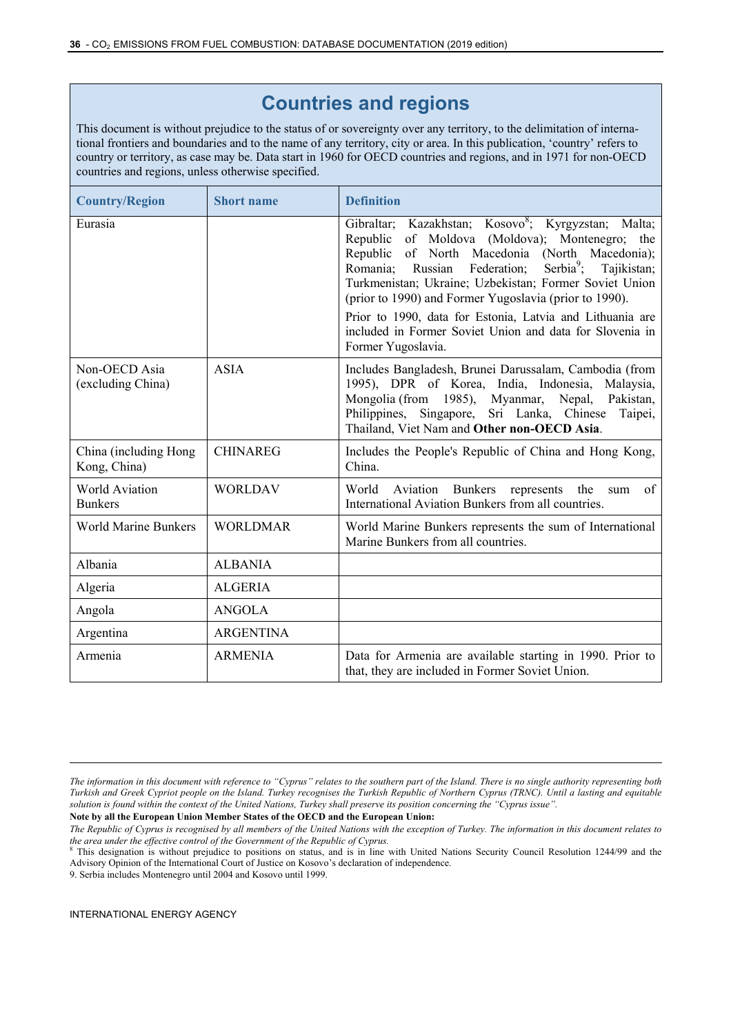## Countries and regions

This document is without prejudice to the status of or sovereignty over any territory, to the delimitation of international frontiers and boundaries and to the name of any territory, city or area. In this publication, 'country' refers to country or territory, as case may be. Data start in 1960 for OECD countries and regions, and in 1971 for non-OECD countries and regions, unless otherwise specified.

| Country/Region | Short name | Definition |
|---|---|---|
| Eurasia | | Gibraltar; Kazakhstan; Kosovo[8]; Kyrgyzstan; Malta; Republic of Moldova (Moldova); Montenegro; the Republic of North Macedonia (North Macedonia); Romania; Russian Federation; Serbia[9]; Tajikistan; Turkmenistan; Ukraine; Uzbekistan; Former Soviet Union (prior to 1990) and Former Yugoslavia (prior to 1990).<br><br>Prior to 1990, data for Estonia, Latvia and Lithuania are included in Former Soviet Union and data for Slovenia in Former Yugoslavia. |
| Non-OECD Asia (excluding China) | ASIA | Includes Bangladesh, Brunei Darussalam, Cambodia (from 1995), DPR of Korea, India, Indonesia, Malaysia, Mongolia (from 1985), Myanmar, Nepal, Pakistan, Philippines, Singapore, Sri Lanka, Chinese Taipei, Thailand, Viet Nam and **Other non-OECD Asia**. |
| China (including Hong Kong, China) | CHINAREG | Includes the People's Republic of China and Hong Kong, China. |
| World Aviation Bunkers | WORLDAV | World Aviation Bunkers represents the sum of International Aviation Bunkers from all countries. |
| World Marine Bunkers | WORLDMAR | World Marine Bunkers represents the sum of International Marine Bunkers from all countries. |
| Albania | ALBANIA | |
| Algeria | ALGERIA | |
| Angola | ANGOLA | |
| Argentina | ARGENTINA | |
| Armenia | ARMENIA | Data for Armenia are available starting in 1990. Prior to that, they are included in Former Soviet Union. |

---

*The information in this document with reference to "Cyprus" relates to the southern part of the Island. There is no single authority representing both Turkish and Greek Cypriot people on the Island. Turkey recognises the Turkish Republic of Northern Cyprus (TRNC). Until a lasting and equitable solution is found within the context of the United Nations, Turkey shall preserve its position concerning the "Cyprus issue".*

**Note by all the European Union Member States of the OECD and the European Union:**

*The Republic of Cyprus is recognised by all members of the United Nations with the exception of Turkey. The information in this document relates to the area under the effective control of the Government of the Republic of Cyprus.*

[8] This designation is without prejudice to positions on status, and is in line with United Nations Security Council Resolution 1244/99 and the Advisory Opinion of the International Court of Justice on Kosovo's declaration of independence.

9. Serbia includes Montenegro until 2004 and Kosovo until 1999.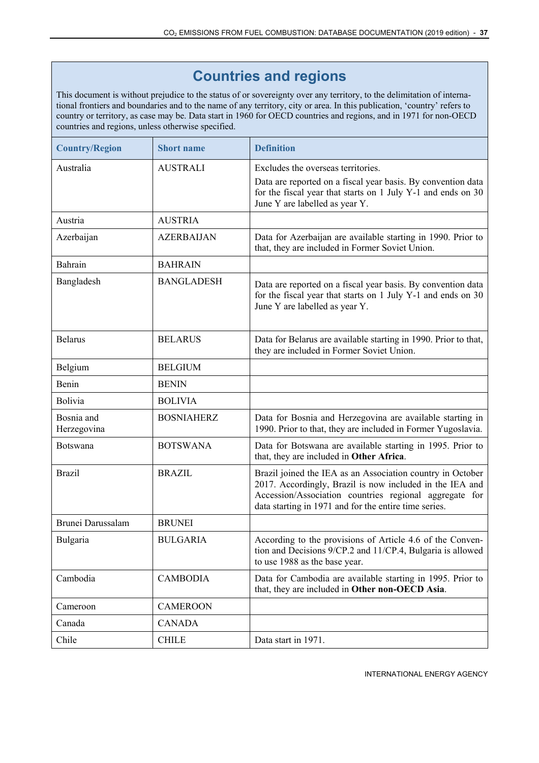# Countries and regions

This document is without prejudice to the status of or sovereignty over any territory, to the delimitation of international frontiers and boundaries and to the name of any territory, city or area. In this publication, 'country' refers to country or territory, as case may be. Data start in 1960 for OECD countries and regions, and in 1971 for non-OECD countries and regions, unless otherwise specified.

| Country/Region | Short name | Definition |
|---|---|---|
| Australia | AUSTRALI | Excludes the overseas territories.<br>Data are reported on a fiscal year basis. By convention data for the fiscal year that starts on 1 July Y-1 and ends on 30 June Y are labelled as year Y. |
| Austria | AUSTRIA | |
| Azerbaijan | AZERBAIJAN | Data for Azerbaijan are available starting in 1990. Prior to that, they are included in Former Soviet Union. |
| Bahrain | BAHRAIN | |
| Bangladesh | BANGLADESH | Data are reported on a fiscal year basis. By convention data for the fiscal year that starts on 1 July Y-1 and ends on 30 June Y are labelled as year Y. |
| Belarus | BELARUS | Data for Belarus are available starting in 1990. Prior to that, they are included in Former Soviet Union. |
| Belgium | BELGIUM | |
| Benin | BENIN | |
| Bolivia | BOLIVIA | |
| Bosnia and Herzegovina | BOSNIAHERZ | Data for Bosnia and Herzegovina are available starting in 1990. Prior to that, they are included in Former Yugoslavia. |
| Botswana | BOTSWANA | Data for Botswana are available starting in 1995. Prior to that, they are included in **Other Africa**. |
| Brazil | BRAZIL | Brazil joined the IEA as an Association country in October 2017. Accordingly, Brazil is now included in the IEA and Accession/Association countries regional aggregate for data starting in 1971 and for the entire time series. |
| Brunei Darussalam | BRUNEI | |
| Bulgaria | BULGARIA | According to the provisions of Article 4.6 of the Convention and Decisions 9/CP.2 and 11/CP.4, Bulgaria is allowed to use 1988 as the base year. |
| Cambodia | CAMBODIA | Data for Cambodia are available starting in 1995. Prior to that, they are included in **Other non-OECD Asia**. |
| Cameroon | CAMEROON | |
| Canada | CANADA | |
| Chile | CHILE | Data start in 1971. |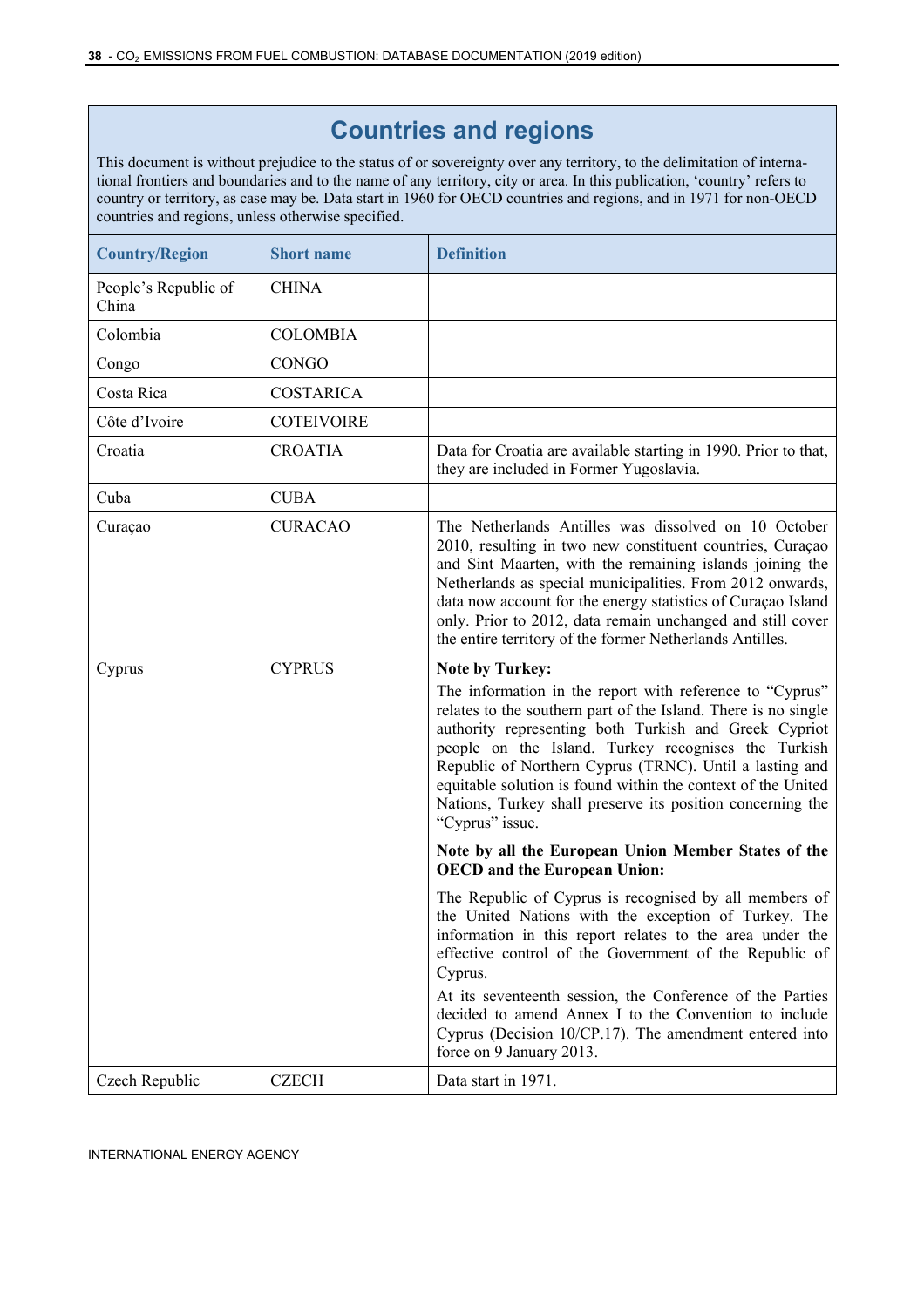## Countries and regions

This document is without prejudice to the status of or sovereignty over any territory, to the delimitation of international frontiers and boundaries and to the name of any territory, city or area. In this publication, 'country' refers to country or territory, as case may be. Data start in 1960 for OECD countries and regions, and in 1971 for non-OECD countries and regions, unless otherwise specified.

| Country/Region | Short name | Definition |
|---|---|---|
| People's Republic of China | CHINA | |
| Colombia | COLOMBIA | |
| Congo | CONGO | |
| Costa Rica | COSTARICA | |
| Côte d'Ivoire | COTEIVOIRE | |
| Croatia | CROATIA | Data for Croatia are available starting in 1990. Prior to that, they are included in Former Yugoslavia. |
| Cuba | CUBA | |
| Curaçao | CURACAO | The Netherlands Antilles was dissolved on 10 October 2010, resulting in two new constituent countries, Curaçao and Sint Maarten, with the remaining islands joining the Netherlands as special municipalities. From 2012 onwards, data now account for the energy statistics of Curaçao Island only. Prior to 2012, data remain unchanged and still cover the entire territory of the former Netherlands Antilles. |
| Cyprus | CYPRUS | **Note by Turkey:** The information in the report with reference to "Cyprus" relates to the southern part of the Island. There is no single authority representing both Turkish and Greek Cypriot people on the Island. Turkey recognises the Turkish Republic of Northern Cyprus (TRNC). Until a lasting and equitable solution is found within the context of the United Nations, Turkey shall preserve its position concerning the "Cyprus" issue. **Note by all the European Union Member States of the OECD and the European Union:** The Republic of Cyprus is recognised by all members of the United Nations with the exception of Turkey. The information in this report relates to the area under the effective control of the Government of the Republic of Cyprus. At its seventeenth session, the Conference of the Parties decided to amend Annex I to the Convention to include Cyprus (Decision 10/CP.17). The amendment entered into force on 9 January 2013. |
| Czech Republic | CZECH | Data start in 1971. |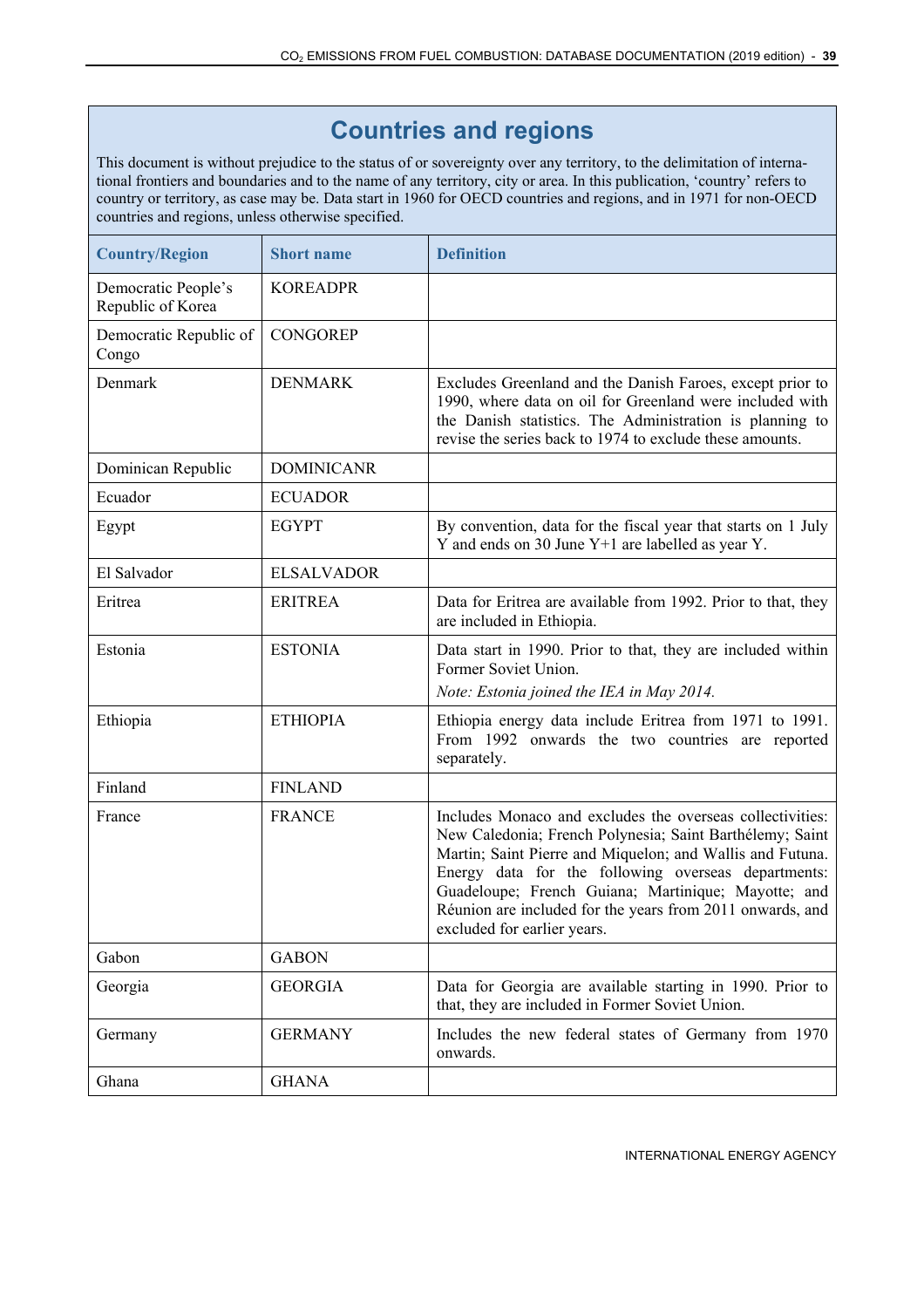# Countries and regions

This document is without prejudice to the status of or sovereignty over any territory, to the delimitation of international frontiers and boundaries and to the name of any territory, city or area. In this publication, 'country' refers to country or territory, as case may be. Data start in 1960 for OECD countries and regions, and in 1971 for non-OECD countries and regions, unless otherwise specified.

| Country/Region | Short name | Definition |
|---|---|---|
| Democratic People's Republic of Korea | KOREADPR | |
| Democratic Republic of Congo | CONGOREP | |
| Denmark | DENMARK | Excludes Greenland and the Danish Faroes, except prior to 1990, where data on oil for Greenland were included with the Danish statistics. The Administration is planning to revise the series back to 1974 to exclude these amounts. |
| Dominican Republic | DOMINICANR | |
| Ecuador | ECUADOR | |
| Egypt | EGYPT | By convention, data for the fiscal year that starts on 1 July Y and ends on 30 June Y+1 are labelled as year Y. |
| El Salvador | ELSALVADOR | |
| Eritrea | ERITREA | Data for Eritrea are available from 1992. Prior to that, they are included in Ethiopia. |
| Estonia | ESTONIA | Data start in 1990. Prior to that, they are included within Former Soviet Union. *Note: Estonia joined the IEA in May 2014.* |
| Ethiopia | ETHIOPIA | Ethiopia energy data include Eritrea from 1971 to 1991. From 1992 onwards the two countries are reported separately. |
| Finland | FINLAND | |
| France | FRANCE | Includes Monaco and excludes the overseas collectivities: New Caledonia; French Polynesia; Saint Barthélemy; Saint Martin; Saint Pierre and Miquelon; and Wallis and Futuna. Energy data for the following overseas departments: Guadeloupe; French Guiana; Martinique; Mayotte; and Réunion are included for the years from 2011 onwards, and excluded for earlier years. |
| Gabon | GABON | |
| Georgia | GEORGIA | Data for Georgia are available starting in 1990. Prior to that, they are included in Former Soviet Union. |
| Germany | GERMANY | Includes the new federal states of Germany from 1970 onwards. |
| Ghana | GHANA | |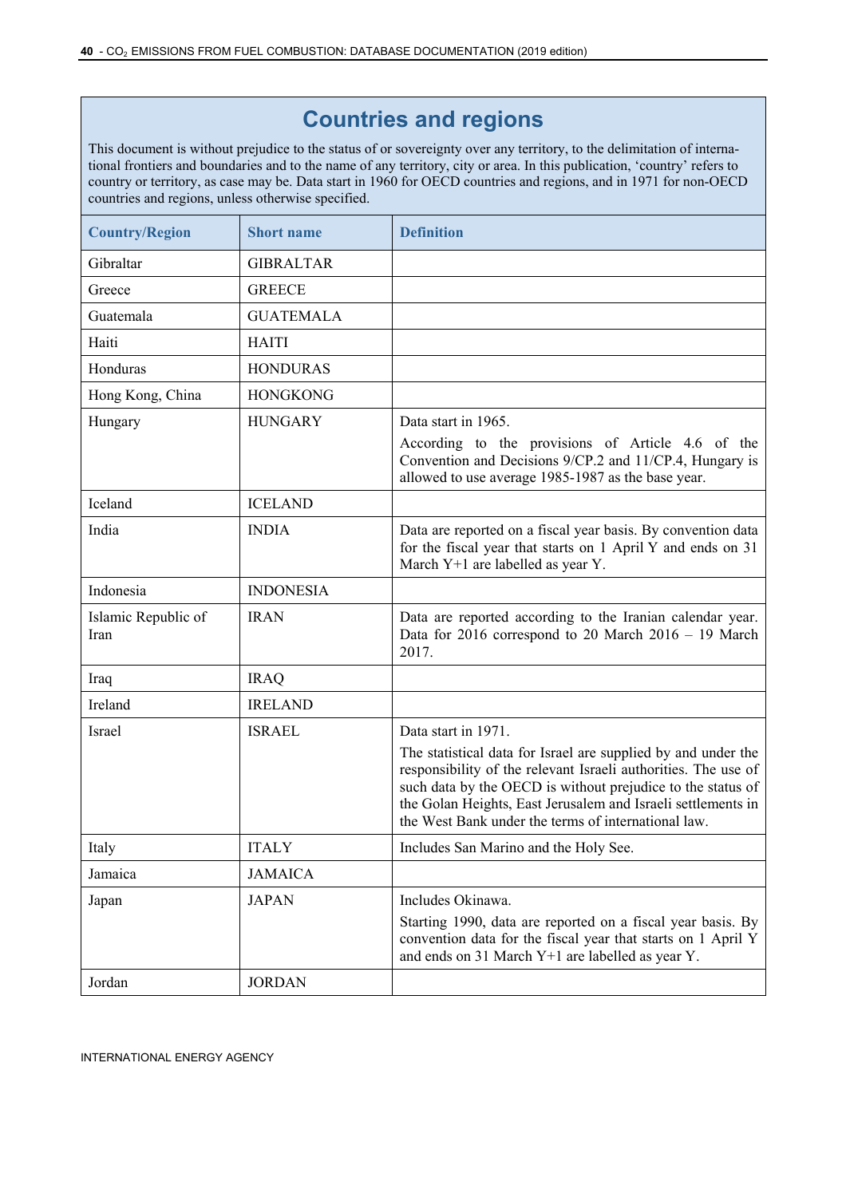# Countries and regions

This document is without prejudice to the status of or sovereignty over any territory, to the delimitation of international frontiers and boundaries and to the name of any territory, city or area. In this publication, 'country' refers to country or territory, as case may be. Data start in 1960 for OECD countries and regions, and in 1971 for non-OECD countries and regions, unless otherwise specified.

| Country/Region | Short name | Definition |
|---|---|---|
| Gibraltar | GIBRALTAR | |
| Greece | GREECE | |
| Guatemala | GUATEMALA | |
| Haiti | HAITI | |
| Honduras | HONDURAS | |
| Hong Kong, China | HONGKONG | |
| Hungary | HUNGARY | Data start in 1965.<br>According to the provisions of Article 4.6 of the Convention and Decisions 9/CP.2 and 11/CP.4, Hungary is allowed to use average 1985-1987 as the base year. |
| Iceland | ICELAND | |
| India | INDIA | Data are reported on a fiscal year basis. By convention data for the fiscal year that starts on 1 April Y and ends on 31 March Y+1 are labelled as year Y. |
| Indonesia | INDONESIA | |
| Islamic Republic of Iran | IRAN | Data are reported according to the Iranian calendar year. Data for 2016 correspond to 20 March 2016 – 19 March 2017. |
| Iraq | IRAQ | |
| Ireland | IRELAND | |
| Israel | ISRAEL | Data start in 1971.<br>The statistical data for Israel are supplied by and under the responsibility of the relevant Israeli authorities. The use of such data by the OECD is without prejudice to the status of the Golan Heights, East Jerusalem and Israeli settlements in the West Bank under the terms of international law. |
| Italy | ITALY | Includes San Marino and the Holy See. |
| Jamaica | JAMAICA | |
| Japan | JAPAN | Includes Okinawa.<br>Starting 1990, data are reported on a fiscal year basis. By convention data for the fiscal year that starts on 1 April Y and ends on 31 March Y+1 are labelled as year Y. |
| Jordan | JORDAN | |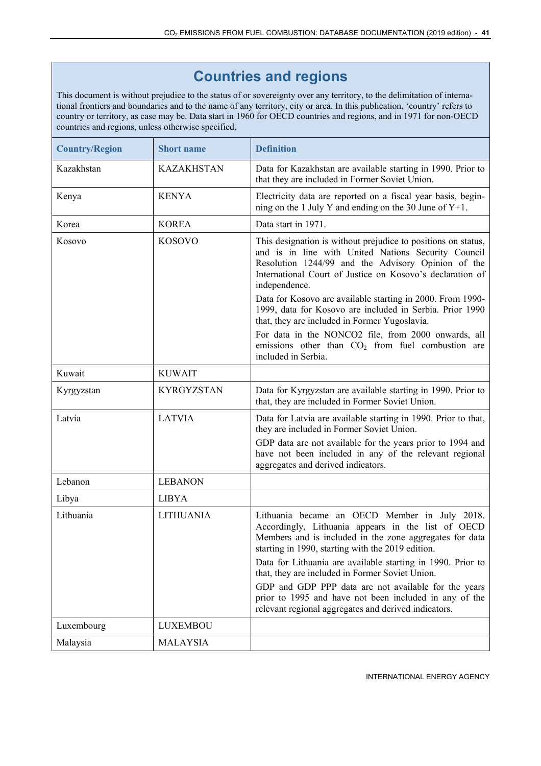# Countries and regions

This document is without prejudice to the status of or sovereignty over any territory, to the delimitation of international frontiers and boundaries and to the name of any territory, city or area. In this publication, 'country' refers to country or territory, as case may be. Data start in 1960 for OECD countries and regions, and in 1971 for non-OECD countries and regions, unless otherwise specified.

| Country/Region | Short name | Definition |
|---|---|---|
| Kazakhstan | KAZAKHSTAN | Data for Kazakhstan are available starting in 1990. Prior to that they are included in Former Soviet Union. |
| Kenya | KENYA | Electricity data are reported on a fiscal year basis, beginning on the 1 July Y and ending on the 30 June of Y+1. |
| Korea | KOREA | Data start in 1971. |
| Kosovo | KOSOVO | This designation is without prejudice to positions on status, and is in line with United Nations Security Council Resolution 1244/99 and the Advisory Opinion of the International Court of Justice on Kosovo's declaration of independence.<br><br>Data for Kosovo are available starting in 2000. From 1990-1999, data for Kosovo are included in Serbia. Prior 1990 that, they are included in Former Yugoslavia.<br><br>For data in the NONCO2 file, from 2000 onwards, all emissions other than $CO_2$ from fuel combustion are included in Serbia. |
| Kuwait | KUWAIT | |
| Kyrgyzstan | KYRGYZSTAN | Data for Kyrgyzstan are available starting in 1990. Prior to that, they are included in Former Soviet Union. |
| Latvia | LATVIA | Data for Latvia are available starting in 1990. Prior to that, they are included in Former Soviet Union.<br><br>GDP data are not available for the years prior to 1994 and have not been included in any of the relevant regional aggregates and derived indicators. |
| Lebanon | LEBANON | |
| Libya | LIBYA | |
| Lithuania | LITHUANIA | Lithuania became an OECD Member in July 2018. Accordingly, Lithuania appears in the list of OECD Members and is included in the zone aggregates for data starting in 1990, starting with the 2019 edition.<br><br>Data for Lithuania are available starting in 1990. Prior to that, they are included in Former Soviet Union.<br><br>GDP and GDP PPP data are not available for the years prior to 1995 and have not been included in any of the relevant regional aggregates and derived indicators. |
| Luxembourg | LUXEMBOU | |
| Malaysia | MALAYSIA | |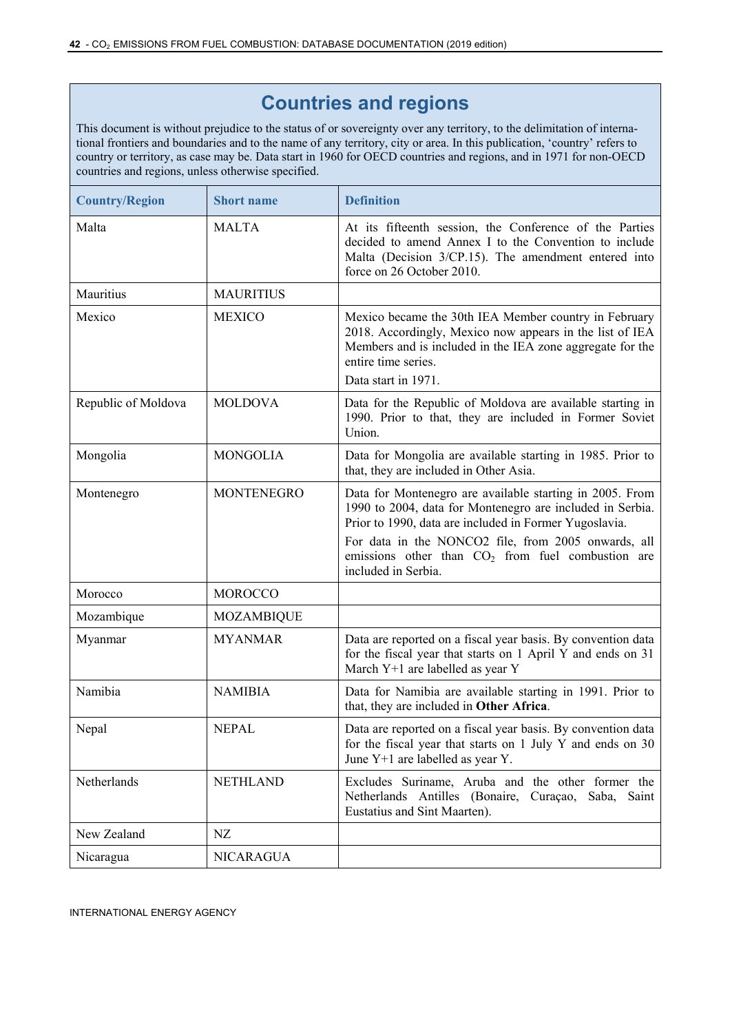## Countries and regions

This document is without prejudice to the status of or sovereignty over any territory, to the delimitation of international frontiers and boundaries and to the name of any territory, city or area. In this publication, 'country' refers to country or territory, as case may be. Data start in 1960 for OECD countries and regions, and in 1971 for non-OECD countries and regions, unless otherwise specified.

| Country/Region | Short name | Definition |
|---|---|---|
| Malta | MALTA | At its fifteenth session, the Conference of the Parties decided to amend Annex I to the Convention to include Malta (Decision 3/CP.15). The amendment entered into force on 26 October 2010. |
| Mauritius | MAURITIUS | |
| Mexico | MEXICO | Mexico became the 30th IEA Member country in February 2018. Accordingly, Mexico now appears in the list of IEA Members and is included in the IEA zone aggregate for the entire time series.<br>Data start in 1971. |
| Republic of Moldova | MOLDOVA | Data for the Republic of Moldova are available starting in 1990. Prior to that, they are included in Former Soviet Union. |
| Mongolia | MONGOLIA | Data for Mongolia are available starting in 1985. Prior to that, they are included in Other Asia. |
| Montenegro | MONTENEGRO | Data for Montenegro are available starting in 2005. From 1990 to 2004, data for Montenegro are included in Serbia. Prior to 1990, data are included in Former Yugoslavia.<br>For data in the NONCO2 file, from 2005 onwards, all emissions other than $CO_2$ from fuel combustion are included in Serbia. |
| Morocco | MOROCCO | |
| Mozambique | MOZAMBIQUE | |
| Myanmar | MYANMAR | Data are reported on a fiscal year basis. By convention data for the fiscal year that starts on 1 April Y and ends on 31 March Y+1 are labelled as year Y |
| Namibia | NAMIBIA | Data for Namibia are available starting in 1991. Prior to that, they are included in **Other Africa**. |
| Nepal | NEPAL | Data are reported on a fiscal year basis. By convention data for the fiscal year that starts on 1 July Y and ends on 30 June Y+1 are labelled as year Y. |
| Netherlands | NETHLAND | Excludes Suriname, Aruba and the other former the Netherlands Antilles (Bonaire, Curaçao, Saba, Saint Eustatius and Sint Maarten). |
| New Zealand | NZ | |
| Nicaragua | NICARAGUA | |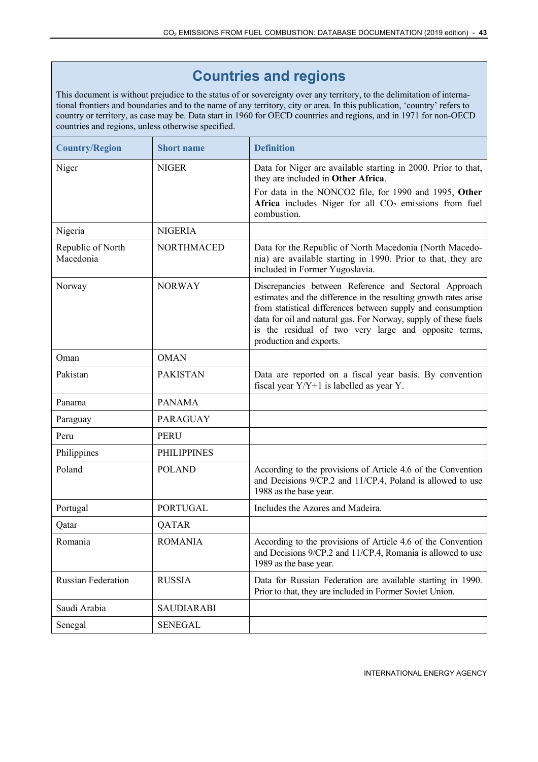## Countries and regions

This document is without prejudice to the status of or sovereignty over any territory, to the delimitation of international frontiers and boundaries and to the name of any territory, city or area. In this publication, 'country' refers to country or territory, as case may be. Data start in 1960 for OECD countries and regions, and in 1971 for non-OECD countries and regions, unless otherwise specified.

| Country/Region | Short name | Definition |
|---|---|---|
| Niger | NIGER | Data for Niger are available starting in 2000. Prior to that, they are included in **Other Africa**. For data in the NONCO2 file, for 1990 and 1995, **Other Africa** includes Niger for all $CO_2$ emissions from fuel combustion. |
| Nigeria | NIGERIA | |
| Republic of North Macedonia | NORTHMACED | Data for the Republic of North Macedonia (North Macedonia) are available starting in 1990. Prior to that, they are included in Former Yugoslavia. |
| Norway | NORWAY | Discrepancies between Reference and Sectoral Approach estimates and the difference in the resulting growth rates arise from statistical differences between supply and consumption data for oil and natural gas. For Norway, supply of these fuels is the residual of two very large and opposite terms, production and exports. |
| Oman | OMAN | |
| Pakistan | PAKISTAN | Data are reported on a fiscal year basis. By convention fiscal year Y/Y+1 is labelled as year Y. |
| Panama | PANAMA | |
| Paraguay | PARAGUAY | |
| Peru | PERU | |
| Philippines | PHILIPPINES | |
| Poland | POLAND | According to the provisions of Article 4.6 of the Convention and Decisions 9/CP.2 and 11/CP.4, Poland is allowed to use 1988 as the base year. |
| Portugal | PORTUGAL | Includes the Azores and Madeira. |
| Qatar | QATAR | |
| Romania | ROMANIA | According to the provisions of Article 4.6 of the Convention and Decisions 9/CP.2 and 11/CP.4, Romania is allowed to use 1989 as the base year. |
| Russian Federation | RUSSIA | Data for Russian Federation are available starting in 1990. Prior to that, they are included in Former Soviet Union. |
| Saudi Arabia | SAUDIARABI | |
| Senegal | SENEGAL | |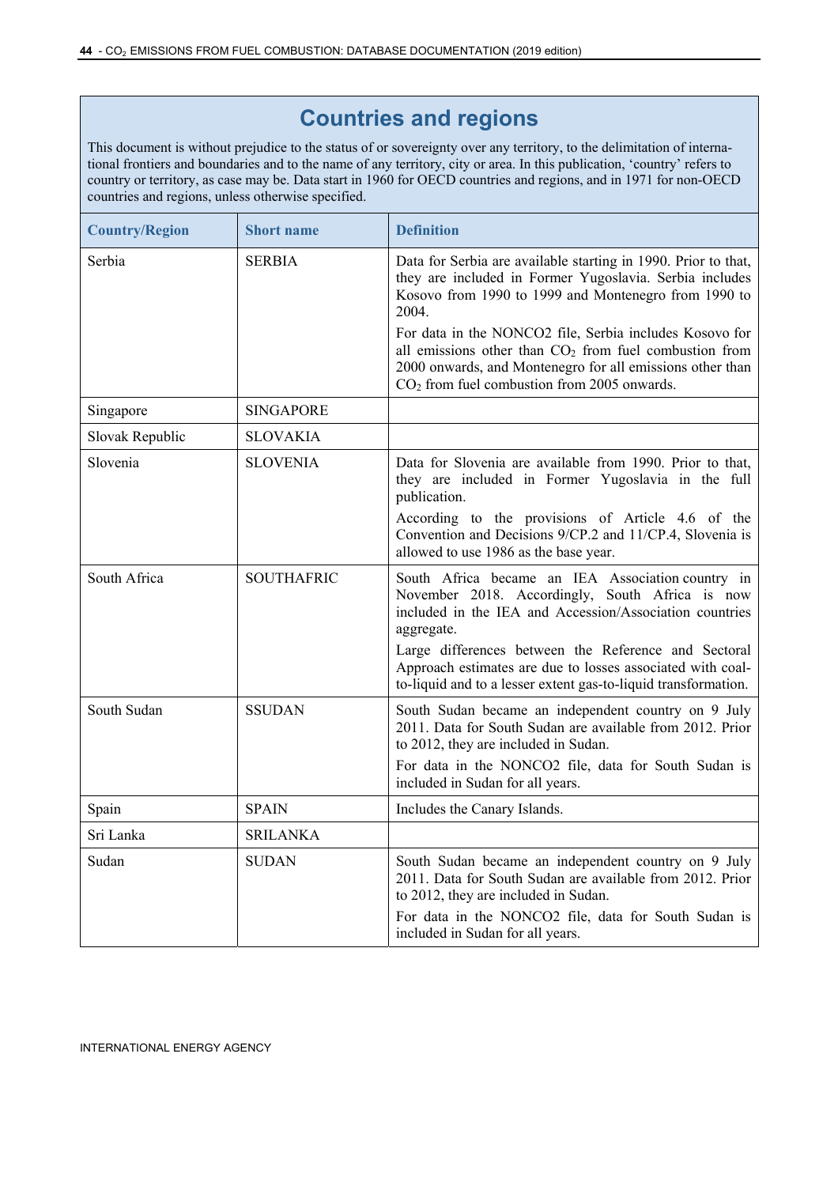# Countries and regions

This document is without prejudice to the status of or sovereignty over any territory, to the delimitation of international frontiers and boundaries and to the name of any territory, city or area. In this publication, 'country' refers to country or territory, as case may be. Data start in 1960 for OECD countries and regions, and in 1971 for non-OECD countries and regions, unless otherwise specified.

| Country/Region | Short name | Definition |
|---|---|---|
| Serbia | SERBIA | Data for Serbia are available starting in 1990. Prior to that, they are included in Former Yugoslavia. Serbia includes Kosovo from 1990 to 1999 and Montenegro from 1990 to 2004.<br><br>For data in the NONCO2 file, Serbia includes Kosovo for all emissions other than $CO_2$ from fuel combustion from 2000 onwards, and Montenegro for all emissions other than $CO_2$ from fuel combustion from 2005 onwards. |
| Singapore | SINGAPORE | |
| Slovak Republic | SLOVAKIA | |
| Slovenia | SLOVENIA | Data for Slovenia are available from 1990. Prior to that, they are included in Former Yugoslavia in the full publication.<br><br>According to the provisions of Article 4.6 of the Convention and Decisions 9/CP.2 and 11/CP.4, Slovenia is allowed to use 1986 as the base year. |
| South Africa | SOUTHAFRIC | South Africa became an IEA Association country in November 2018. Accordingly, South Africa is now included in the IEA and Accession/Association countries aggregate.<br><br>Large differences between the Reference and Sectoral Approach estimates are due to losses associated with coal-to-liquid and to a lesser extent gas-to-liquid transformation. |
| South Sudan | SSUDAN | South Sudan became an independent country on 9 July 2011. Data for South Sudan are available from 2012. Prior to 2012, they are included in Sudan.<br><br>For data in the NONCO2 file, data for South Sudan is included in Sudan for all years. |
| Spain | SPAIN | Includes the Canary Islands. |
| Sri Lanka | SRILANKA | |
| Sudan | SUDAN | South Sudan became an independent country on 9 July 2011. Data for South Sudan are available from 2012. Prior to 2012, they are included in Sudan.<br><br>For data in the NONCO2 file, data for South Sudan is included in Sudan for all years. |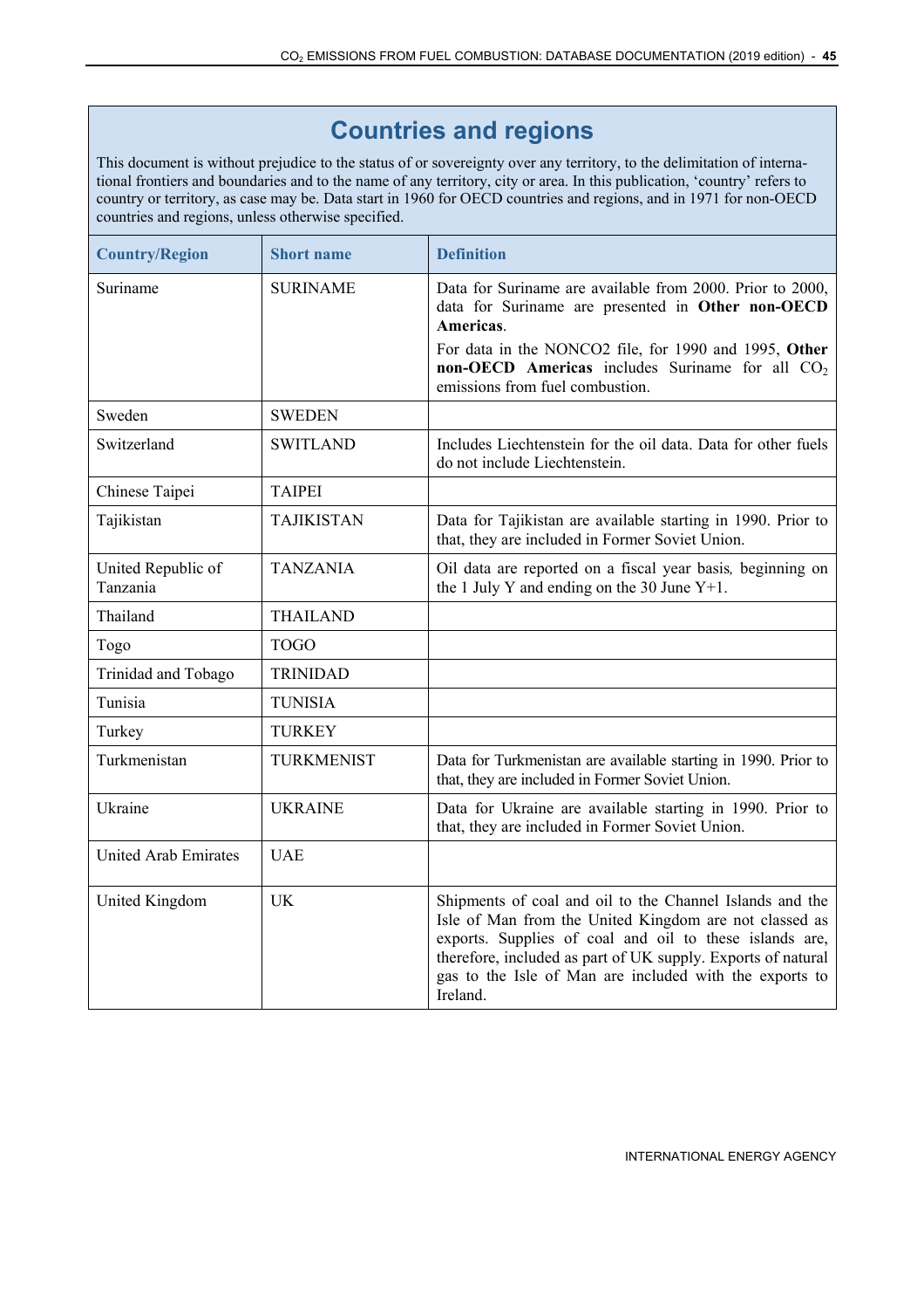## Countries and regions

This document is without prejudice to the status of or sovereignty over any territory, to the delimitation of international frontiers and boundaries and to the name of any territory, city or area. In this publication, ‘country’ refers to country or territory, as case may be. Data start in 1960 for OECD countries and regions, and in 1971 for non-OECD countries and regions, unless otherwise specified.

| Country/Region | Short name | Definition |
|---|---|---|
| Suriname | SURINAME | Data for Suriname are available from 2000. Prior to 2000, data for Suriname are presented in **Other non-OECD Americas**.<br><br>For data in the NONCO2 file, for 1990 and 1995, **Other non-OECD Americas** includes Suriname for all $CO_2$ emissions from fuel combustion. |
| Sweden | SWEDEN | |
| Switzerland | SWITLAND | Includes Liechtenstein for the oil data. Data for other fuels do not include Liechtenstein. |
| Chinese Taipei | TAIPEI | |
| Tajikistan | TAJIKISTAN | Data for Tajikistan are available starting in 1990. Prior to that, they are included in Former Soviet Union. |
| United Republic of Tanzania | TANZANIA | Oil data are reported on a fiscal year basis*,* beginning on the 1 July Y and ending on the 30 June Y+1. |
| Thailand | THAILAND | |
| Togo | TOGO | |
| Trinidad and Tobago | TRINIDAD | |
| Tunisia | TUNISIA | |
| Turkey | TURKEY | |
| Turkmenistan | TURKMENIST | Data for Turkmenistan are available starting in 1990. Prior to that, they are included in Former Soviet Union. |
| Ukraine | UKRAINE | Data for Ukraine are available starting in 1990. Prior to that, they are included in Former Soviet Union. |
| United Arab Emirates | UAE | |
| United Kingdom | UK | Shipments of coal and oil to the Channel Islands and the Isle of Man from the United Kingdom are not classed as exports. Supplies of coal and oil to these islands are, therefore, included as part of UK supply. Exports of natural gas to the Isle of Man are included with the exports to Ireland. |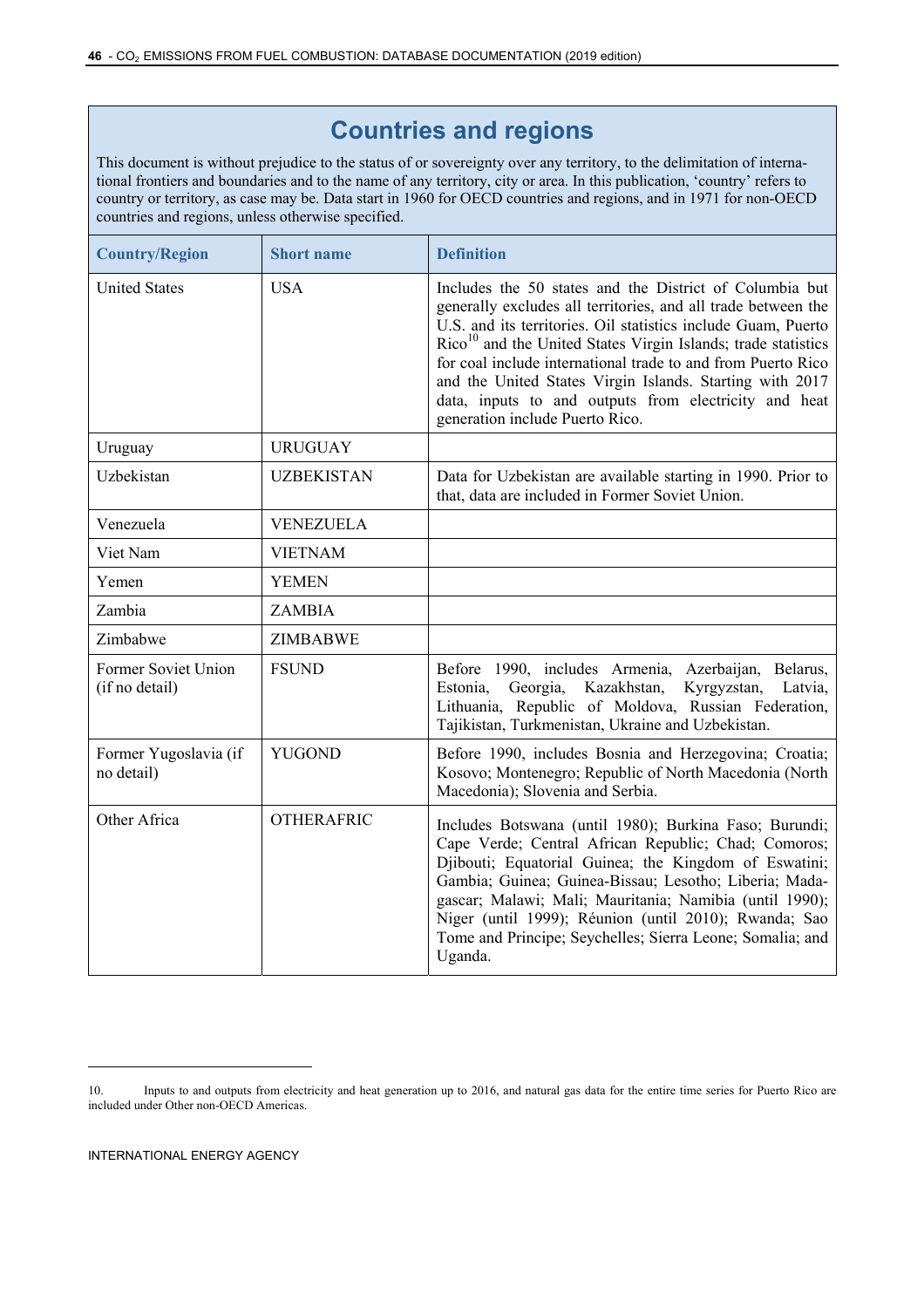## Countries and regions

This document is without prejudice to the status of or sovereignty over any territory, to the delimitation of international frontiers and boundaries and to the name of any territory, city or area. In this publication, 'country' refers to country or territory, as case may be. Data start in 1960 for OECD countries and regions, and in 1971 for non-OECD countries and regions, unless otherwise specified.

| Country/Region | Short name | Definition |
|---|---|---|
| United States | USA | Includes the 50 states and the District of Columbia but generally excludes all territories, and all trade between the U.S. and its territories. Oil statistics include Guam, Puerto Rico[10] and the United States Virgin Islands; trade statistics for coal include international trade to and from Puerto Rico and the United States Virgin Islands. Starting with 2017 data, inputs to and outputs from electricity and heat generation include Puerto Rico. |
| Uruguay | URUGUAY | |
| Uzbekistan | UZBEKISTAN | Data for Uzbekistan are available starting in 1990. Prior to that, data are included in Former Soviet Union. |
| Venezuela | VENEZUELA | |
| Viet Nam | VIETNAM | |
| Yemen | YEMEN | |
| Zambia | ZAMBIA | |
| Zimbabwe | ZIMBABWE | |
| Former Soviet Union (if no detail) | FSUND | Before 1990, includes Armenia, Azerbaijan, Belarus, Estonia, Georgia, Kazakhstan, Kyrgyzstan, Latvia, Lithuania, Republic of Moldova, Russian Federation, Tajikistan, Turkmenistan, Ukraine and Uzbekistan. |
| Former Yugoslavia (if no detail) | YUGOND | Before 1990, includes Bosnia and Herzegovina; Croatia; Kosovo; Montenegro; Republic of North Macedonia (North Macedonia); Slovenia and Serbia. |
| Other Africa | OTHERAFRIC | Includes Botswana (until 1980); Burkina Faso; Burundi; Cape Verde; Central African Republic; Chad; Comoros; Djibouti; Equatorial Guinea; the Kingdom of Eswatini; Gambia; Guinea; Guinea-Bissau; Lesotho; Liberia; Madagascar; Malawi; Mali; Mauritania; Namibia (until 1990); Niger (until 1999); Réunion (until 2010); Rwanda; Sao Tome and Principe; Seychelles; Sierra Leone; Somalia; and Uganda. |

10. Inputs to and outputs from electricity and heat generation up to 2016, and natural gas data for the entire time series for Puerto Rico are included under Other non-OECD Americas.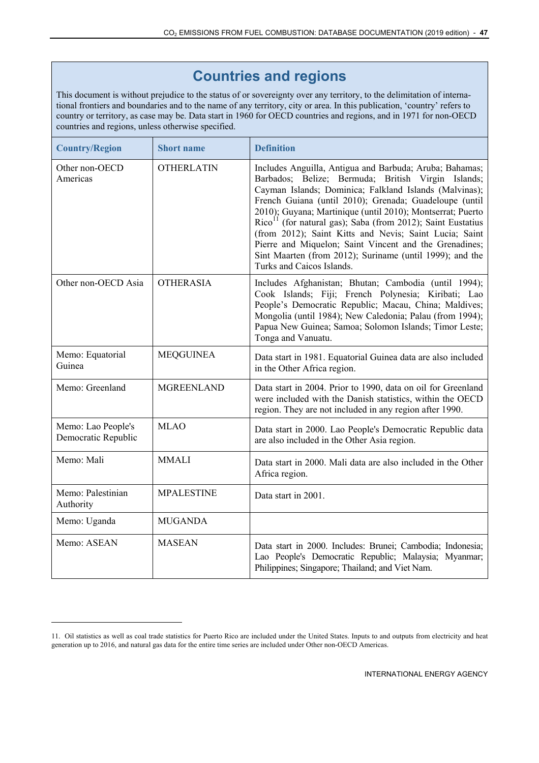## Countries and regions

This document is without prejudice to the status of or sovereignty over any territory, to the delimitation of international frontiers and boundaries and to the name of any territory, city or area. In this publication, 'country' refers to country or territory, as case may be. Data start in 1960 for OECD countries and regions, and in 1971 for non-OECD countries and regions, unless otherwise specified.

| Country/Region | Short name | Definition |
|---|---|---|
| Other non-OECD Americas | OTHERLATIN | Includes Anguilla, Antigua and Barbuda; Aruba; Bahamas; Barbados; Belize; Bermuda; British Virgin Islands; Cayman Islands; Dominica; Falkland Islands (Malvinas); French Guiana (until 2010); Grenada; Guadeloupe (until 2010); Guyana; Martinique (until 2010); Montserrat; Puerto Rico[11] (for natural gas); Saba (from 2012); Saint Eustatius (from 2012); Saint Kitts and Nevis; Saint Lucia; Saint Pierre and Miquelon; Saint Vincent and the Grenadines; Sint Maarten (from 2012); Suriname (until 1999); and the Turks and Caicos Islands. |
| Other non-OECD Asia | OTHERASIA | Includes Afghanistan; Bhutan; Cambodia (until 1994); Cook Islands; Fiji; French Polynesia; Kiribati; Lao People's Democratic Republic; Macau, China; Maldives; Mongolia (until 1984); New Caledonia; Palau (from 1994); Papua New Guinea; Samoa; Solomon Islands; Timor Leste; Tonga and Vanuatu. |
| Memo: Equatorial Guinea | MEQGUINEA | Data start in 1981. Equatorial Guinea data are also included in the Other Africa region. |
| Memo: Greenland | MGREENLAND | Data start in 2004. Prior to 1990, data on oil for Greenland were included with the Danish statistics, within the OECD region. They are not included in any region after 1990. |
| Memo: Lao People's Democratic Republic | MLAO | Data start in 2000. Lao People's Democratic Republic data are also included in the Other Asia region. |
| Memo: Mali | MMALI | Data start in 2000. Mali data are also included in the Other Africa region. |
| Memo: Palestinian Authority | MPALESTINE | Data start in 2001. |
| Memo: Uganda | MUGANDA | |
| Memo: ASEAN | MASEAN | Data start in 2000. Includes: Brunei; Cambodia; Indonesia; Lao People's Democratic Republic; Malaysia; Myanmar; Philippines; Singapore; Thailand; and Viet Nam. |

11. Oil statistics as well as coal trade statistics for Puerto Rico are included under the United States. Inputs to and outputs from electricity and heat generation up to 2016, and natural gas data for the entire time series are included under Other non-OECD Americas.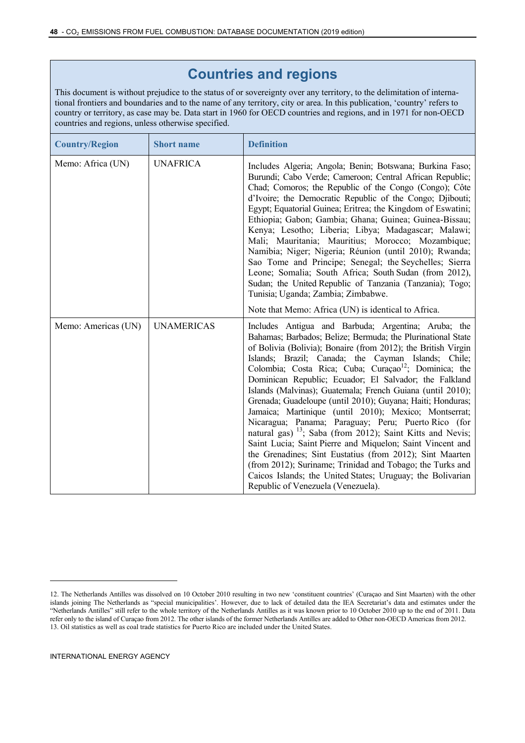## Countries and regions

This document is without prejudice to the status of or sovereignty over any territory, to the delimitation of international frontiers and boundaries and to the name of any territory, city or area. In this publication, 'country' refers to country or territory, as case may be. Data start in 1960 for OECD countries and regions, and in 1971 for non-OECD countries and regions, unless otherwise specified.

| Country/Region | Short name | Definition |
|---|---|---|
| Memo: Africa (UN) | UNAFRICA | Includes Algeria; Angola; Benin; Botswana; Burkina Faso; Burundi; Cabo Verde; Cameroon; Central African Republic; Chad; Comoros; the Republic of the Congo (Congo); Côte d'Ivoire; the Democratic Republic of the Congo; Djibouti; Egypt; Equatorial Guinea; Eritrea; the Kingdom of Eswatini; Ethiopia; Gabon; Gambia; Ghana; Guinea; Guinea-Bissau; Kenya; Lesotho; Liberia; Libya; Madagascar; Malawi; Mali; Mauritania; Mauritius; Morocco; Mozambique; Namibia; Niger; Nigeria; Réunion (until 2010); Rwanda; Sao Tome and Principe; Senegal; the Seychelles; Sierra Leone; Somalia; South Africa; South Sudan (from 2012), Sudan; the United Republic of Tanzania (Tanzania); Togo; Tunisia; Uganda; Zambia; Zimbabwe.<br><br>Note that Memo: Africa (UN) is identical to Africa. |
| Memo: Americas (UN) | UNAMERICAS | Includes Antigua and Barbuda; Argentina; Aruba; the Bahamas; Barbados; Belize; Bermuda; the Plurinational State of Bolivia (Bolivia); Bonaire (from 2012); the British Virgin Islands; Brazil; Canada; the Cayman Islands; Chile; Colombia; Costa Rica; Cuba; Curaçao[12]; Dominica; the Dominican Republic; Ecuador; El Salvador; the Falkland Islands (Malvinas); Guatemala; French Guiana (until 2010); Grenada; Guadeloupe (until 2010); Guyana; Haiti; Honduras; Jamaica; Martinique (until 2010); Mexico; Montserrat; Nicaragua; Panama; Paraguay; Peru; Puerto Rico (for natural gas)[13]; Saba (from 2012); Saint Kitts and Nevis; Saint Lucia; Saint Pierre and Miquelon; Saint Vincent and the Grenadines; Sint Eustatius (from 2012); Sint Maarten (from 2012); Suriname; Trinidad and Tobago; the Turks and Caicos Islands; the United States; Uruguay; the Bolivarian Republic of Venezuela (Venezuela). |

12. The Netherlands Antilles was dissolved on 10 October 2010 resulting in two new 'constituent countries' (Curaçao and Sint Maarten) with the other islands joining The Netherlands as "special municipalities'. However, due to lack of detailed data the IEA Secretariat's data and estimates under the "Netherlands Antilles" still refer to the whole territory of the Netherlands Antilles as it was known prior to 10 October 2010 up to the end of 2011. Data refer only to the island of Curaçao from 2012. The other islands of the former Netherlands Antilles are added to Other non-OECD Americas from 2012.

13. Oil statistics as well as coal trade statistics for Puerto Rico are included under the United States.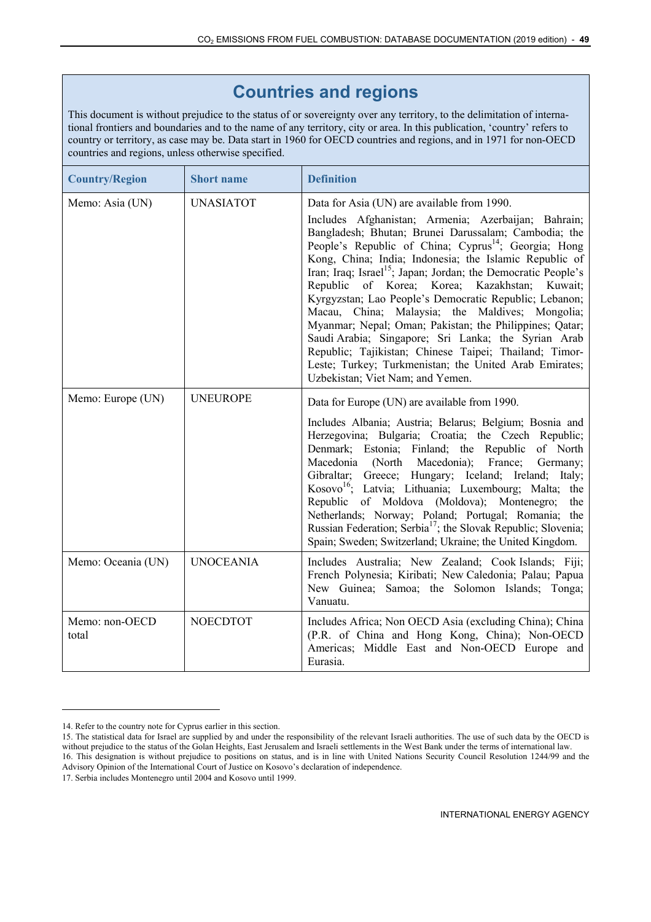# Countries and regions

This document is without prejudice to the status of or sovereignty over any territory, to the delimitation of international frontiers and boundaries and to the name of any territory, city or area. In this publication, 'country' refers to country or territory, as case may be. Data start in 1960 for OECD countries and regions, and in 1971 for non-OECD countries and regions, unless otherwise specified.

| Country/Region | Short name | Definition |
|---|---|---|
| Memo: Asia (UN) | UNASIATOT | Data for Asia (UN) are available from 1990.<br><br>Includes Afghanistan; Armenia; Azerbaijan; Bahrain; Bangladesh; Bhutan; Brunei Darussalam; Cambodia; the People's Republic of China; Cyprus[14]; Georgia; Hong Kong, China; India; Indonesia; the Islamic Republic of Iran; Iraq; Israel[15]; Japan; Jordan; the Democratic People's Republic of Korea; Korea; Kazakhstan; Kuwait; Kyrgyzstan; Lao People's Democratic Republic; Lebanon; Macau, China; Malaysia; the Maldives; Mongolia; Myanmar; Nepal; Oman; Pakistan; the Philippines; Qatar; Saudi Arabia; Singapore; Sri Lanka; the Syrian Arab Republic; Tajikistan; Chinese Taipei; Thailand; Timor-Leste; Turkey; Turkmenistan; the United Arab Emirates; Uzbekistan; Viet Nam; and Yemen. |
| Memo: Europe (UN) | UNEUROPE | Data for Europe (UN) are available from 1990.<br><br>Includes Albania; Austria; Belarus; Belgium; Bosnia and Herzegovina; Bulgaria; Croatia; the Czech Republic; Denmark; Estonia; Finland; the Republic of North Macedonia (North Macedonia); France; Germany; Gibraltar; Greece; Hungary; Iceland; Ireland; Italy; Kosovo[16]; Latvia; Lithuania; Luxembourg; Malta; the Republic of Moldova (Moldova); Montenegro; the Netherlands; Norway; Poland; Portugal; Romania; the Russian Federation; Serbia[17]; the Slovak Republic; Slovenia; Spain; Sweden; Switzerland; Ukraine; the United Kingdom. |
| Memo: Oceania (UN) | UNOCEANIA | Includes Australia; New Zealand; Cook Islands; Fiji; French Polynesia; Kiribati; New Caledonia; Palau; Papua New Guinea; Samoa; the Solomon Islands; Tonga; Vanuatu. |
| Memo: non-OECD total | NOECDTOT | Includes Africa; Non OECD Asia (excluding China); China (P.R. of China and Hong Kong, China); Non-OECD Americas; Middle East and Non-OECD Europe and Eurasia. |

14. Refer to the country note for Cyprus earlier in this section.

15. The statistical data for Israel are supplied by and under the responsibility of the relevant Israeli authorities. The use of such data by the OECD is without prejudice to the status of the Golan Heights, East Jerusalem and Israeli settlements in the West Bank under the terms of international law.

16. This designation is without prejudice to positions on status, and is in line with United Nations Security Council Resolution 1244/99 and the Advisory Opinion of the International Court of Justice on Kosovo's declaration of independence.

17. Serbia includes Montenegro until 2004 and Kosovo until 1999.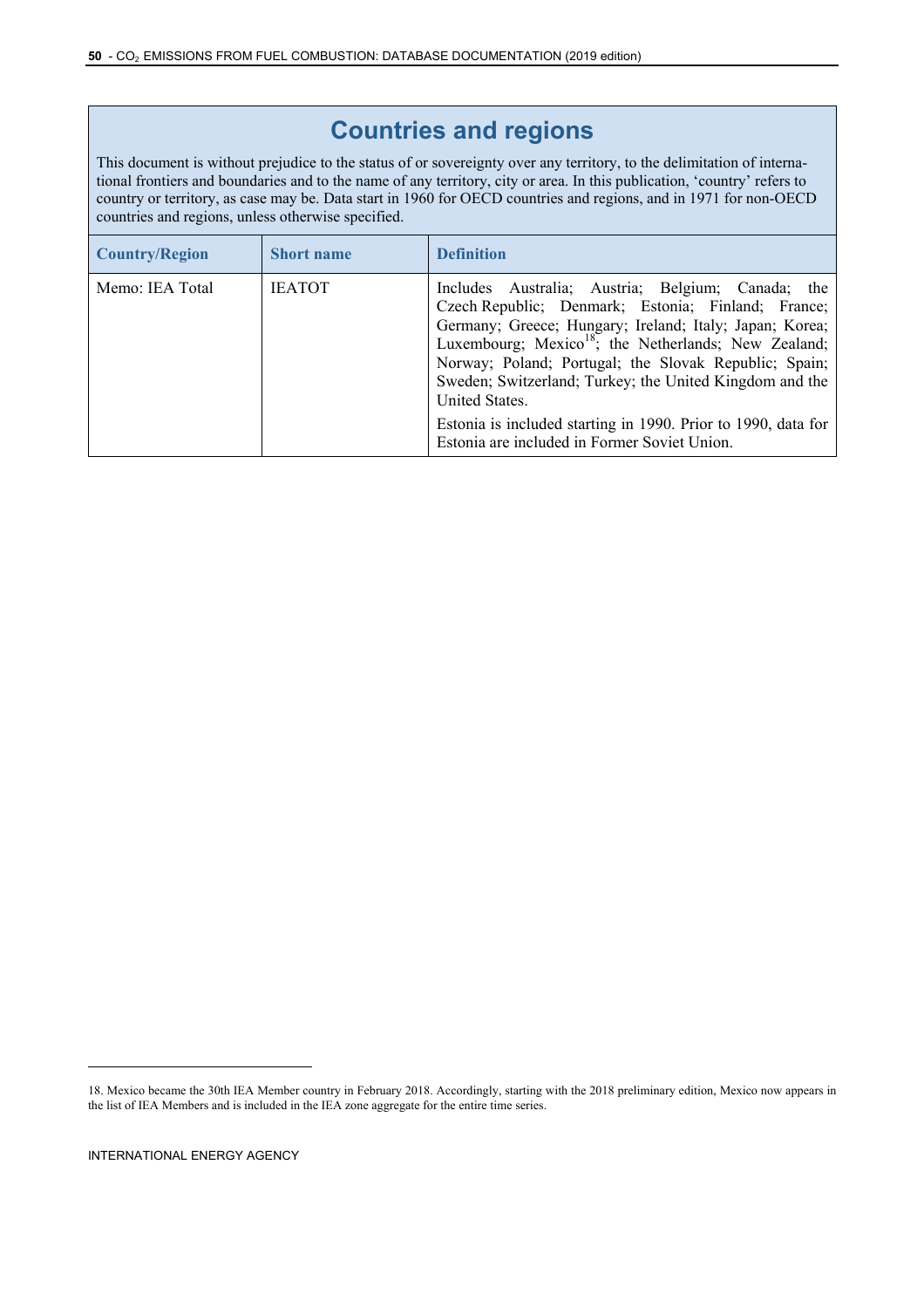# Countries and regions

This document is without prejudice to the status of or sovereignty over any territory, to the delimitation of international frontiers and boundaries and to the name of any territory, city or area. In this publication, 'country' refers to country or territory, as case may be. Data start in 1960 for OECD countries and regions, and in 1971 for non-OECD countries and regions, unless otherwise specified.

| Country/Region | Short name | Definition |
| --- | --- | --- |
| Memo: IEA Total | IEATOT | Includes Australia; Austria; Belgium; Canada; the Czech Republic; Denmark; Estonia; Finland; France; Germany; Greece; Hungary; Ireland; Italy; Japan; Korea; Luxembourg; Mexico[18]; the Netherlands; New Zealand; Norway; Poland; Portugal; the Slovak Republic; Spain; Sweden; Switzerland; Turkey; the United Kingdom and the United States.<br><br>Estonia is included starting in 1990. Prior to 1990, data for Estonia are included in Former Soviet Union. |

18. Mexico became the 30th IEA Member country in February 2018. Accordingly, starting with the 2018 preliminary edition, Mexico now appears in the list of IEA Members and is included in the IEA zone aggregate for the entire time series.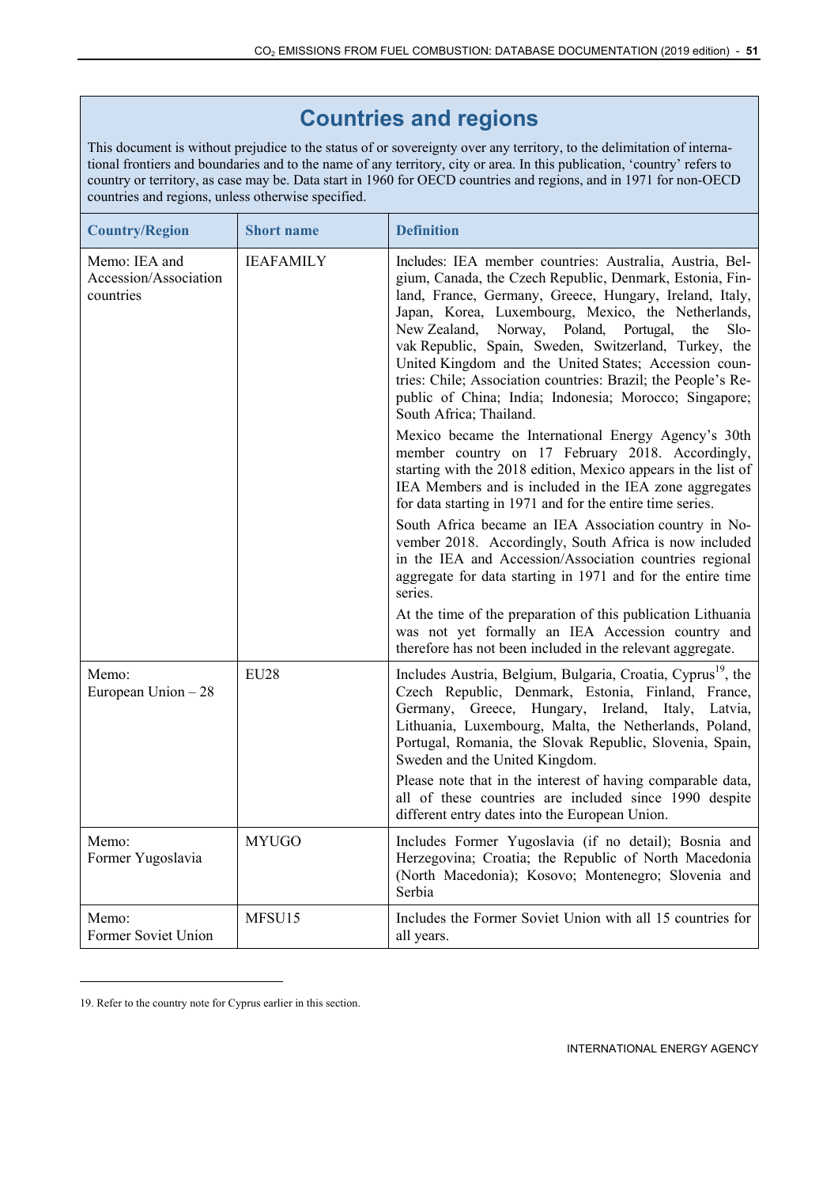# Countries and regions

This document is without prejudice to the status of or sovereignty over any territory, to the delimitation of international frontiers and boundaries and to the name of any territory, city or area. In this publication, 'country' refers to country or territory, as case may be. Data start in 1960 for OECD countries and regions, and in 1971 for non-OECD countries and regions, unless otherwise specified.

| Country/Region | Short name | Definition |
|---|---|---|
| Memo: IEA and Accession/Association countries | IEAFAMILY | Includes: IEA member countries: Australia, Austria, Belgium, Canada, the Czech Republic, Denmark, Estonia, Finland, France, Germany, Greece, Hungary, Ireland, Italy, Japan, Korea, Luxembourg, Mexico, the Netherlands, New Zealand, Norway, Poland, Portugal, the Slovak Republic, Spain, Sweden, Switzerland, Turkey, the United Kingdom and the United States; Accession countries: Chile; Association countries: Brazil; the People's Republic of China; India; Indonesia; Morocco; Singapore; South Africa; Thailand.<br><br>Mexico became the International Energy Agency's 30th member country on 17 February 2018. Accordingly, starting with the 2018 edition, Mexico appears in the list of IEA Members and is included in the IEA zone aggregates for data starting in 1971 and for the entire time series.<br><br>South Africa became an IEA Association country in November 2018. Accordingly, South Africa is now included in the IEA and Accession/Association countries regional aggregate for data starting in 1971 and for the entire time series.<br><br>At the time of the preparation of this publication Lithuania was not yet formally an IEA Accession country and therefore has not been included in the relevant aggregate. |
| Memo: European Union – 28 | EU28 | Includes Austria, Belgium, Bulgaria, Croatia, Cyprus[19], the Czech Republic, Denmark, Estonia, Finland, France, Germany, Greece, Hungary, Ireland, Italy, Latvia, Lithuania, Luxembourg, Malta, the Netherlands, Poland, Portugal, Romania, the Slovak Republic, Slovenia, Spain, Sweden and the United Kingdom.<br><br>Please note that in the interest of having comparable data, all of these countries are included since 1990 despite different entry dates into the European Union. |
| Memo: Former Yugoslavia | MYUGO | Includes Former Yugoslavia (if no detail); Bosnia and Herzegovina; Croatia; the Republic of North Macedonia (North Macedonia); Kosovo; Montenegro; Slovenia and Serbia |
| Memo: Former Soviet Union | MFSU15 | Includes the Former Soviet Union with all 15 countries for all years. |

19. Refer to the country note for Cyprus earlier in this section.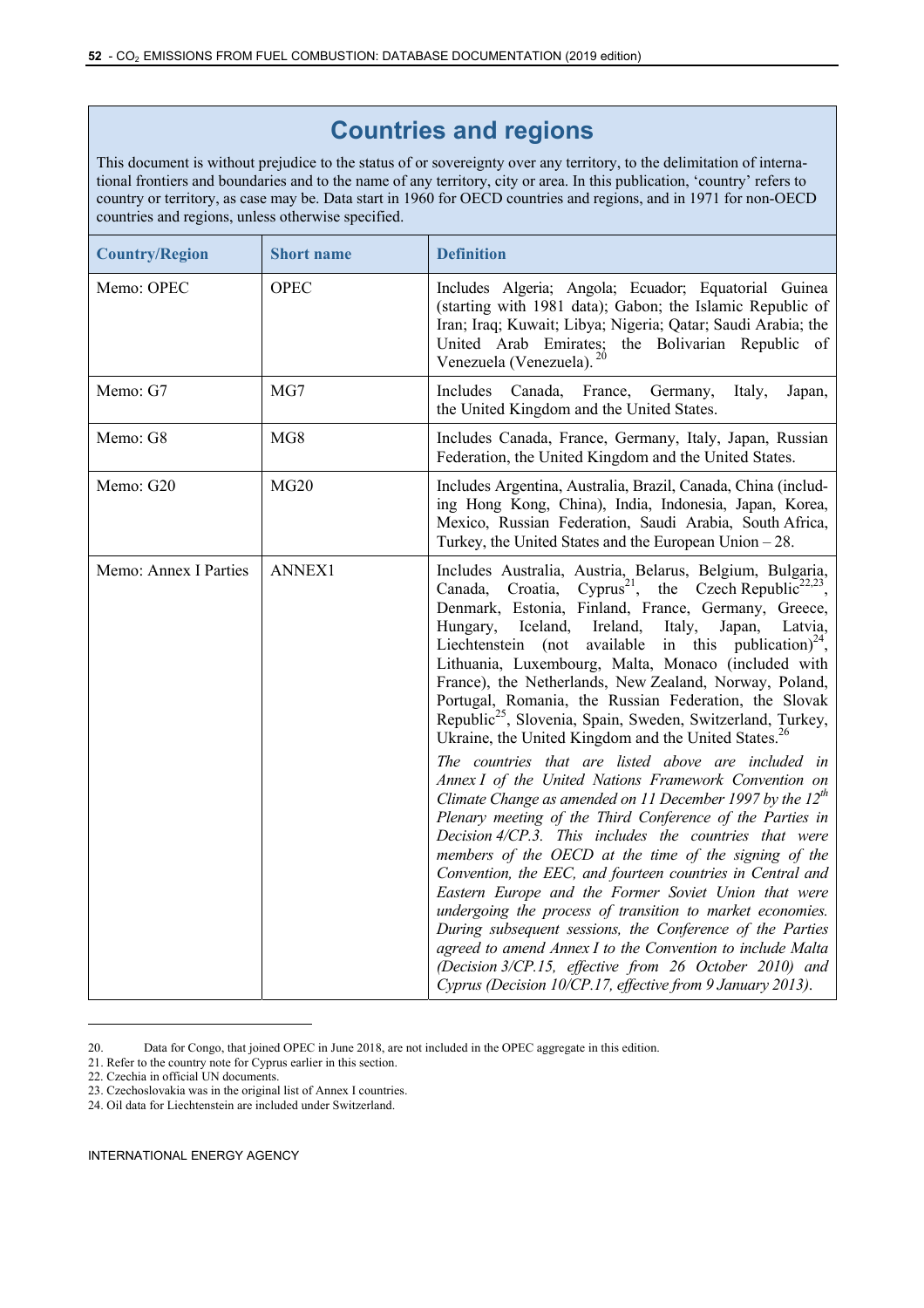## Countries and regions

This document is without prejudice to the status of or sovereignty over any territory, to the delimitation of international frontiers and boundaries and to the name of any territory, city or area. In this publication, 'country' refers to country or territory, as case may be. Data start in 1960 for OECD countries and regions, and in 1971 for non-OECD countries and regions, unless otherwise specified.

| Country/Region | Short name | Definition |
|---|---|---|
| Memo: OPEC | OPEC | Includes Algeria; Angola; Ecuador; Equatorial Guinea (starting with 1981 data); Gabon; the Islamic Republic of Iran; Iraq; Kuwait; Libya; Nigeria; Qatar; Saudi Arabia; the United Arab Emirates; the Bolivarian Republic of Venezuela (Venezuela).[20] |
| Memo: G7 | MG7 | Includes Canada, France, Germany, Italy, Japan, the United Kingdom and the United States. |
| Memo: G8 | MG8 | Includes Canada, France, Germany, Italy, Japan, Russian Federation, the United Kingdom and the United States. |
| Memo: G20 | MG20 | Includes Argentina, Australia, Brazil, Canada, China (including Hong Kong, China), India, Indonesia, Japan, Korea, Mexico, Russian Federation, Saudi Arabia, South Africa, Turkey, the United States and the European Union – 28. |
| Memo: Annex I Parties | ANNEX1 | Includes Australia, Austria, Belarus, Belgium, Bulgaria, Canada, Croatia, Cyprus[21], the Czech Republic[22,23], Denmark, Estonia, Finland, France, Germany, Greece, Hungary, Iceland, Ireland, Italy, Japan, Latvia, Liechtenstein (not available in this publication)[24], Lithuania, Luxembourg, Malta, Monaco (included with France), the Netherlands, New Zealand, Norway, Poland, Portugal, Romania, the Russian Federation, the Slovak Republic[25], Slovenia, Spain, Sweden, Switzerland, Turkey, Ukraine, the United Kingdom and the United States.[26]<br><br>*The countries that are listed above are included in Annex I of the United Nations Framework Convention on Climate Change as amended on 11 December 1997 by the 12th Plenary meeting of the Third Conference of the Parties in Decision 4/CP.3. This includes the countries that were members of the OECD at the time of the signing of the Convention, the EEC, and fourteen countries in Central and Eastern Europe and the Former Soviet Union that were undergoing the process of transition to market economies. During subsequent sessions, the Conference of the Parties agreed to amend Annex I to the Convention to include Malta (Decision 3/CP.15, effective from 26 October 2010) and Cyprus (Decision 10/CP.17, effective from 9 January 2013).* |

20. Data for Congo, that joined OPEC in June 2018, are not included in the OPEC aggregate in this edition.
21. Refer to the country note for Cyprus earlier in this section.
22. Czechia in official UN documents.
23. Czechoslovakia was in the original list of Annex I countries.
24. Oil data for Liechtenstein are included under Switzerland.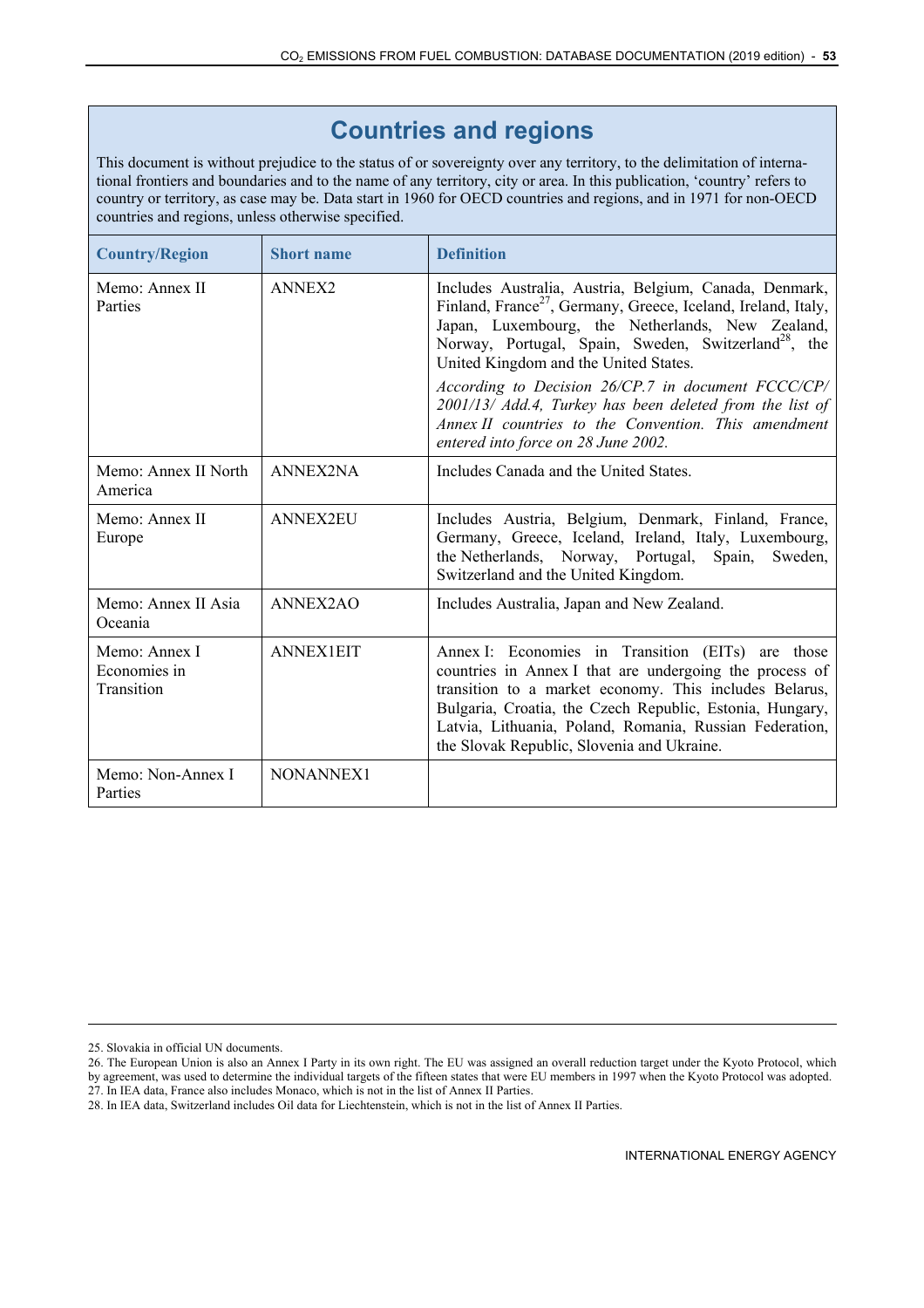# Countries and regions

This document is without prejudice to the status of or sovereignty over any territory, to the delimitation of international frontiers and boundaries and to the name of any territory, city or area. In this publication, 'country' refers to country or territory, as case may be. Data start in 1960 for OECD countries and regions, and in 1971 for non-OECD countries and regions, unless otherwise specified.

| Country/Region | Short name | Definition |
|---|---|---|
| Memo: Annex II Parties | ANNEX2 | Includes Australia, Austria, Belgium, Canada, Denmark, Finland, France[27], Germany, Greece, Iceland, Ireland, Italy, Japan, Luxembourg, the Netherlands, New Zealand, Norway, Portugal, Spain, Sweden, Switzerland[28], the United Kingdom and the United States. *According to Decision 26/CP.7 in document FCCC/CP/ 2001/13/ Add.4, Turkey has been deleted from the list of Annex II countries to the Convention. This amendment entered into force on 28 June 2002.* |
| Memo: Annex II North America | ANNEX2NA | Includes Canada and the United States. |
| Memo: Annex II Europe | ANNEX2EU | Includes Austria, Belgium, Denmark, Finland, France, Germany, Greece, Iceland, Ireland, Italy, Luxembourg, the Netherlands, Norway, Portugal, Spain, Sweden, Switzerland and the United Kingdom. |
| Memo: Annex II Asia Oceania | ANNEX2AO | Includes Australia, Japan and New Zealand. |
| Memo: Annex I Economies in Transition | ANNEX1EIT | Annex I: Economies in Transition (EITs) are those countries in Annex I that are undergoing the process of transition to a market economy. This includes Belarus, Bulgaria, Croatia, the Czech Republic, Estonia, Hungary, Latvia, Lithuania, Poland, Romania, Russian Federation, the Slovak Republic, Slovenia and Ukraine. |
| Memo: Non-Annex I Parties | NONANNEX1 | |

25. Slovakia in official UN documents.
26. The European Union is also an Annex I Party in its own right. The EU was assigned an overall reduction target under the Kyoto Protocol, which by agreement, was used to determine the individual targets of the fifteen states that were EU members in 1997 when the Kyoto Protocol was adopted.
27. In IEA data, France also includes Monaco, which is not in the list of Annex II Parties.
28. In IEA data, Switzerland includes Oil data for Liechtenstein, which is not in the list of Annex II Parties.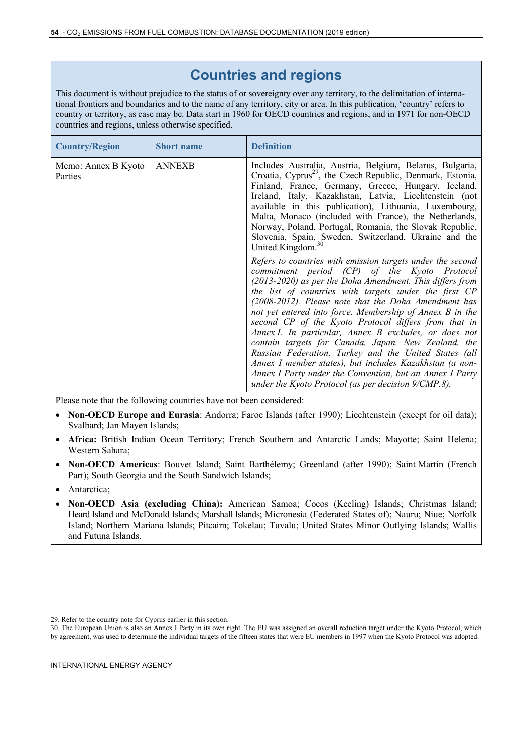# Countries and regions

This document is without prejudice to the status of or sovereignty over any territory, to the delimitation of international frontiers and boundaries and to the name of any territory, city or area. In this publication, 'country' refers to country or territory, as case may be. Data start in 1960 for OECD countries and regions, and in 1971 for non-OECD countries and regions, unless otherwise specified.

| Country/Region | Short name | Definition |
|---|---|---|
| Memo: Annex B Kyoto Parties | ANNEXB | Includes Australia, Austria, Belgium, Belarus, Bulgaria, Croatia, Cyprus[29], the Czech Republic, Denmark, Estonia, Finland, France, Germany, Greece, Hungary, Iceland, Ireland, Italy, Kazakhstan, Latvia, Liechtenstein (not available in this publication), Lithuania, Luxembourg, Malta, Monaco (included with France), the Netherlands, Norway, Poland, Portugal, Romania, the Slovak Republic, Slovenia, Spain, Sweden, Switzerland, Ukraine and the United Kingdom.[30]<br><br>*Refers to countries with emission targets under the second commitment period (CP) of the Kyoto Protocol (2013-2020) as per the Doha Amendment. This differs from the list of countries with targets under the first CP (2008-2012). Please note that the Doha Amendment has not yet entered into force. Membership of Annex B in the second CP of the Kyoto Protocol differs from that in Annex I. In particular, Annex B excludes, or does not contain targets for Canada, Japan, New Zealand, the Russian Federation, Turkey and the United States (all Annex I member states), but includes Kazakhstan (a non-Annex I Party under the Convention, but an Annex I Party under the Kyoto Protocol (as per decision 9/CMP.8).* |

Please note that the following countries have not been considered:

- **Non-OECD Europe and Eurasia**: Andorra; Faroe Islands (after 1990); Liechtenstein (except for oil data); Svalbard; Jan Mayen Islands;
- **Africa:** British Indian Ocean Territory; French Southern and Antarctic Lands; Mayotte; Saint Helena; Western Sahara;
- **Non-OECD Americas**: Bouvet Island; Saint Barthélemy; Greenland (after 1990); Saint Martin (French Part); South Georgia and the South Sandwich Islands;
- Antarctica;
- **Non-OECD Asia (excluding China):** American Samoa; Cocos (Keeling) Islands; Christmas Island; Heard Island and McDonald Islands; Marshall Islands; Micronesia (Federated States of); Nauru; Niue; Norfolk Island; Northern Mariana Islands; Pitcairn; Tokelau; Tuvalu; United States Minor Outlying Islands; Wallis and Futuna Islands.

---

29. Refer to the country note for Cyprus earlier in this section.

30. The European Union is also an Annex I Party in its own right. The EU was assigned an overall reduction target under the Kyoto Protocol, which by agreement, was used to determine the individual targets of the fifteen states that were EU members in 1997 when the Kyoto Protocol was adopted.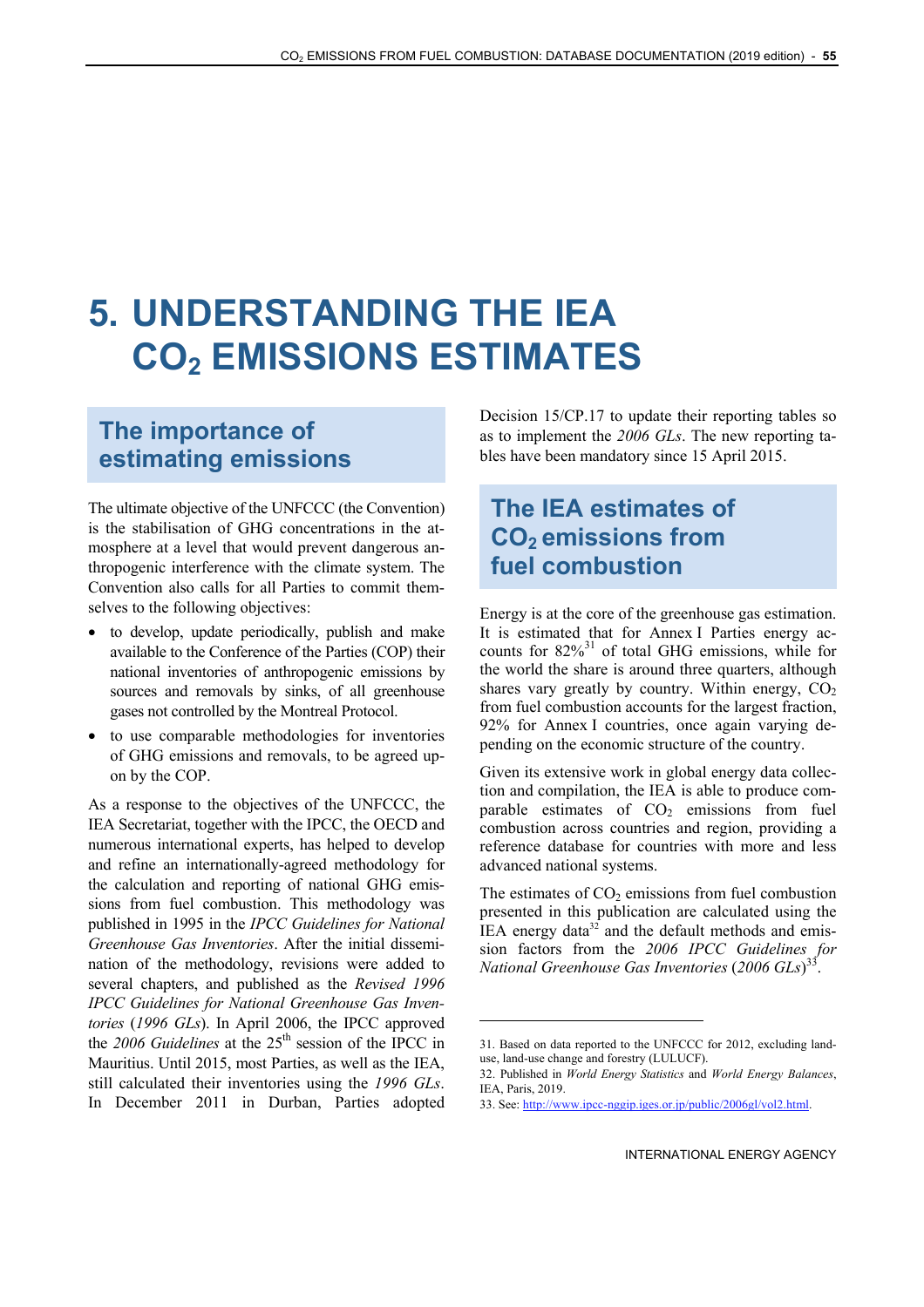# 5. UNDERSTANDING THE IEA $CO_2$ EMISSIONS ESTIMATES

## The importance of estimating emissions

The ultimate objective of the UNFCCC (the Convention) is the stabilisation of GHG concentrations in the atmosphere at a level that would prevent dangerous anthropogenic interference with the climate system. The Convention also calls for all Parties to commit themselves to the following objectives:

- to develop, update periodically, publish and make available to the Conference of the Parties (COP) their national inventories of anthropogenic emissions by sources and removals by sinks, of all greenhouse gases not controlled by the Montreal Protocol.
- to use comparable methodologies for inventories of GHG emissions and removals, to be agreed upon by the COP.

As a response to the objectives of the UNFCCC, the IEA Secretariat, together with the IPCC, the OECD and numerous international experts, has helped to develop and refine an internationally-agreed methodology for the calculation and reporting of national GHG emissions from fuel combustion. This methodology was published in 1995 in the *IPCC Guidelines for National Greenhouse Gas Inventories*. After the initial dissemination of the methodology, revisions were added to several chapters, and published as the *Revised 1996 IPCC Guidelines for National Greenhouse Gas Inventories* (*1996 GLs*). In April 2006, the IPCC approved the *2006 Guidelines* at the 25th session of the IPCC in Mauritius. Until 2015, most Parties, as well as the IEA, still calculated their inventories using the *1996 GLs*. In December 2011 in Durban, Parties adopted Decision 15/CP.17 to update their reporting tables so as to implement the *2006 GLs*. The new reporting tables have been mandatory since 15 April 2015.

## The IEA estimates of $CO_2$ emissions from fuel combustion

Energy is at the core of the greenhouse gas estimation. It is estimated that for Annex I Parties energy accounts for 82%[31] of total GHG emissions, while for the world the share is around three quarters, although shares vary greatly by country. Within energy, $CO_2$ from fuel combustion accounts for the largest fraction, 92% for Annex I countries, once again varying depending on the economic structure of the country.

Given its extensive work in global energy data collection and compilation, the IEA is able to produce comparable estimates of $CO_2$ emissions from fuel combustion across countries and region, providing a reference database for countries with more and less advanced national systems.

The estimates of $CO_2$ emissions from fuel combustion presented in this publication are calculated using the IEA energy data[32] and the default methods and emission factors from the *2006 IPCC Guidelines for National Greenhouse Gas Inventories* (*2006 GLs*)[33].

31. Based on data reported to the UNFCCC for 2012, excluding land-use, land-use change and forestry (LULUCF).

32. Published in *World Energy Statistics* and *World Energy Balances*, IEA, Paris, 2019.

33. See: http://www.ipcc-nggip.iges.or.jp/public/2006gl/vol2.html.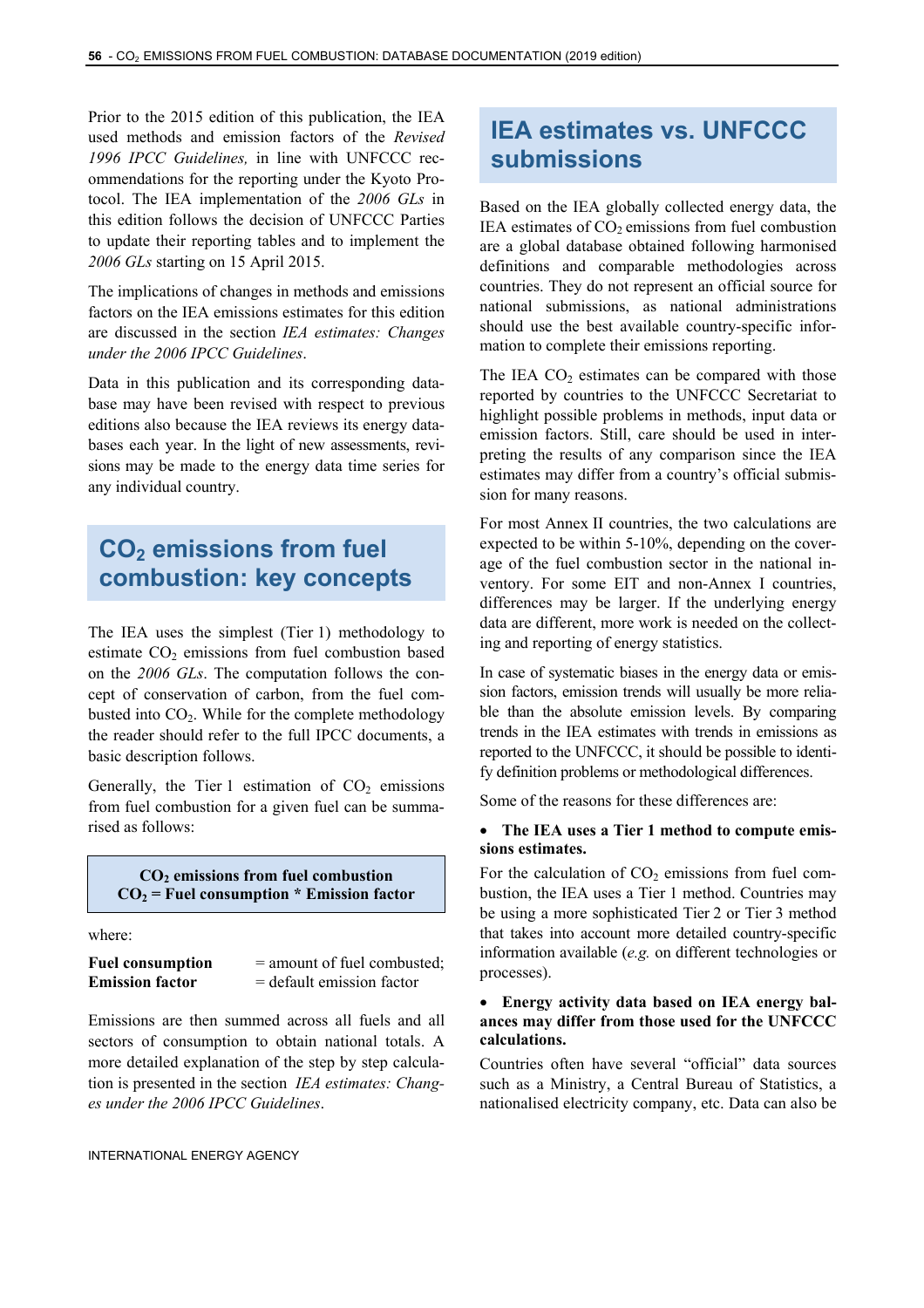Prior to the 2015 edition of this publication, the IEA used methods and emission factors of the *Revised 1996 IPCC Guidelines,* in line with UNFCCC recommendations for the reporting under the Kyoto Protocol. The IEA implementation of the *2006 GLs* in this edition follows the decision of UNFCCC Parties to update their reporting tables and to implement the *2006 GLs* starting on 15 April 2015.

The implications of changes in methods and emissions factors on the IEA emissions estimates for this edition are discussed in the section *IEA estimates: Changes under the 2006 IPCC Guidelines*.

Data in this publication and its corresponding database may have been revised with respect to previous editions also because the IEA reviews its energy databases each year. In the light of new assessments, revisions may be made to the energy data time series for any individual country.

## $CO_2$ emissions from fuel combustion: key concepts

The IEA uses the simplest (Tier 1) methodology to estimate $CO_2$ emissions from fuel combustion based on the *2006 GLs*. The computation follows the concept of conservation of carbon, from the fuel combusted into $CO_2$. While for the complete methodology the reader should refer to the full IPCC documents, a basic description follows.

Generally, the Tier 1 estimation of $CO_2$ emissions from fuel combustion for a given fuel can be summarised as follows:

**$CO_2$ emissions from fuel combustion**
**$CO_2$ = Fuel consumption * Emission factor**

where:

**Fuel consumption** = amount of fuel combusted;
**Emission factor** = default emission factor

Emissions are then summed across all fuels and all sectors of consumption to obtain national totals. A more detailed explanation of the step by step calculation is presented in the section *IEA estimates: Changes under the 2006 IPCC Guidelines*.

## IEA estimates vs. UNFCCC submissions

Based on the IEA globally collected energy data, the IEA estimates of $CO_2$ emissions from fuel combustion are a global database obtained following harmonised definitions and comparable methodologies across countries. They do not represent an official source for national submissions, as national administrations should use the best available country-specific information to complete their emissions reporting.

The IEA $CO_2$ estimates can be compared with those reported by countries to the UNFCCC Secretariat to highlight possible problems in methods, input data or emission factors. Still, care should be used in interpreting the results of any comparison since the IEA estimates may differ from a country's official submission for many reasons.

For most Annex II countries, the two calculations are expected to be within 5-10%, depending on the coverage of the fuel combustion sector in the national inventory. For some EIT and non-Annex I countries, differences may be larger. If the underlying energy data are different, more work is needed on the collecting and reporting of energy statistics.

In case of systematic biases in the energy data or emission factors, emission trends will usually be more reliable than the absolute emission levels. By comparing trends in the IEA estimates with trends in emissions as reported to the UNFCCC, it should be possible to identify definition problems or methodological differences.

Some of the reasons for these differences are:

- **The IEA uses a Tier 1 method to compute emissions estimates.**

For the calculation of $CO_2$ emissions from fuel combustion, the IEA uses a Tier 1 method. Countries may be using a more sophisticated Tier 2 or Tier 3 method that takes into account more detailed country-specific information available (*e.g.* on different technologies or processes).

- **Energy activity data based on IEA energy balances may differ from those used for the UNFCCC calculations.**

Countries often have several "official" data sources such as a Ministry, a Central Bureau of Statistics, a nationalised electricity company, etc. Data can also be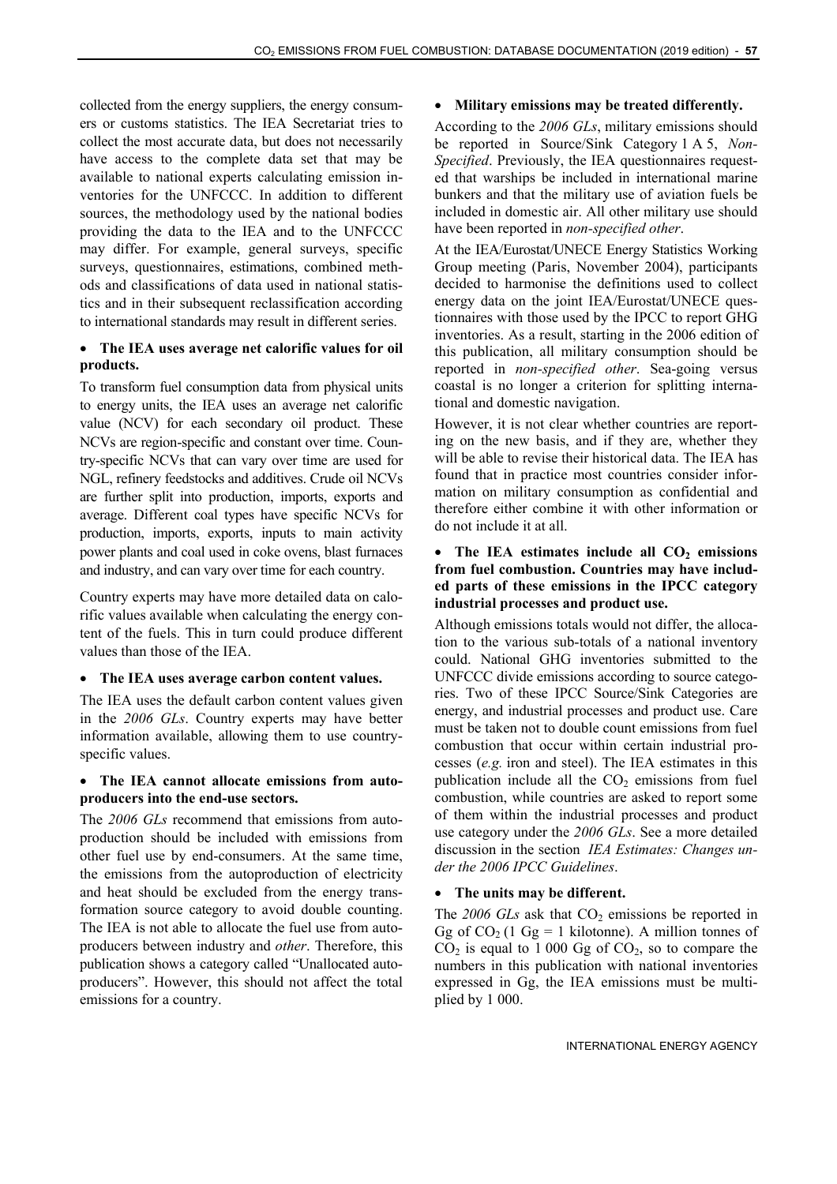collected from the energy suppliers, the energy consumers or customs statistics. The IEA Secretariat tries to collect the most accurate data, but does not necessarily have access to the complete data set that may be available to national experts calculating emission inventories for the UNFCCC. In addition to different sources, the methodology used by the national bodies providing the data to the IEA and to the UNFCCC may differ. For example, general surveys, specific surveys, questionnaires, estimations, combined methods and classifications of data used in national statistics and in their subsequent reclassification according to international standards may result in different series.

- **The IEA uses average net calorific values for oil products.**

To transform fuel consumption data from physical units to energy units, the IEA uses an average net calorific value (NCV) for each secondary oil product. These NCVs are region-specific and constant over time. Country-specific NCVs that can vary over time are used for NGL, refinery feedstocks and additives. Crude oil NCVs are further split into production, imports, exports and average. Different coal types have specific NCVs for production, imports, exports, inputs to main activity power plants and coal used in coke ovens, blast furnaces and industry, and can vary over time for each country.

Country experts may have more detailed data on calorific values available when calculating the energy content of the fuels. This in turn could produce different values than those of the IEA.

- **The IEA uses average carbon content values.**

The IEA uses the default carbon content values given in the *2006 GLs*. Country experts may have better information available, allowing them to use country-specific values.

- **The IEA cannot allocate emissions from autoproducers into the end-use sectors.**

The *2006 GLs* recommend that emissions from autoproduction should be included with emissions from other fuel use by end-consumers. At the same time, the emissions from the autoproduction of electricity and heat should be excluded from the energy transformation source category to avoid double counting. The IEA is not able to allocate the fuel use from autoproducers between industry and *other*. Therefore, this publication shows a category called "Unallocated autoproducers". However, this should not affect the total emissions for a country.

- **Military emissions may be treated differently.**

According to the *2006 GLs*, military emissions should be reported in Source/Sink Category 1 A 5, *Non-Specified*. Previously, the IEA questionnaires requested that warships be included in international marine bunkers and that the military use of aviation fuels be included in domestic air. All other military use should have been reported in *non-specified other*.

At the IEA/Eurostat/UNECE Energy Statistics Working Group meeting (Paris, November 2004), participants decided to harmonise the definitions used to collect energy data on the joint IEA/Eurostat/UNECE questionnaires with those used by the IPCC to report GHG inventories. As a result, starting in the 2006 edition of this publication, all military consumption should be reported in *non-specified other*. Sea-going versus coastal is no longer a criterion for splitting international and domestic navigation.

However, it is not clear whether countries are reporting on the new basis, and if they are, whether they will be able to revise their historical data. The IEA has found that in practice most countries consider information on military consumption as confidential and therefore either combine it with other information or do not include it at all.

- **The IEA estimates include all $CO_2$ emissions from fuel combustion. Countries may have included parts of these emissions in the IPCC category industrial processes and product use.**

Although emissions totals would not differ, the allocation to the various sub-totals of a national inventory could. National GHG inventories submitted to the UNFCCC divide emissions according to source categories. Two of these IPCC Source/Sink Categories are energy, and industrial processes and product use. Care must be taken not to double count emissions from fuel combustion that occur within certain industrial processes (*e.g.* iron and steel). The IEA estimates in this publication include all the $CO_2$ emissions from fuel combustion, while countries are asked to report some of them within the industrial processes and product use category under the *2006 GLs*. See a more detailed discussion in the section *IEA Estimates: Changes under the 2006 IPCC Guidelines*.

- **The units may be different.**

The *2006 GLs* ask that $CO_2$ emissions be reported in Gg of $CO_2$ (1 Gg = 1 kilotonne). A million tonnes of $CO_2$ is equal to 1 000 Gg of $CO_2$, so to compare the numbers in this publication with national inventories expressed in Gg, the IEA emissions must be multiplied by 1 000.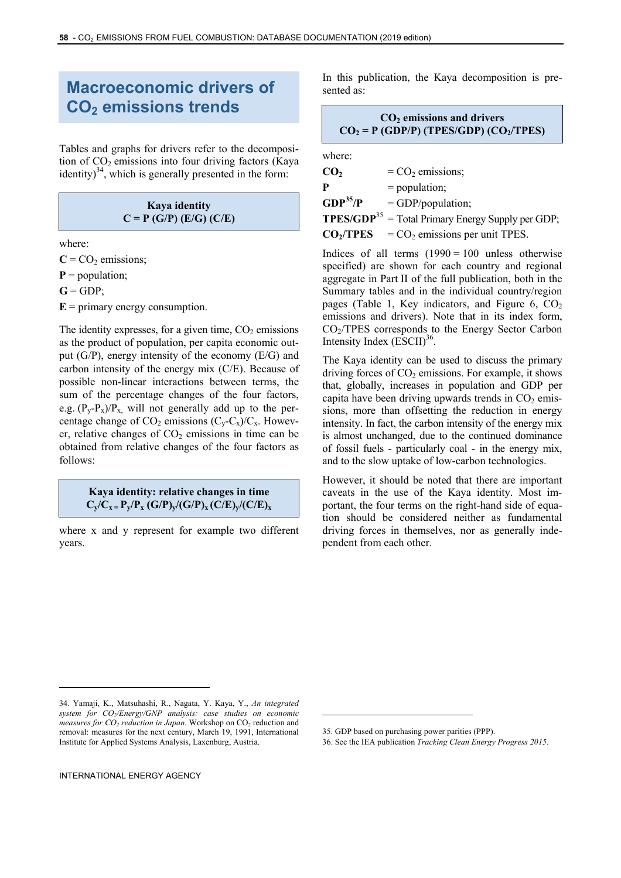# Macroeconomic drivers of $CO_2$ emissions trends

Tables and graphs for drivers refer to the decomposition of $CO_2$ emissions into four driving factors (Kaya identity)[34], which is generally presented in the form:

**Kaya identity**
**$C = P\ (G/P)\ (E/G)\ (C/E)$**

where:

**C** = $CO_2$ emissions;

**P** = population;

**G** = GDP;

**E** = primary energy consumption.

The identity expresses, for a given time, $CO_2$ emissions as the product of population, per capita economic output (G/P), energy intensity of the economy (E/G) and carbon intensity of the energy mix (C/E). Because of possible non-linear interactions between terms, the sum of the percentage changes of the four factors, e.g. $(P_y\text{-}P_x)/P_x$, will not generally add up to the percentage change of $CO_2$ emissions $(C_y\text{-}C_x)/C_x$. However, relative changes of $CO_2$ emissions in time can be obtained from relative changes of the four factors as follows:

**Kaya identity: relative changes in time**
**$C_y/C_x = P_y/P_x\ (G/P)_y/(G/P)_x\ (C/E)_y/(C/E)_x$**

where x and y represent for example two different years.

In this publication, the Kaya decomposition is presented as:

**$CO_2$ emissions and drivers**
**$CO_2 = P\ (GDP/P)\ (TPES/GDP)\ (CO_2/TPES)$**

where:

**$CO_2$** = $CO_2$ emissions;

**P** = population;

**GDP[35]/P** = GDP/population;

**TPES/GDP**[35] = Total Primary Energy Supply per GDP;

**$CO_2$/TPES** = $CO_2$ emissions per unit TPES.

Indices of all terms (1990 = 100 unless otherwise specified) are shown for each country and regional aggregate in Part II of the full publication, both in the Summary tables and in the individual country/region pages (Table 1, Key indicators, and Figure 6, $CO_2$ emissions and drivers). Note that in its index form, $CO_2$/TPES corresponds to the Energy Sector Carbon Intensity Index (ESCII)[36].

The Kaya identity can be used to discuss the primary driving forces of $CO_2$ emissions. For example, it shows that, globally, increases in population and GDP per capita have been driving upwards trends in $CO_2$ emissions, more than offsetting the reduction in energy intensity. In fact, the carbon intensity of the energy mix is almost unchanged, due to the continued dominance of fossil fuels - particularly coal - in the energy mix, and to the slow uptake of low-carbon technologies.

However, it should be noted that there are important caveats in the use of the Kaya identity. Most important, the four terms on the right-hand side of equation should be considered neither as fundamental driving forces in themselves, nor as generally independent from each other.

---

34. Yamaji, K., Matsuhashi, R., Nagata, Y. Kaya, Y., *An integrated system for $CO_2$/Energy/GNP analysis: case studies on economic measures for $CO_2$ reduction in Japan*. Workshop on $CO_2$ reduction and removal: measures for the next century, March 19, 1991, International Institute for Applied Systems Analysis, Laxenburg, Austria.

35. GDP based on purchasing power parities (PPP).

36. See the IEA publication *Tracking Clean Energy Progress 2015*.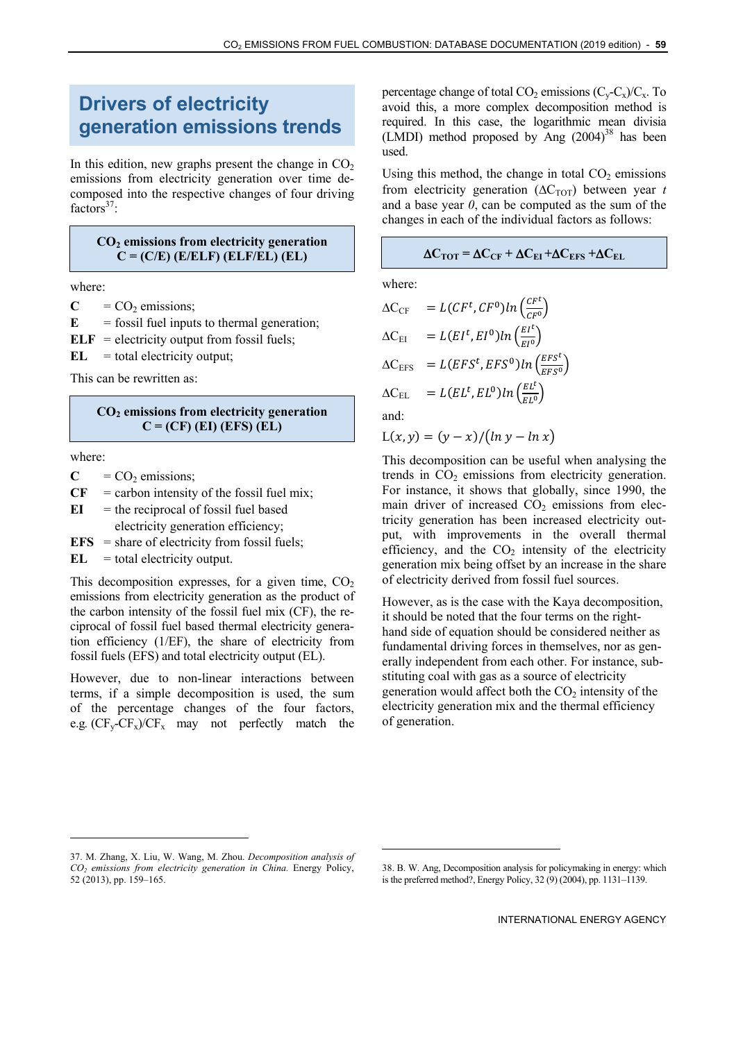# Drivers of electricity generation emissions trends

In this edition, new graphs present the change in $CO_2$ emissions from electricity generation over time decomposed into the respective changes of four driving factors[37]:

**$CO_2$ emissions from electricity generation**
**C = (C/E) (E/ELF) (ELF/EL) (EL)**

where:

- **C** = $CO_2$ emissions;
- **E** = fossil fuel inputs to thermal generation;
- **ELF** = electricity output from fossil fuels;
- **EL** = total electricity output;

This can be rewritten as:

**$CO_2$ emissions from electricity generation**
**C = (CF) (EI) (EFS) (EL)**

where:

- **C** = $CO_2$ emissions;
- **CF** = carbon intensity of the fossil fuel mix;
- **EI** = the reciprocal of fossil fuel based electricity generation efficiency;
- **EFS** = share of electricity from fossil fuels;
- **EL** = total electricity output.

This decomposition expresses, for a given time, $CO_2$ emissions from electricity generation as the product of the carbon intensity of the fossil fuel mix (CF), the reciprocal of fossil fuel based thermal electricity generation efficiency (1/EF), the share of electricity from fossil fuels (EFS) and total electricity output (EL).

However, due to non-linear interactions between terms, if a simple decomposition is used, the sum of the percentage changes of the four factors, e.g. $(CF_y\text{-}CF_x)/CF_x$ may not perfectly match the percentage change of total $CO_2$ emissions $(C_y\text{-}C_x)/C_x$. To avoid this, a more complex decomposition method is required. In this case, the logarithmic mean divisia (LMDI) method proposed by Ang (2004)[38] has been used.

Using this method, the change in total $CO_2$ emissions from electricity generation ($\Delta C_{TOT}$) between year *t* and a base year *0*, can be computed as the sum of the changes in each of the individual factors as follows:

$$\Delta C_{TOT} = \Delta C_{CF} + \Delta C_{EI} + \Delta C_{EFS} + \Delta C_{EL}$$

where:

$$\Delta C_{CF} = L(CF^t, CF^0)\ln\left(\frac{CF^t}{CF^0}\right)$$

$$\Delta C_{EI} = L(EI^t, EI^0)\ln\left(\frac{EI^t}{EI^0}\right)$$

$$\Delta C_{EFS} = L(EFS^t, EFS^0)\ln\left(\frac{EFS^t}{EFS^0}\right)$$

$$\Delta C_{EL} = L(EL^t, EL^0)\ln\left(\frac{EL^t}{EL^0}\right)$$

and:

$$L(x,y) = (y - x)/(\ln y - \ln x)$$

This decomposition can be useful when analysing the trends in $CO_2$ emissions from electricity generation. For instance, it shows that globally, since 1990, the main driver of increased $CO_2$ emissions from electricity generation has been increased electricity output, with improvements in the overall thermal efficiency, and the $CO_2$ intensity of the electricity generation mix being offset by an increase in the share of electricity derived from fossil fuel sources.

However, as is the case with the Kaya decomposition, it should be noted that the four terms on the right-hand side of equation should be considered neither as fundamental driving forces in themselves, nor as generally independent from each other. For instance, substituting coal with gas as a source of electricity generation would affect both the $CO_2$ intensity of the electricity generation mix and the thermal efficiency of generation.

---

37. M. Zhang, X. Liu, W. Wang, M. Zhou. *Decomposition analysis of $CO_2$ emissions from electricity generation in China.* Energy Policy, 52 (2013), pp. 159–165.

38. B. W. Ang, Decomposition analysis for policymaking in energy: which is the preferred method?, Energy Policy, 32 (9) (2004), pp. 1131–1139.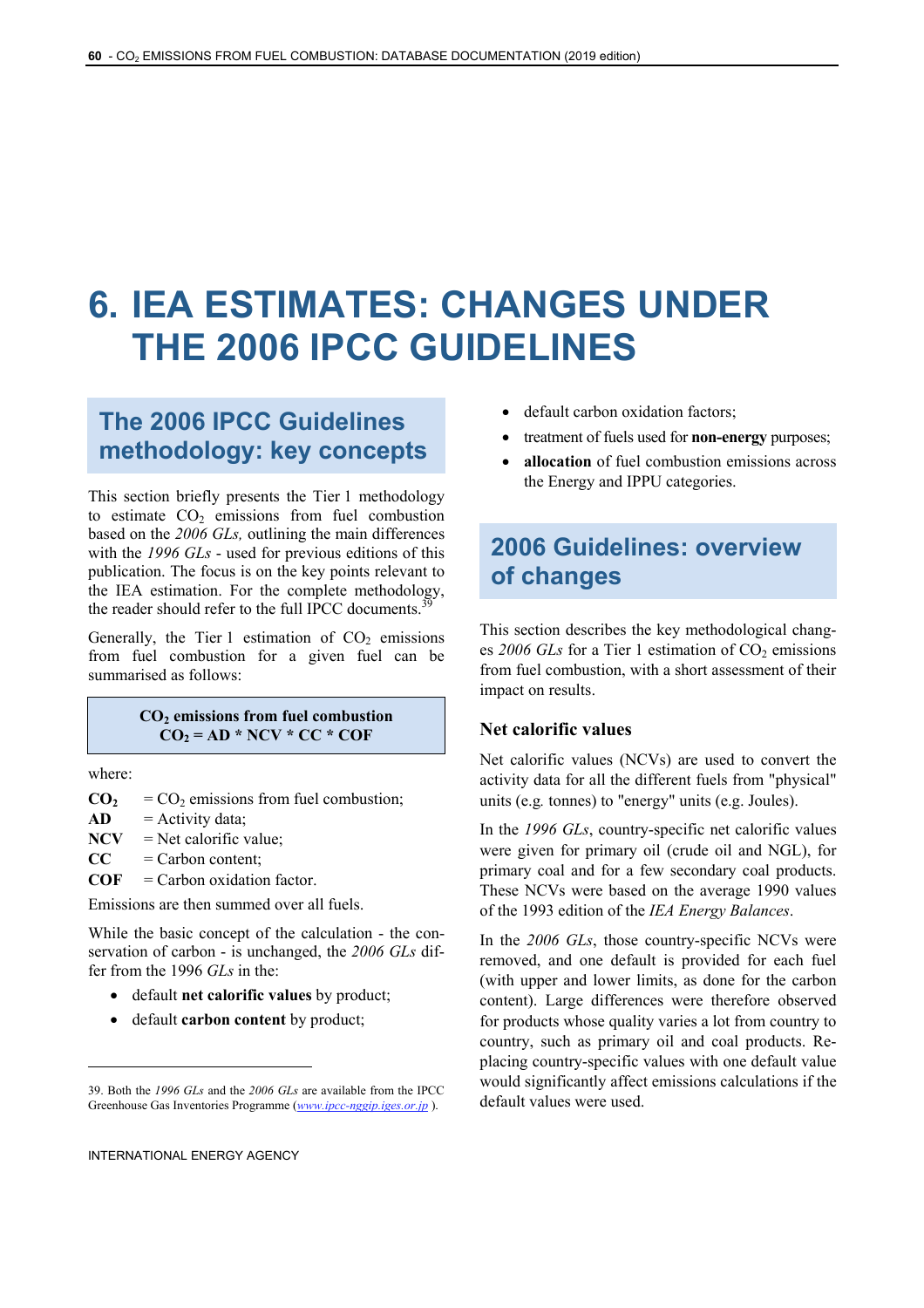# 6. IEA ESTIMATES: CHANGES UNDER THE 2006 IPCC GUIDELINES

## The 2006 IPCC Guidelines methodology: key concepts

This section briefly presents the Tier 1 methodology to estimate $CO_2$ emissions from fuel combustion based on the *2006 GLs,* outlining the main differences with the *1996 GLs* - used for previous editions of this publication. The focus is on the key points relevant to the IEA estimation. For the complete methodology, the reader should refer to the full IPCC documents.[39]

Generally, the Tier 1 estimation of $CO_2$ emissions from fuel combustion for a given fuel can be summarised as follows:

> **$CO_2$ emissions from fuel combustion**
> **$CO_2$ = AD * NCV * CC * COF**

where:

**$CO_2$** = $CO_2$ emissions from fuel combustion;
**AD** = Activity data;
**NCV** = Net calorific value;
**CC** = Carbon content;
**COF** = Carbon oxidation factor.

Emissions are then summed over all fuels.

While the basic concept of the calculation - the conservation of carbon - is unchanged, the *2006 GLs* differ from the 1996 *GLs* in the:

- default **net calorific values** by product;
- default **carbon content** by product;
- default carbon oxidation factors;
- treatment of fuels used for **non-energy** purposes;
- **allocation** of fuel combustion emissions across the Energy and IPPU categories.

39. Both the *1996 GLs* and the *2006 GLs* are available from the IPCC Greenhouse Gas Inventories Programme (*www.ipcc-nggip.iges.or.jp* ).

## 2006 Guidelines: overview of changes

This section describes the key methodological changes *2006 GLs* for a Tier 1 estimation of $CO_2$ emissions from fuel combustion, with a short assessment of their impact on results.

### Net calorific values

Net calorific values (NCVs) are used to convert the activity data for all the different fuels from "physical" units (e.g. tonnes) to "energy" units (e.g. Joules).

In the *1996 GLs*, country-specific net calorific values were given for primary oil (crude oil and NGL), for primary coal and for a few secondary coal products. These NCVs were based on the average 1990 values of the 1993 edition of the *IEA Energy Balances*.

In the *2006 GLs*, those country-specific NCVs were removed, and one default is provided for each fuel (with upper and lower limits, as done for the carbon content). Large differences were therefore observed for products whose quality varies a lot from country to country, such as primary oil and coal products. Replacing country-specific values with one default value would significantly affect emissions calculations if the default values were used.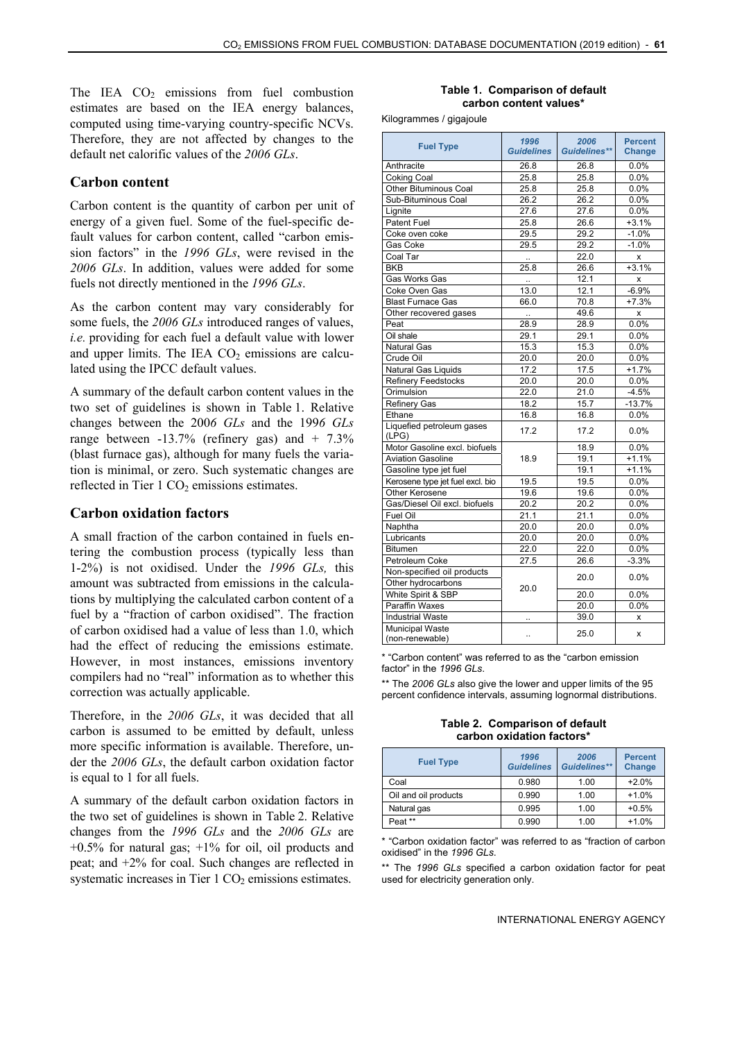The IEA $CO_2$ emissions from fuel combustion estimates are based on the IEA energy balances, computed using time-varying country-specific NCVs. Therefore, they are not affected by changes to the default net calorific values of the *2006 GLs*.

## Carbon content

Carbon content is the quantity of carbon per unit of energy of a given fuel. Some of the fuel-specific default values for carbon content, called "carbon emission factors" in the *1996 GLs*, were revised in the *2006 GLs*. In addition, values were added for some fuels not directly mentioned in the *1996 GLs*.

As the carbon content may vary considerably for some fuels, the *2006 GLs* introduced ranges of values, *i.e.* providing for each fuel a default value with lower and upper limits. The IEA $CO_2$ emissions are calculated using the IPCC default values.

A summary of the default carbon content values in the two set of guidelines is shown in Table 1. Relative changes between the 200*6 GLs* and the 199*6 GLs* range between -13.7% (refinery gas) and + 7.3% (blast furnace gas), although for many fuels the variation is minimal, or zero. Such systematic changes are reflected in Tier 1 $CO_2$ emissions estimates.

## Carbon oxidation factors

A small fraction of the carbon contained in fuels entering the combustion process (typically less than 1-2%) is not oxidised. Under the *1996 GLs,* this amount was subtracted from emissions in the calculations by multiplying the calculated carbon content of a fuel by a "fraction of carbon oxidised". The fraction of carbon oxidised had a value of less than 1.0, which had the effect of reducing the emissions estimate. However, in most instances, emissions inventory compilers had no "real" information as to whether this correction was actually applicable.

Therefore, in the *2006 GLs*, it was decided that all carbon is assumed to be emitted by default, unless more specific information is available. Therefore, under the *2006 GLs*, the default carbon oxidation factor is equal to 1 for all fuels.

A summary of the default carbon oxidation factors in the two set of guidelines is shown in Table 2. Relative changes from the *1996 GLs* and the *2006 GLs* are +0.5% for natural gas; +1% for oil, oil products and peat; and +2% for coal. Such changes are reflected in systematic increases in Tier 1 $CO_2$ emissions estimates.

**Table 1. Comparison of default carbon content values***

Kilogrammes / gigajoule

| Fuel Type | *1996 Guidelines* | *2006 Guidelines*** | Percent Change |
|---|---|---|---|
| Anthracite | 26.8 | 26.8 | 0.0% |
| Coking Coal | 25.8 | 25.8 | 0.0% |
| Other Bituminous Coal | 25.8 | 25.8 | 0.0% |
| Sub-Bituminous Coal | 26.2 | 26.2 | 0.0% |
| Lignite | 27.6 | 27.6 | 0.0% |
| Patent Fuel | 25.8 | 26.6 | +3.1% |
| Coke oven coke | 29.5 | 29.2 | -1.0% |
| Gas Coke | 29.5 | 29.2 | -1.0% |
| Coal Tar | .. | 22.0 | x |
| BKB | 25.8 | 26.6 | +3.1% |
| Gas Works Gas | .. | 12.1 | x |
| Coke Oven Gas | 13.0 | 12.1 | -6.9% |
| Blast Furnace Gas | 66.0 | 70.8 | +7.3% |
| Other recovered gases | .. | 49.6 | x |
| Peat | 28.9 | 28.9 | 0.0% |
| Oil shale | 29.1 | 29.1 | 0.0% |
| Natural Gas | 15.3 | 15.3 | 0.0% |
| Crude Oil | 20.0 | 20.0 | 0.0% |
| Natural Gas Liquids | 17.2 | 17.5 | +1.7% |
| Refinery Feedstocks | 20.0 | 20.0 | 0.0% |
| Orimulsion | 22.0 | 21.0 | -4.5% |
| Refinery Gas | 18.2 | 15.7 | -13.7% |
| Ethane | 16.8 | 16.8 | 0.0% |
| Liquefied petroleum gases (LPG) | 17.2 | 17.2 | 0.0% |
| Motor Gasoline excl. biofuels | 18.9 | 18.9 | 0.0% |
| Aviation Gasoline | | 19.1 | +1.1% |
| Gasoline type jet fuel | | 19.1 | +1.1% |
| Kerosene type jet fuel excl. bio | 19.5 | 19.5 | 0.0% |
| Other Kerosene | 19.6 | 19.6 | 0.0% |
| Gas/Diesel Oil excl. biofuels | 20.2 | 20.2 | 0.0% |
| Fuel Oil | 21.1 | 21.1 | 0.0% |
| Naphtha | 20.0 | 20.0 | 0.0% |
| Lubricants | 20.0 | 20.0 | 0.0% |
| Bitumen | 22.0 | 22.0 | 0.0% |
| Petroleum Coke | 27.5 | 26.6 | -3.3% |
| Non-specified oil products | 20.0 | 20.0 | 0.0% |
| Other hydrocarbons | | | |
| White Spirit & SBP | | 20.0 | 0.0% |
| Paraffin Waxes | | 20.0 | 0.0% |
| Industrial Waste | .. | 39.0 | x |
| Municipal Waste (non-renewable) | .. | 25.0 | x |

\* "Carbon content" was referred to as the "carbon emission factor" in the *1996 GLs*.

\*\* The *2006 GLs* also give the lower and upper limits of the 95 percent confidence intervals, assuming lognormal distributions.

**Table 2. Comparison of default carbon oxidation factors***

| Fuel Type | *1996 Guidelines* | *2006 Guidelines*** | Percent Change |
|---|---|---|---|
| Coal | 0.980 | 1.00 | +2.0% |
| Oil and oil products | 0.990 | 1.00 | +1.0% |
| Natural gas | 0.995 | 1.00 | +0.5% |
| Peat ** | 0.990 | 1.00 | +1.0% |

\* "Carbon oxidation factor" was referred to as "fraction of carbon oxidised" in the *1996 GLs*.

\*\* The *1996 GLs* specified a carbon oxidation factor for peat used for electricity generation only.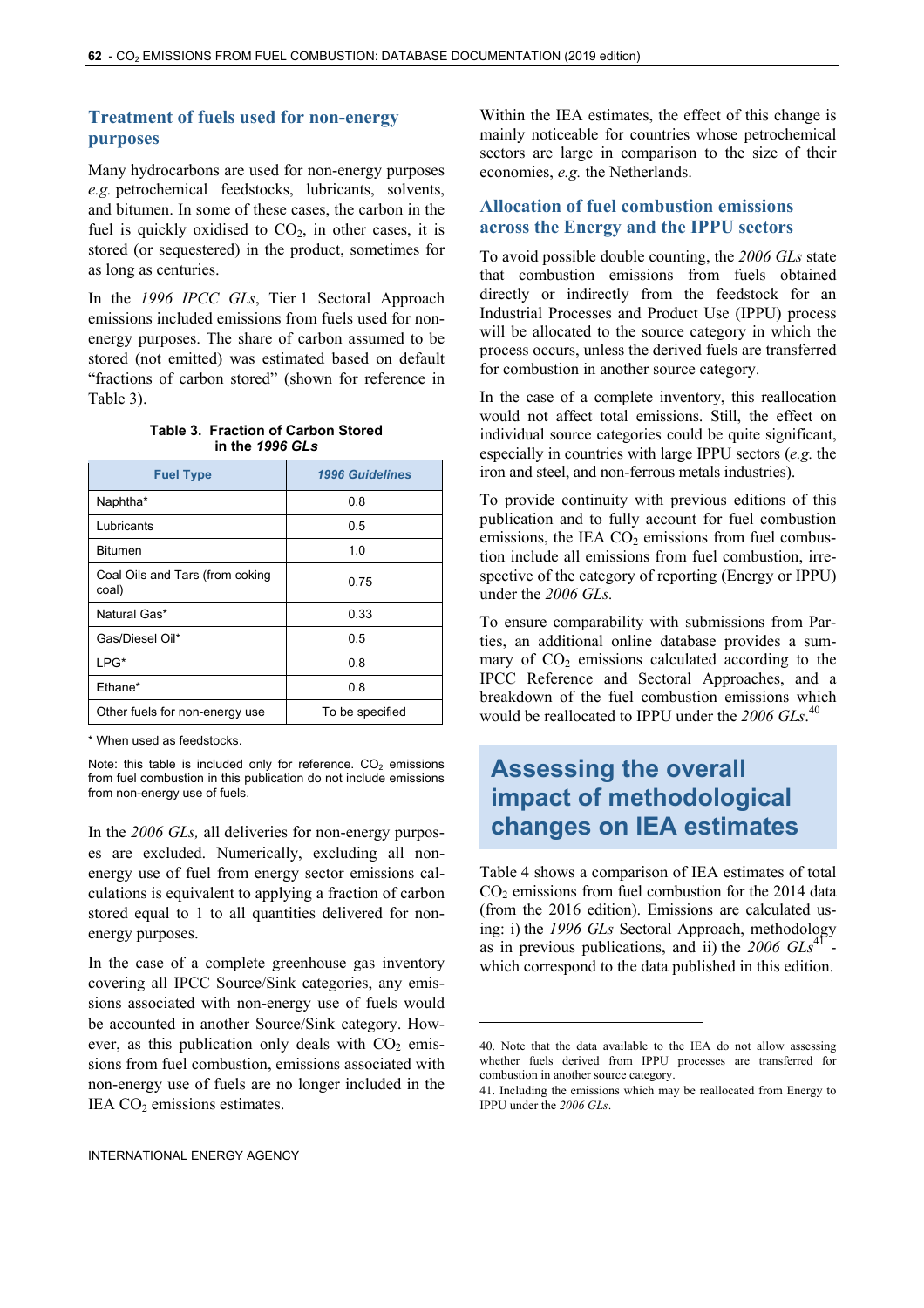## Treatment of fuels used for non-energy purposes

Many hydrocarbons are used for non-energy purposes *e.g.* petrochemical feedstocks, lubricants, solvents, and bitumen. In some of these cases, the carbon in the fuel is quickly oxidised to $CO_2$, in other cases, it is stored (or sequestered) in the product, sometimes for as long as centuries.

In the *1996 IPCC GLs*, Tier 1 Sectoral Approach emissions included emissions from fuels used for non-energy purposes. The share of carbon assumed to be stored (not emitted) was estimated based on default "fractions of carbon stored" (shown for reference in Table 3).

**Table 3. Fraction of Carbon Stored in the *1996 GLs***

| Fuel Type | *1996 Guidelines* |
|---|---|
| Naphtha* | 0.8 |
| Lubricants | 0.5 |
| Bitumen | 1.0 |
| Coal Oils and Tars (from coking coal) | 0.75 |
| Natural Gas* | 0.33 |
| Gas/Diesel Oil* | 0.5 |
| LPG* | 0.8 |
| Ethane* | 0.8 |
| Other fuels for non-energy use | To be specified |

\* When used as feedstocks.

Note: this table is included only for reference. $CO_2$ emissions from fuel combustion in this publication do not include emissions from non-energy use of fuels.

In the *2006 GLs,* all deliveries for non-energy purposes are excluded. Numerically, excluding all non-energy use of fuel from energy sector emissions calculations is equivalent to applying a fraction of carbon stored equal to 1 to all quantities delivered for non-energy purposes.

In the case of a complete greenhouse gas inventory covering all IPCC Source/Sink categories, any emissions associated with non-energy use of fuels would be accounted in another Source/Sink category. However, as this publication only deals with $CO_2$ emissions from fuel combustion, emissions associated with non-energy use of fuels are no longer included in the IEA $CO_2$ emissions estimates.

Within the IEA estimates, the effect of this change is mainly noticeable for countries whose petrochemical sectors are large in comparison to the size of their economies, *e.g.* the Netherlands.

## Allocation of fuel combustion emissions across the Energy and the IPPU sectors

To avoid possible double counting, the *2006 GLs* state that combustion emissions from fuels obtained directly or indirectly from the feedstock for an Industrial Processes and Product Use (IPPU) process will be allocated to the source category in which the process occurs, unless the derived fuels are transferred for combustion in another source category.

In the case of a complete inventory, this reallocation would not affect total emissions. Still, the effect on individual source categories could be quite significant, especially in countries with large IPPU sectors (*e.g.* the iron and steel, and non-ferrous metals industries).

To provide continuity with previous editions of this publication and to fully account for fuel combustion emissions, the IEA $CO_2$ emissions from fuel combustion include all emissions from fuel combustion, irrespective of the category of reporting (Energy or IPPU) under the *2006 GLs.*

To ensure comparability with submissions from Parties, an additional online database provides a summary of $CO_2$ emissions calculated according to the IPCC Reference and Sectoral Approaches, and a breakdown of the fuel combustion emissions which would be reallocated to IPPU under the *2006 GLs*.[40]

# Assessing the overall impact of methodological changes on IEA estimates

Table 4 shows a comparison of IEA estimates of total $CO_2$ emissions from fuel combustion for the 2014 data (from the 2016 edition). Emissions are calculated using: i) the *1996 GLs* Sectoral Approach, methodology as in previous publications, and ii) the *2006 GLs*[41] - which correspond to the data published in this edition.

40. Note that the data available to the IEA do not allow assessing whether fuels derived from IPPU processes are transferred for combustion in another source category.

41. Including the emissions which may be reallocated from Energy to IPPU under the *2006 GLs*.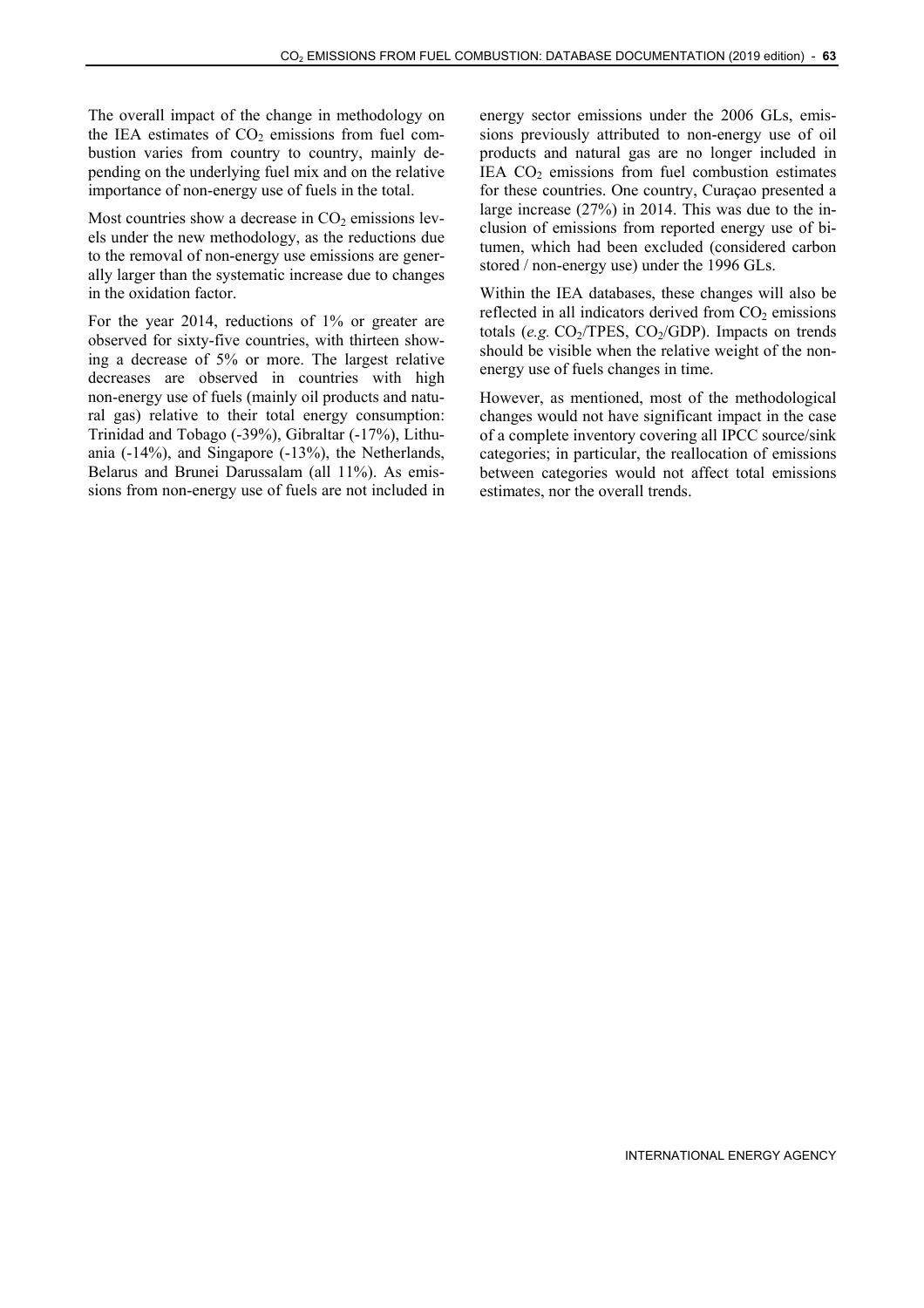The overall impact of the change in methodology on the IEA estimates of $CO_2$ emissions from fuel combustion varies from country to country, mainly depending on the underlying fuel mix and on the relative importance of non-energy use of fuels in the total.

Most countries show a decrease in $CO_2$ emissions levels under the new methodology, as the reductions due to the removal of non-energy use emissions are generally larger than the systematic increase due to changes in the oxidation factor.

For the year 2014, reductions of 1% or greater are observed for sixty-five countries, with thirteen showing a decrease of 5% or more. The largest relative decreases are observed in countries with high non-energy use of fuels (mainly oil products and natural gas) relative to their total energy consumption: Trinidad and Tobago (-39%), Gibraltar (-17%), Lithuania (-14%), and Singapore (-13%), the Netherlands, Belarus and Brunei Darussalam (all 11%). As emissions from non-energy use of fuels are not included in energy sector emissions under the 2006 GLs, emissions previously attributed to non-energy use of oil products and natural gas are no longer included in IEA $CO_2$ emissions from fuel combustion estimates for these countries. One country, Curaçao presented a large increase (27%) in 2014. This was due to the inclusion of emissions from reported energy use of bitumen, which had been excluded (considered carbon stored / non-energy use) under the 1996 GLs.

Within the IEA databases, these changes will also be reflected in all indicators derived from $CO_2$ emissions totals (*e.g.* $CO_2$/TPES, $CO_2$/GDP). Impacts on trends should be visible when the relative weight of the non-energy use of fuels changes in time.

However, as mentioned, most of the methodological changes would not have significant impact in the case of a complete inventory covering all IPCC source/sink categories; in particular, the reallocation of emissions between categories would not affect total emissions estimates, nor the overall trends.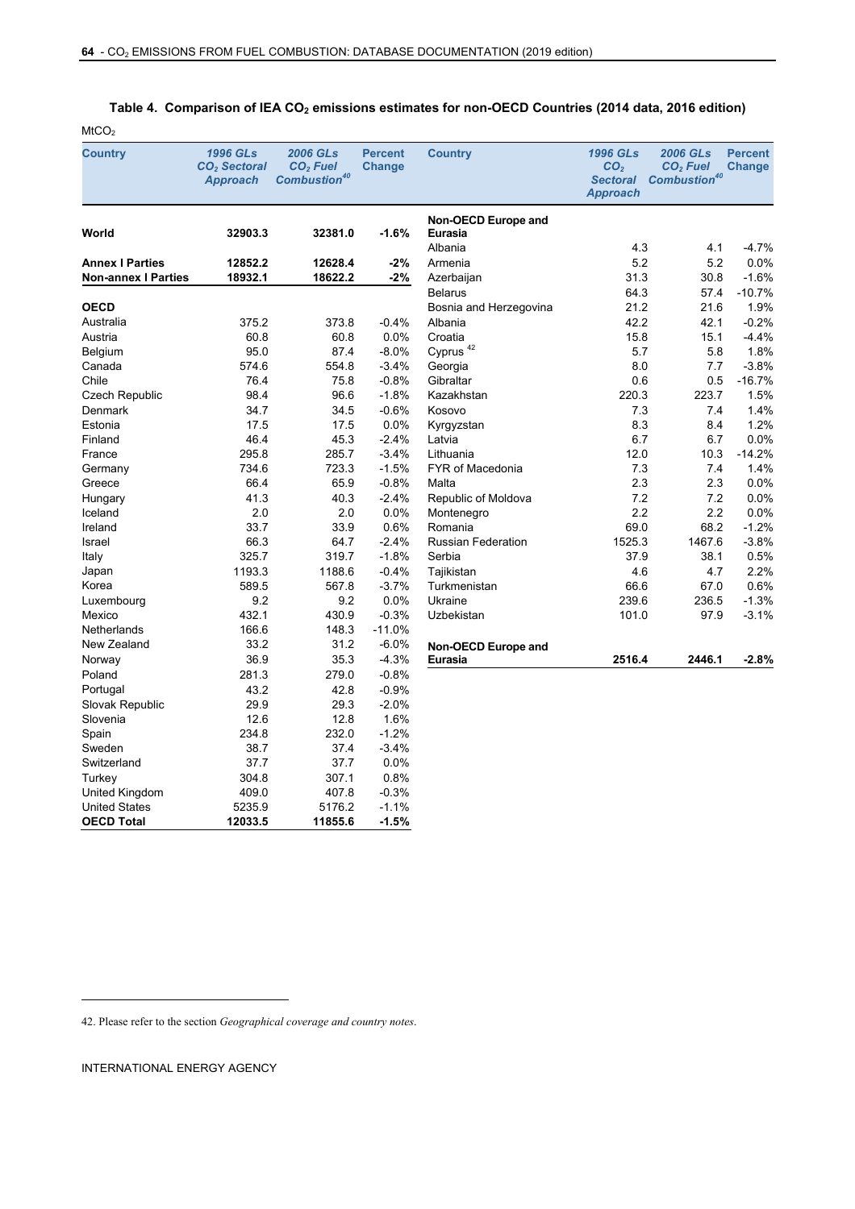**Table 4. Comparison of IEA $CO_2$ emissions estimates for non-OECD Countries (2014 data, 2016 edition)**

$MtCO_2$

| Country | 1996 GLs $CO_2$ Sectoral Approach | 2006 GLs $CO_2$ Fuel Combustion[40] | Percent Change |
|---|---|---|---|
| **World** | **32903.3** | **32381.0** | **-1.6%** |
| | | | |
| **Annex I Parties** | **12852.2** | **12628.4** | **-2%** |
| **Non-annex I Parties** | **18932.1** | **18622.2** | **-2%** |
| | | | |
| **OECD** | | | |
| Australia | 375.2 | 373.8 | -0.4% |
| Austria | 60.8 | 60.8 | 0.0% |
| Belgium | 95.0 | 87.4 | -8.0% |
| Canada | 574.6 | 554.8 | -3.4% |
| Chile | 76.4 | 75.8 | -0.8% |
| Czech Republic | 98.4 | 96.6 | -1.8% |
| Denmark | 34.7 | 34.5 | -0.6% |
| Estonia | 17.5 | 17.5 | 0.0% |
| Finland | 46.4 | 45.3 | -2.4% |
| France | 295.8 | 285.7 | -3.4% |
| Germany | 734.6 | 723.3 | -1.5% |
| Greece | 66.4 | 65.9 | -0.8% |
| Hungary | 41.3 | 40.3 | -2.4% |
| Iceland | 2.0 | 2.0 | 0.0% |
| Ireland | 33.7 | 33.9 | 0.6% |
| Israel | 66.3 | 64.7 | -2.4% |
| Italy | 325.7 | 319.7 | -1.8% |
| Japan | 1193.3 | 1188.6 | -0.4% |
| Korea | 589.5 | 567.8 | -3.7% |
| Luxembourg | 9.2 | 9.2 | 0.0% |
| Mexico | 432.1 | 430.9 | -0.3% |
| Netherlands | 166.6 | 148.3 | -11.0% |
| New Zealand | 33.2 | 31.2 | -6.0% |
| Norway | 36.9 | 35.3 | -4.3% |
| Poland | 281.3 | 279.0 | -0.8% |
| Portugal | 43.2 | 42.8 | -0.9% |
| Slovak Republic | 29.9 | 29.3 | -2.0% |
| Slovenia | 12.6 | 12.8 | 1.6% |
| Spain | 234.8 | 232.0 | -1.2% |
| Sweden | 38.7 | 37.4 | -3.4% |
| Switzerland | 37.7 | 37.7 | 0.0% |
| Turkey | 304.8 | 307.1 | 0.8% |
| United Kingdom | 409.0 | 407.8 | -0.3% |
| United States | 5235.9 | 5176.2 | -1.1% |
| **OECD Total** | **12033.5** | **11855.6** | **-1.5%** |

| Country | 1996 GLs $CO_2$ Sectoral Approach | 2006 GLs $CO_2$ Fuel Combustion[40] | Percent Change |
|---|---|---|---|
| **Non-OECD Europe and Eurasia** | | | |
| Albania | 4.3 | 4.1 | -4.7% |
| Armenia | 5.2 | 5.2 | 0.0% |
| Azerbaijan | 31.3 | 30.8 | -1.6% |
| Belarus | 64.3 | 57.4 | -10.7% |
| Bosnia and Herzegovina | 21.2 | 21.6 | 1.9% |
| Albania | 42.2 | 42.1 | -0.2% |
| Croatia | 15.8 | 15.1 | -4.4% |
| Cyprus [42] | 5.7 | 5.8 | 1.8% |
| Georgia | 8.0 | 7.7 | -3.8% |
| Gibraltar | 0.6 | 0.5 | -16.7% |
| Kazakhstan | 220.3 | 223.7 | 1.5% |
| Kosovo | 7.3 | 7.4 | 1.4% |
| Kyrgyzstan | 8.3 | 8.4 | 1.2% |
| Latvia | 6.7 | 6.7 | 0.0% |
| Lithuania | 12.0 | 10.3 | -14.2% |
| FYR of Macedonia | 7.3 | 7.4 | 1.4% |
| Malta | 2.3 | 2.3 | 0.0% |
| Republic of Moldova | 7.2 | 7.2 | 0.0% |
| Montenegro | 2.2 | 2.2 | 0.0% |
| Romania | 69.0 | 68.2 | -1.2% |
| Russian Federation | 1525.3 | 1467.6 | -3.8% |
| Serbia | 37.9 | 38.1 | 0.5% |
| Tajikistan | 4.6 | 4.7 | 2.2% |
| Turkmenistan | 66.6 | 67.0 | 0.6% |
| Ukraine | 239.6 | 236.5 | -1.3% |
| Uzbekistan | 101.0 | 97.9 | -3.1% |
| | | | |
| **Non-OECD Europe and Eurasia** | **2516.4** | **2446.1** | **-2.8%** |

42. Please refer to the section *Geographical coverage and country notes*.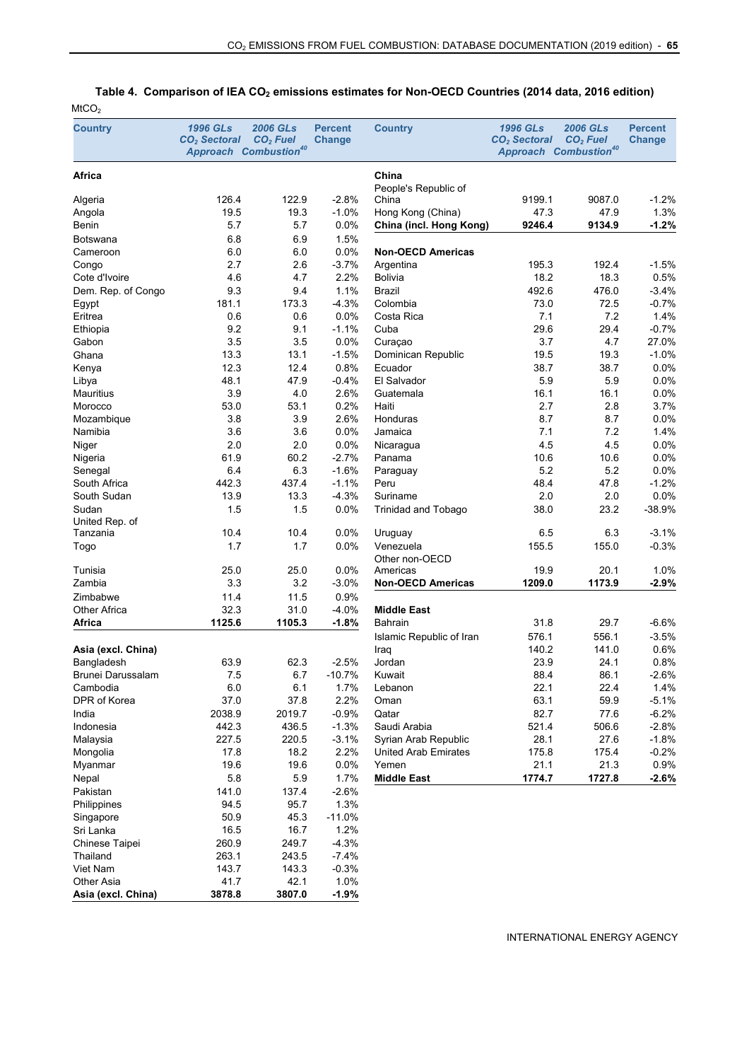**Table 4. Comparison of IEA $CO_2$ emissions estimates for Non-OECD Countries (2014 data, 2016 edition)**

$MtCO_2$

| Country | 1996 GLs $CO_2$ Sectoral Approach | 2006 GLs $CO_2$ Fuel Combustion[40] | Percent Change |
|---|---|---|---|
| **Africa** | | | |
| Algeria | 126.4 | 122.9 | -2.8% |
| Angola | 19.5 | 19.3 | -1.0% |
| Benin | 5.7 | 5.7 | 0.0% |
| Botswana | 6.8 | 6.9 | 1.5% |
| Cameroon | 6.0 | 6.0 | 0.0% |
| Congo | 2.7 | 2.6 | -3.7% |
| Cote d'Ivoire | 4.6 | 4.7 | 2.2% |
| Dem. Rep. of Congo | 9.3 | 9.4 | 1.1% |
| Egypt | 181.1 | 173.3 | -4.3% |
| Eritrea | 0.6 | 0.6 | 0.0% |
| Ethiopia | 9.2 | 9.1 | -1.1% |
| Gabon | 3.5 | 3.5 | 0.0% |
| Ghana | 13.3 | 13.1 | -1.5% |
| Kenya | 12.3 | 12.4 | 0.8% |
| Libya | 48.1 | 47.9 | -0.4% |
| Mauritius | 3.9 | 4.0 | 2.6% |
| Morocco | 53.0 | 53.1 | 0.2% |
| Mozambique | 3.8 | 3.9 | 2.6% |
| Namibia | 3.6 | 3.6 | 0.0% |
| Niger | 2.0 | 2.0 | 0.0% |
| Nigeria | 61.9 | 60.2 | -2.7% |
| Senegal | 6.4 | 6.3 | -1.6% |
| South Africa | 442.3 | 437.4 | -1.1% |
| South Sudan | 13.9 | 13.3 | -4.3% |
| Sudan | 1.5 | 1.5 | 0.0% |
| United Rep. of Tanzania | 10.4 | 10.4 | 0.0% |
| Togo | 1.7 | 1.7 | 0.0% |
| Tunisia | 25.0 | 25.0 | 0.0% |
| Zambia | 3.3 | 3.2 | -3.0% |
| Zimbabwe | 11.4 | 11.5 | 0.9% |
| Other Africa | 32.3 | 31.0 | -4.0% |
| **Africa** | **1125.6** | **1105.3** | **-1.8%** |
| **Asia (excl. China)** | | | |
| Bangladesh | 63.9 | 62.3 | -2.5% |
| Brunei Darussalam | 7.5 | 6.7 | -10.7% |
| Cambodia | 6.0 | 6.1 | 1.7% |
| DPR of Korea | 37.0 | 37.8 | 2.2% |
| India | 2038.9 | 2019.7 | -0.9% |
| Indonesia | 442.3 | 436.5 | -1.3% |
| Malaysia | 227.5 | 220.5 | -3.1% |
| Mongolia | 17.8 | 18.2 | 2.2% |
| Myanmar | 19.6 | 19.6 | 0.0% |
| Nepal | 5.8 | 5.9 | 1.7% |
| Pakistan | 141.0 | 137.4 | -2.6% |
| Philippines | 94.5 | 95.7 | 1.3% |
| Singapore | 50.9 | 45.3 | -11.0% |
| Sri Lanka | 16.5 | 16.7 | 1.2% |
| Chinese Taipei | 260.9 | 249.7 | -4.3% |
| Thailand | 263.1 | 243.5 | -7.4% |
| Viet Nam | 143.7 | 143.3 | -0.3% |
| Other Asia | 41.7 | 42.1 | 1.0% |
| **Asia (excl. China)** | **3878.8** | **3807.0** | **-1.9%** |
| **China** | | | |
| People's Republic of China | 9199.1 | 9087.0 | -1.2% |
| Hong Kong (China) | 47.3 | 47.9 | 1.3% |
| **China (incl. Hong Kong)** | **9246.4** | **9134.9** | **-1.2%** |
| **Non-OECD Americas** | | | |
| Argentina | 195.3 | 192.4 | -1.5% |
| Bolivia | 18.2 | 18.3 | 0.5% |
| Brazil | 492.6 | 476.0 | -3.4% |
| Colombia | 73.0 | 72.5 | -0.7% |
| Costa Rica | 7.1 | 7.2 | 1.4% |
| Cuba | 29.6 | 29.4 | -0.7% |
| Curaçao | 3.7 | 4.7 | 27.0% |
| Dominican Republic | 19.5 | 19.3 | -1.0% |
| Ecuador | 38.7 | 38.7 | 0.0% |
| El Salvador | 5.9 | 5.9 | 0.0% |
| Guatemala | 16.1 | 16.1 | 0.0% |
| Haiti | 2.7 | 2.8 | 3.7% |
| Honduras | 8.7 | 8.7 | 0.0% |
| Jamaica | 7.1 | 7.2 | 1.4% |
| Nicaragua | 4.5 | 4.5 | 0.0% |
| Panama | 10.6 | 10.6 | 0.0% |
| Paraguay | 5.2 | 5.2 | 0.0% |
| Peru | 48.4 | 47.8 | -1.2% |
| Suriname | 2.0 | 2.0 | 0.0% |
| Trinidad and Tobago | 38.0 | 23.2 | -38.9% |
| Uruguay | 6.5 | 6.3 | -3.1% |
| Venezuela | 155.5 | 155.0 | -0.3% |
| Other non-OECD Americas | 19.9 | 20.1 | 1.0% |
| **Non-OECD Americas** | **1209.0** | **1173.9** | **-2.9%** |
| **Middle East** | | | |
| Bahrain | 31.8 | 29.7 | -6.6% |
| Islamic Republic of Iran | 576.1 | 556.1 | -3.5% |
| Iraq | 140.2 | 141.0 | 0.6% |
| Jordan | 23.9 | 24.1 | 0.8% |
| Kuwait | 88.4 | 86.1 | -2.6% |
| Lebanon | 22.1 | 22.4 | 1.4% |
| Oman | 63.1 | 59.9 | -5.1% |
| Qatar | 82.7 | 77.6 | -6.2% |
| Saudi Arabia | 521.4 | 506.6 | -2.8% |
| Syrian Arab Republic | 28.1 | 27.6 | -1.8% |
| United Arab Emirates | 175.8 | 175.4 | -0.2% |
| Yemen | 21.1 | 21.3 | 0.9% |
| **Middle East** | **1774.7** | **1727.8** | **-2.6%** |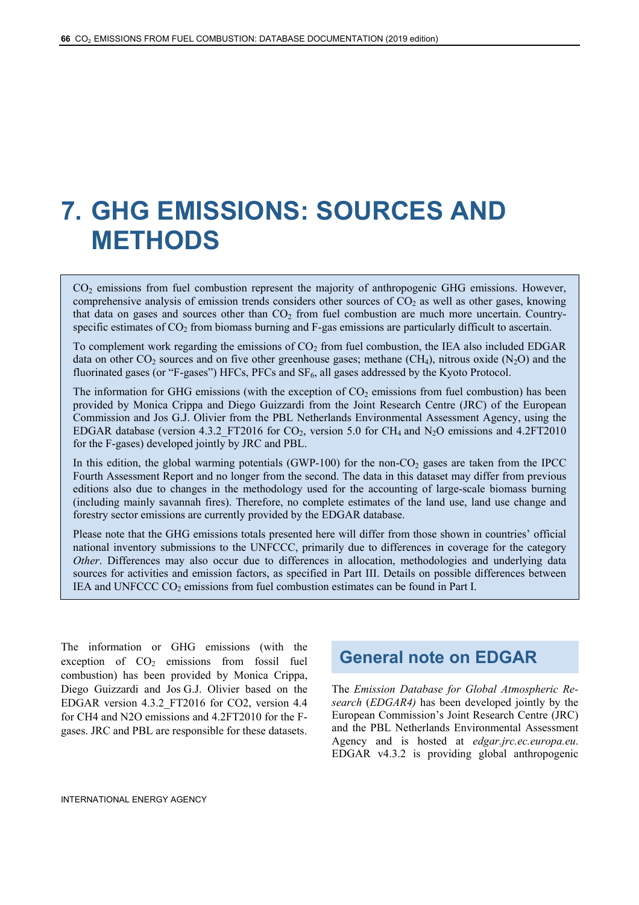# 7. GHG EMISSIONS: SOURCES AND METHODS

$CO_2$ emissions from fuel combustion represent the majority of anthropogenic GHG emissions. However, comprehensive analysis of emission trends considers other sources of $CO_2$ as well as other gases, knowing that data on gases and sources other than $CO_2$ from fuel combustion are much more uncertain. Country-specific estimates of $CO_2$ from biomass burning and F-gas emissions are particularly difficult to ascertain.

To complement work regarding the emissions of $CO_2$ from fuel combustion, the IEA also included EDGAR data on other $CO_2$ sources and on five other greenhouse gases; methane ($CH_4$), nitrous oxide ($N_2O$) and the fluorinated gases (or "F-gases") HFCs, PFCs and $SF_6$, all gases addressed by the Kyoto Protocol.

The information for GHG emissions (with the exception of $CO_2$ emissions from fuel combustion) has been provided by Monica Crippa and Diego Guizzardi from the Joint Research Centre (JRC) of the European Commission and Jos G.J. Olivier from the PBL Netherlands Environmental Assessment Agency, using the EDGAR database (version 4.3.2_FT2016 for $CO_2$, version 5.0 for $CH_4$ and $N_2O$ emissions and 4.2FT2010 for the F-gases) developed jointly by JRC and PBL.

In this edition, the global warming potentials (GWP-100) for the non-$CO_2$ gases are taken from the IPCC Fourth Assessment Report and no longer from the second. The data in this dataset may differ from previous editions also due to changes in the methodology used for the accounting of large-scale biomass burning (including mainly savannah fires). Therefore, no complete estimates of the land use, land use change and forestry sector emissions are currently provided by the EDGAR database.

Please note that the GHG emissions totals presented here will differ from those shown in countries' official national inventory submissions to the UNFCCC, primarily due to differences in coverage for the category *Other*. Differences may also occur due to differences in allocation, methodologies and underlying data sources for activities and emission factors, as specified in Part III. Details on possible differences between IEA and UNFCCC $CO_2$ emissions from fuel combustion estimates can be found in Part I.

The information or GHG emissions (with the exception of $CO_2$ emissions from fossil fuel combustion) has been provided by Monica Crippa, Diego Guizzardi and Jos G.J. Olivier based on the EDGAR version 4.3.2_FT2016 for CO2, version 4.4 for CH4 and N2O emissions and 4.2FT2010 for the F-gases. JRC and PBL are responsible for these datasets.

## General note on EDGAR

The *Emission Database for Global Atmospheric Research* (*EDGAR4)* has been developed jointly by the European Commission's Joint Research Centre (JRC) and the PBL Netherlands Environmental Assessment Agency and is hosted at *edgar.jrc.ec.europa.eu*. EDGAR v4.3.2 is providing global anthropogenic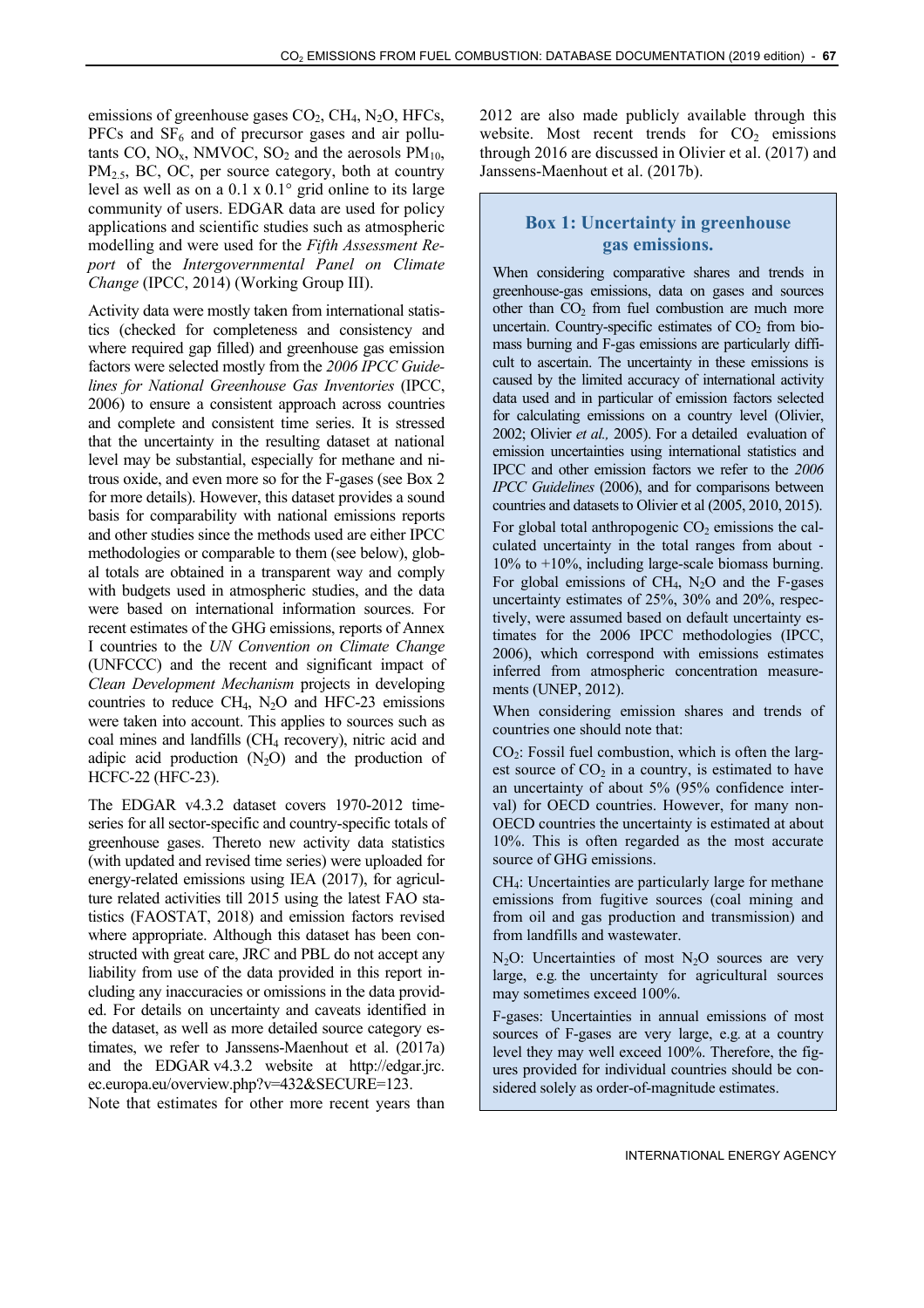emissions of greenhouse gases $CO_2$, $CH_4$, $N_2O$, HFCs, PFCs and $SF_6$ and of precursor gases and air pollutants CO, $NO_x$, NMVOC, $SO_2$ and the aerosols $PM_{10}$, $PM_{2.5}$, BC, OC, per source category, both at country level as well as on a 0.1 x 0.1° grid online to its large community of users. EDGAR data are used for policy applications and scientific studies such as atmospheric modelling and were used for the *Fifth Assessment Report* of the *Intergovernmental Panel on Climate Change* (IPCC, 2014) (Working Group III).

Activity data were mostly taken from international statistics (checked for completeness and consistency and where required gap filled) and greenhouse gas emission factors were selected mostly from the *2006 IPCC Guidelines for National Greenhouse Gas Inventories* (IPCC, 2006) to ensure a consistent approach across countries and complete and consistent time series. It is stressed that the uncertainty in the resulting dataset at national level may be substantial, especially for methane and nitrous oxide, and even more so for the F-gases (see Box 2 for more details). However, this dataset provides a sound basis for comparability with national emissions reports and other studies since the methods used are either IPCC methodologies or comparable to them (see below), global totals are obtained in a transparent way and comply with budgets used in atmospheric studies, and the data were based on international information sources. For recent estimates of the GHG emissions, reports of Annex I countries to the *UN Convention on Climate Change* (UNFCCC) and the recent and significant impact of *Clean Development Mechanism* projects in developing countries to reduce $CH_4$, $N_2O$ and HFC-23 emissions were taken into account. This applies to sources such as coal mines and landfills ($CH_4$ recovery), nitric acid and adipic acid production ($N_2O$) and the production of HCFC-22 (HFC-23).

The EDGAR v4.3.2 dataset covers 1970-2012 time-series for all sector-specific and country-specific totals of greenhouse gases. Thereto new activity data statistics (with updated and revised time series) were uploaded for energy-related emissions using IEA (2017), for agriculture related activities till 2015 using the latest FAO statistics (FAOSTAT, 2018) and emission factors revised where appropriate. Although this dataset has been constructed with great care, JRC and PBL do not accept any liability from use of the data provided in this report including any inaccuracies or omissions in the data provided. For details on uncertainty and caveats identified in the dataset, as well as more detailed source category estimates, we refer to Janssens-Maenhout et al. (2017a) and the EDGAR v4.3.2 website at http://edgar.jrc.ec.europa.eu/overview.php?v=432&SECURE=123.

Note that estimates for other more recent years than 2012 are also made publicly available through this website. Most recent trends for $CO_2$ emissions through 2016 are discussed in Olivier et al. (2017) and Janssens-Maenhout et al. (2017b).

### Box 1: Uncertainty in greenhouse gas emissions.

When considering comparative shares and trends in greenhouse-gas emissions, data on gases and sources other than $CO_2$ from fuel combustion are much more uncertain. Country-specific estimates of $CO_2$ from biomass burning and F-gas emissions are particularly difficult to ascertain. The uncertainty in these emissions is caused by the limited accuracy of international activity data used and in particular of emission factors selected for calculating emissions on a country level (Olivier, 2002; Olivier *et al.,* 2005). For a detailed evaluation of emission uncertainties using international statistics and IPCC and other emission factors we refer to the *2006 IPCC Guidelines* (2006), and for comparisons between countries and datasets to Olivier et al (2005, 2010, 2015).

For global total anthropogenic $CO_2$ emissions the calculated uncertainty in the total ranges from about -10% to +10%, including large-scale biomass burning. For global emissions of $CH_4$, $N_2O$ and the F-gases uncertainty estimates of 25%, 30% and 20%, respectively, were assumed based on default uncertainty estimates for the 2006 IPCC methodologies (IPCC, 2006), which correspond with emissions estimates inferred from atmospheric concentration measurements (UNEP, 2012).

When considering emission shares and trends of countries one should note that:

$CO_2$: Fossil fuel combustion, which is often the largest source of $CO_2$ in a country, is estimated to have an uncertainty of about 5% (95% confidence interval) for OECD countries. However, for many non-OECD countries the uncertainty is estimated at about 10%. This is often regarded as the most accurate source of GHG emissions.

$CH_4$: Uncertainties are particularly large for methane emissions from fugitive sources (coal mining and from oil and gas production and transmission) and from landfills and wastewater.

$N_2O$: Uncertainties of most $N_2O$ sources are very large, e.g. the uncertainty for agricultural sources may sometimes exceed 100%.

F-gases: Uncertainties in annual emissions of most sources of F-gases are very large, e.g. at a country level they may well exceed 100%. Therefore, the figures provided for individual countries should be considered solely as order-of-magnitude estimates.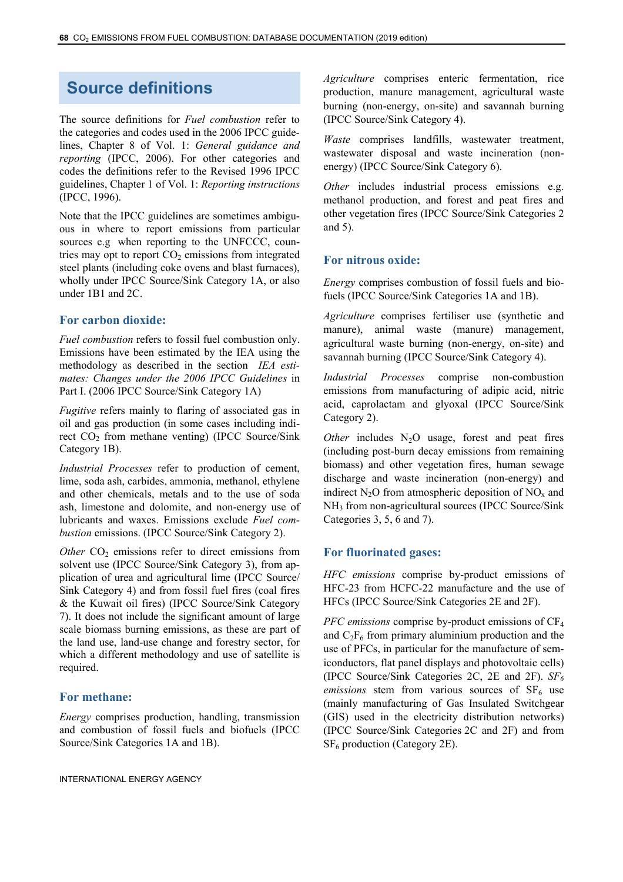# Source definitions

The source definitions for *Fuel combustion* refer to the categories and codes used in the 2006 IPCC guidelines, Chapter 8 of Vol. 1: *General guidance and reporting* (IPCC, 2006). For other categories and codes the definitions refer to the Revised 1996 IPCC guidelines, Chapter 1 of Vol. 1: *Reporting instructions* (IPCC, 1996).

Note that the IPCC guidelines are sometimes ambiguous in where to report emissions from particular sources e.g when reporting to the UNFCCC, countries may opt to report $CO_2$ emissions from integrated steel plants (including coke ovens and blast furnaces), wholly under IPCC Source/Sink Category 1A, or also under 1B1 and 2C.

## For carbon dioxide:

*Fuel combustion* refers to fossil fuel combustion only. Emissions have been estimated by the IEA using the methodology as described in the section *IEA estimates: Changes under the 2006 IPCC Guidelines* in Part I. (2006 IPCC Source/Sink Category 1A)

*Fugitive* refers mainly to flaring of associated gas in oil and gas production (in some cases including indirect $CO_2$ from methane venting) (IPCC Source/Sink Category 1B).

*Industrial Processes* refer to production of cement, lime, soda ash, carbides, ammonia, methanol, ethylene and other chemicals, metals and to the use of soda ash, limestone and dolomite, and non-energy use of lubricants and waxes. Emissions exclude *Fuel combustion* emissions. (IPCC Source/Sink Category 2).

*Other* $CO_2$ emissions refer to direct emissions from solvent use (IPCC Source/Sink Category 3), from application of urea and agricultural lime (IPCC Source/Sink Category 4) and from fossil fuel fires (coal fires & the Kuwait oil fires) (IPCC Source/Sink Category 7). It does not include the significant amount of large scale biomass burning emissions, as these are part of the land use, land-use change and forestry sector, for which a different methodology and use of satellite is required.

## For methane:

*Energy* comprises production, handling, transmission and combustion of fossil fuels and biofuels (IPCC Source/Sink Categories 1A and 1B).

*Agriculture* comprises enteric fermentation, rice production, manure management, agricultural waste burning (non-energy, on-site) and savannah burning (IPCC Source/Sink Category 4).

*Waste* comprises landfills, wastewater treatment, wastewater disposal and waste incineration (non-energy) (IPCC Source/Sink Category 6).

*Other* includes industrial process emissions e.g. methanol production, and forest and peat fires and other vegetation fires (IPCC Source/Sink Categories 2 and 5).

## For nitrous oxide:

*Energy* comprises combustion of fossil fuels and biofuels (IPCC Source/Sink Categories 1A and 1B).

*Agriculture* comprises fertiliser use (synthetic and manure), animal waste (manure) management, agricultural waste burning (non-energy, on-site) and savannah burning (IPCC Source/Sink Category 4).

*Industrial Processes* comprise non-combustion emissions from manufacturing of adipic acid, nitric acid, caprolactam and glyoxal (IPCC Source/Sink Category 2).

*Other* includes $N_2O$ usage, forest and peat fires (including post-burn decay emissions from remaining biomass) and other vegetation fires, human sewage discharge and waste incineration (non-energy) and indirect $N_2O$ from atmospheric deposition of $NO_x$ and $NH_3$ from non-agricultural sources (IPCC Source/Sink Categories 3, 5, 6 and 7).

## For fluorinated gases:

*HFC emissions* comprise by-product emissions of HFC-23 from HCFC-22 manufacture and the use of HFCs (IPCC Source/Sink Categories 2E and 2F).

*PFC emissions* comprise by-product emissions of $CF_4$ and $C_2F_6$ from primary aluminium production and the use of PFCs, in particular for the manufacture of semiconductors, flat panel displays and photovoltaic cells) (IPCC Source/Sink Categories 2C, 2E and 2F). *$SF_6$ emissions* stem from various sources of $SF_6$ use (mainly manufacturing of Gas Insulated Switchgear (GIS) used in the electricity distribution networks) (IPCC Source/Sink Categories 2C and 2F) and from $SF_6$ production (Category 2E).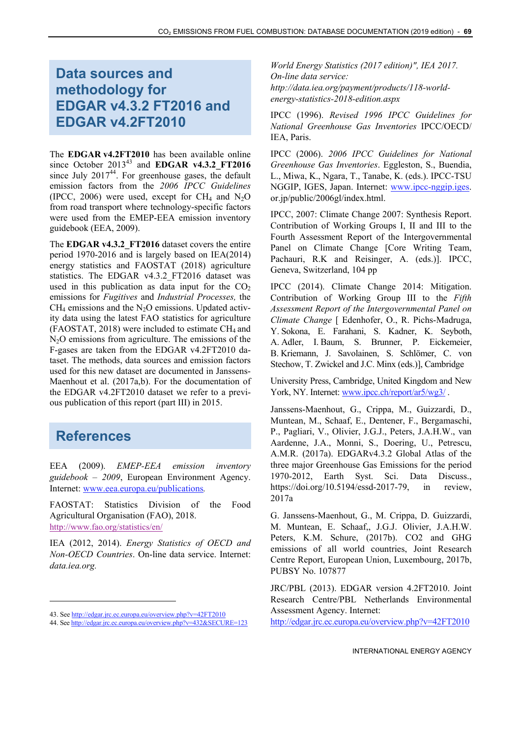## Data sources and methodology for EDGAR v4.3.2 FT2016 and EDGAR v4.2FT2010

The **EDGAR v4.2FT2010** has been available online since October 2013[43] and **EDGAR v4.3.2_FT2016** since July 2017[44]. For greenhouse gases, the default emission factors from the *2006 IPCC Guidelines* (IPCC, 2006) were used, except for $CH_4$ and $N_2O$ from road transport where technology-specific factors were used from the EMEP-EEA emission inventory guidebook (EEA, 2009).

The **EDGAR v4.3.2_FT2016** dataset covers the entire period 1970-2016 and is largely based on IEA(2014) energy statistics and FAOSTAT (2018) agriculture statistics. The EDGAR v4.3.2_FT2016 dataset was used in this publication as data input for the $CO_2$ emissions for *Fugitives* and *Industrial Processes,* the $CH_4$ emissions and the $N_2O$ emissions. Updated activity data using the latest FAO statistics for agriculture (FAOSTAT, 2018) were included to estimate $CH_4$ and $N_2O$ emissions from agriculture. The emissions of the F-gases are taken from the EDGAR v4.2FT2010 dataset. The methods, data sources and emission factors used for this new dataset are documented in Janssens-Maenhout et al. (2017a,b). For the documentation of the EDGAR v4.2FT2010 dataset we refer to a previous publication of this report (part III) in 2015.

## References

EEA (2009). *EMEP-EEA emission inventory guidebook – 2009*, European Environment Agency. Internet: www.eea.europa.eu/publications.

FAOSTAT: Statistics Division of the Food Agricultural Organisation (FAO), 2018. http://www.fao.org/statistics/en/

IEA (2012, 2014). *Energy Statistics of OECD and Non-OECD Countries*. On-line data service. Internet: *data.iea.org.*

*World Energy Statistics (2017 edition)", IEA 2017. On-line data service: http://data.iea.org/payment/products/118-world-energy-statistics-2018-edition.aspx*

IPCC (1996). *Revised 1996 IPCC Guidelines for National Greenhouse Gas Inventories* IPCC/OECD/IEA, Paris.

IPCC (2006). *2006 IPCC Guidelines for National Greenhouse Gas Inventories*. Eggleston, S., Buendia, L., Miwa, K., Ngara, T., Tanabe, K. (eds.). IPCC-TSU NGGIP, IGES, Japan. Internet: www.ipcc-nggip.iges.or.jp/public/2006gl/index.html.

IPCC, 2007: Climate Change 2007: Synthesis Report. Contribution of Working Groups I, II and III to the Fourth Assessment Report of the Intergovernmental Panel on Climate Change [Core Writing Team, Pachauri, R.K and Reisinger, A. (eds.)]. IPCC, Geneva, Switzerland, 104 pp

IPCC (2014). Climate Change 2014: Mitigation. Contribution of Working Group III to the *Fifth Assessment Report of the Intergovernmental Panel on Climate Change* [ Edenhofer, O., R. Pichs-Madruga, Y. Sokona, E. Farahani, S. Kadner, K. Seyboth, A. Adler, I. Baum, S. Brunner, P. Eickemeier, B. Kriemann, J. Savolainen, S. Schlömer, C. von Stechow, T. Zwickel and J.C. Minx (eds.)], Cambridge University Press, Cambridge, United Kingdom and New York, NY. Internet: www.ipcc.ch/report/ar5/wg3/ .

Janssens-Maenhout, G., Crippa, M., Guizzardi, D., Muntean, M., Schaaf, E., Dentener, F., Bergamaschi, P., Pagliari, V., Olivier, J.G.J., Peters, J.A.H.W., van Aardenne, J.A., Monni, S., Doering, U., Petrescu, A.M.R. (2017a). EDGARv4.3.2 Global Atlas of the three major Greenhouse Gas Emissions for the period 1970-2012, Earth Syst. Sci. Data Discuss., https://doi.org/10.5194/essd-2017-79, in review, 2017a

G. Janssens-Maenhout, G., M. Crippa, D. Guizzardi, M. Muntean, E. Schaaf,, J.G.J. Olivier, J.A.H.W. Peters, K.M. Schure, (2017b). CO2 and GHG emissions of all world countries, Joint Research Centre Report, European Union, Luxembourg, 2017b, PUBSY No. 107877

JRC/PBL (2013). EDGAR version 4.2FT2010. Joint Research Centre/PBL Netherlands Environmental Assessment Agency. Internet: http://edgar.jrc.ec.europa.eu/overview.php?v=42FT2010

---

43. See http://edgar.jrc.ec.europa.eu/overview.php?v=42FT2010
44. See http://edgar.jrc.ec.europa.eu/overview.php?v=432&SECURE=123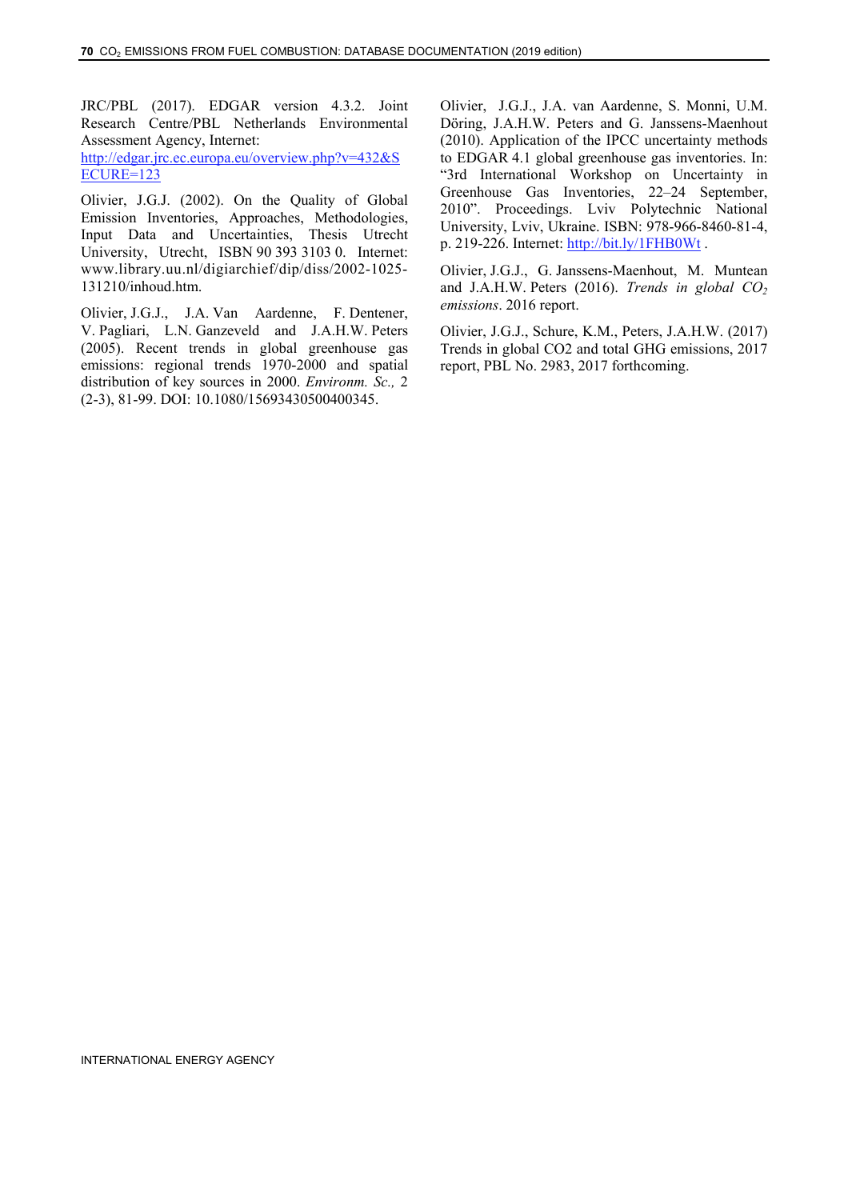JRC/PBL (2017). EDGAR version 4.3.2. Joint Research Centre/PBL Netherlands Environmental Assessment Agency, Internet: http://edgar.jrc.ec.europa.eu/overview.php?v=432&SECURE=123

Olivier, J.G.J. (2002). On the Quality of Global Emission Inventories, Approaches, Methodologies, Input Data and Uncertainties, Thesis Utrecht University, Utrecht, ISBN 90 393 3103 0. Internet: www.library.uu.nl/digiarchief/dip/diss/2002-1025-131210/inhoud.htm.

Olivier, J.G.J., J.A. Van Aardenne, F. Dentener, V. Pagliari, L.N. Ganzeveld and J.A.H.W. Peters (2005). Recent trends in global greenhouse gas emissions: regional trends 1970-2000 and spatial distribution of key sources in 2000. *Environm. Sc.,* 2 (2-3), 81-99. DOI: 10.1080/15693430500400345.

Olivier, J.G.J., J.A. van Aardenne, S. Monni, U.M. Döring, J.A.H.W. Peters and G. Janssens-Maenhout (2010). Application of the IPCC uncertainty methods to EDGAR 4.1 global greenhouse gas inventories. In: "3rd International Workshop on Uncertainty in Greenhouse Gas Inventories, 22–24 September, 2010". Proceedings. Lviv Polytechnic National University, Lviv, Ukraine. ISBN: 978-966-8460-81-4, p. 219-226. Internet: http://bit.ly/1FHB0Wt .

Olivier, J.G.J., G. Janssens-Maenhout, M. Muntean and J.A.H.W. Peters (2016). *Trends in global $CO_2$ emissions*. 2016 report.

Olivier, J.G.J., Schure, K.M., Peters, J.A.H.W. (2017) Trends in global CO2 and total GHG emissions, 2017 report, PBL No. 2983, 2017 forthcoming.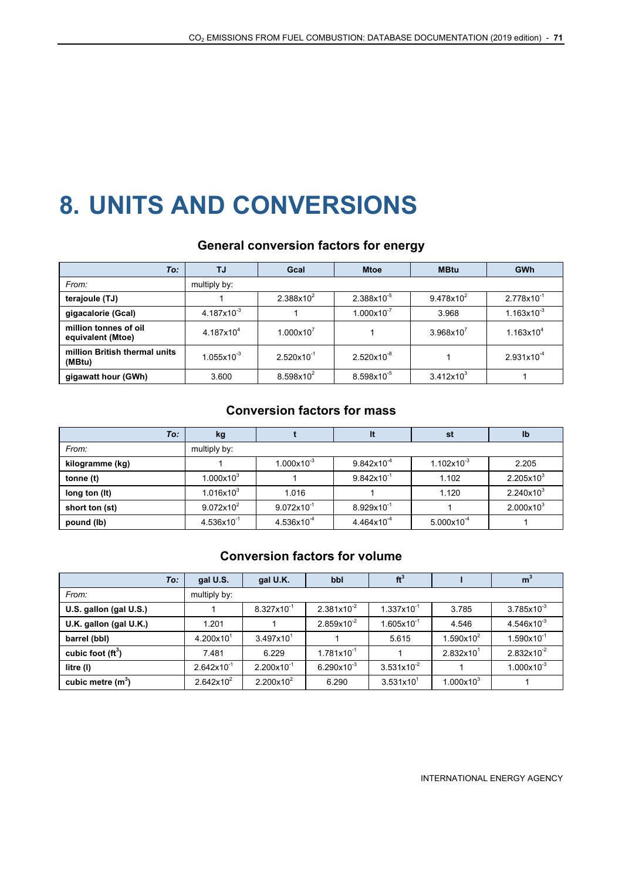# 8. UNITS AND CONVERSIONS

## General conversion factors for energy

| *To:* | TJ | Gcal | Mtoe | MBtu | GWh |
|---|---|---|---|---|---|
| *From:* | multiply by: | | | | |
| **terajoule (TJ)** | 1 | $2.388 \times 10^{2}$ | $2.388 \times 10^{-5}$ | $9.478 \times 10^{2}$ | $2.778 \times 10^{-1}$ |
| **gigacalorie (Gcal)** | $4.187 \times 10^{-3}$ | 1 | $1.000 \times 10^{-7}$ | 3.968 | $1.163 \times 10^{-3}$ |
| **million tonnes of oil equivalent (Mtoe)** | $4.187 \times 10^{4}$ | $1.000 \times 10^{7}$ | 1 | $3.968 \times 10^{7}$ | $1.163 \times 10^{4}$ |
| **million British thermal units (MBtu)** | $1.055 \times 10^{-3}$ | $2.520 \times 10^{-1}$ | $2.520 \times 10^{-8}$ | 1 | $2.931 \times 10^{-4}$ |
| **gigawatt hour (GWh)** | 3.600 | $8.598 \times 10^{2}$ | $8.598 \times 10^{-5}$ | $3.412 \times 10^{3}$ | 1 |

## Conversion factors for mass

| *To:* | kg | t | lt | st | lb |
|---|---|---|---|---|---|
| *From:* | multiply by: | | | | |
| **kilogramme (kg)** | 1 | $1.000 \times 10^{-3}$ | $9.842 \times 10^{-4}$ | $1.102 \times 10^{-3}$ | 2.205 |
| **tonne (t)** | $1.000 \times 10^{3}$ | 1 | $9.842 \times 10^{-1}$ | 1.102 | $2.205 \times 10^{3}$ |
| **long ton (lt)** | $1.016 \times 10^{3}$ | 1.016 | 1 | 1.120 | $2.240 \times 10^{3}$ |
| **short ton (st)** | $9.072 \times 10^{2}$ | $9.072 \times 10^{-1}$ | $8.929 \times 10^{-1}$ | 1 | $2.000 \times 10^{3}$ |
| **pound (lb)** | $4.536 \times 10^{-1}$ | $4.536 \times 10^{-4}$ | $4.464 \times 10^{-4}$ | $5.000 \times 10^{-4}$ | 1 |

## Conversion factors for volume

| *To:* | gal U.S. | gal U.K. | bbl | $ft^3$ | l | $m^3$ |
|---|---|---|---|---|---|---|
| *From:* | multiply by: | | | | | |
| **U.S. gallon (gal U.S.)** | 1 | $8.327 \times 10^{-1}$ | $2.381 \times 10^{-2}$ | $1.337 \times 10^{-1}$ | 3.785 | $3.785 \times 10^{-3}$ |
| **U.K. gallon (gal U.K.)** | 1.201 | 1 | $2.859 \times 10^{-2}$ | $1.605 \times 10^{-1}$ | 4.546 | $4.546 \times 10^{-3}$ |
| **barrel (bbl)** | $4.200 \times 10^{1}$ | $3.497 \times 10^{1}$ | 1 | 5.615 | $1.590 \times 10^{2}$ | $1.590 \times 10^{-1}$ |
| **cubic foot ($ft^3$)** | 7.481 | 6.229 | $1.781 \times 10^{-1}$ | 1 | $2.832 \times 10^{1}$ | $2.832 \times 10^{-2}$ |
| **litre (l)** | $2.642 \times 10^{-1}$ | $2.200 \times 10^{-1}$ | $6.290 \times 10^{-3}$ | $3.531 \times 10^{-2}$ | 1 | $1.000 \times 10^{-3}$ |
| **cubic metre ($m^3$)** | $2.642 \times 10^{2}$ | $2.200 \times 10^{2}$ | 6.290 | $3.531 \times 10^{1}$ | $1.000 \times 10^{3}$ | 1 |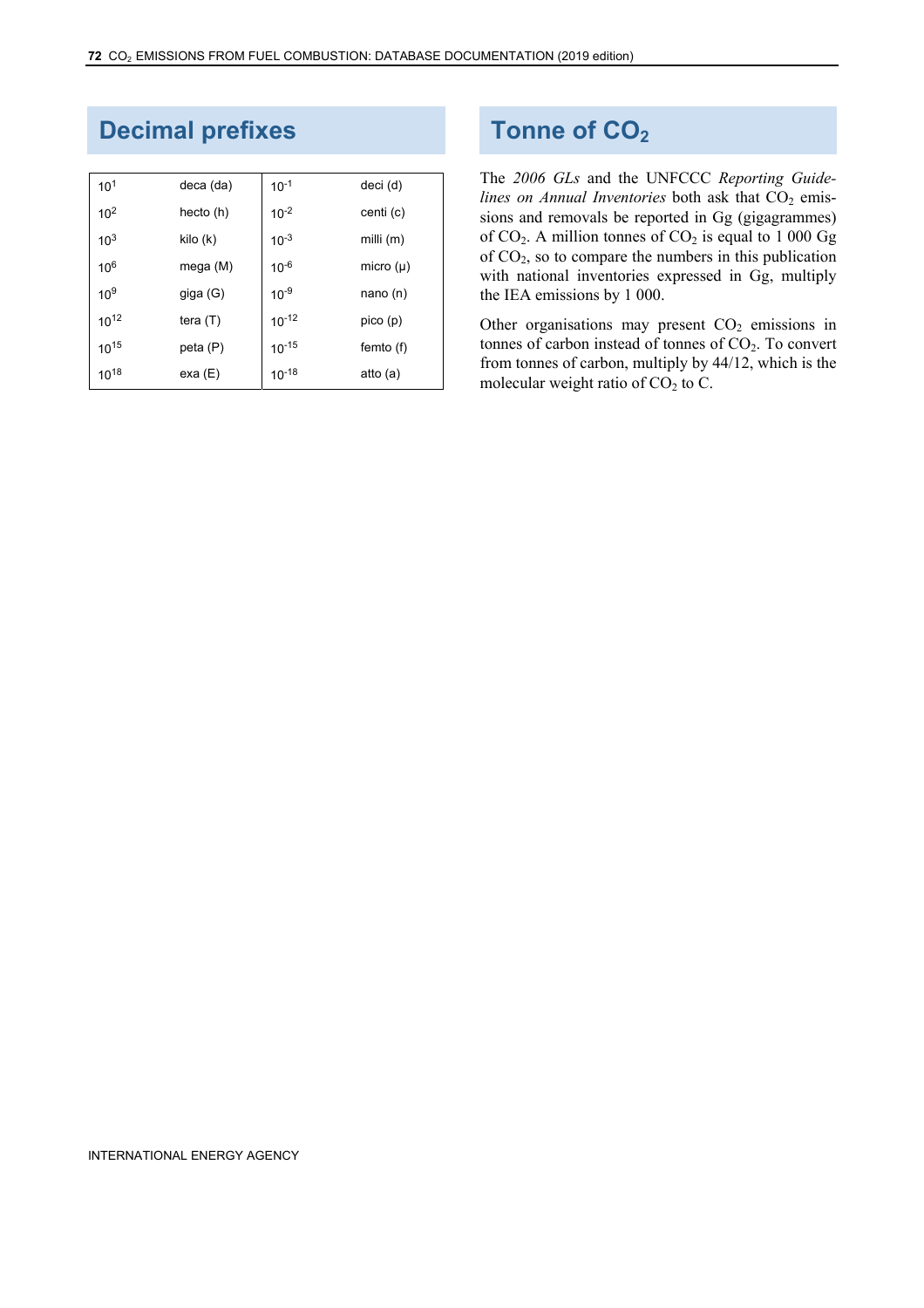## Decimal prefixes

| | | | |
|---|---|---|---|
| $10^{1}$ | deca (da) | $10^{-1}$ | deci (d) |
| $10^{2}$ | hecto (h) | $10^{-2}$ | centi (c) |
| $10^{3}$ | kilo (k) | $10^{-3}$ | milli (m) |
| $10^{6}$ | mega (M) | $10^{-6}$ | micro (µ) |
| $10^{9}$ | giga (G) | $10^{-9}$ | nano (n) |
| $10^{12}$ | tera (T) | $10^{-12}$ | pico (p) |
| $10^{15}$ | peta (P) | $10^{-15}$ | femto (f) |
| $10^{18}$ | exa (E) | $10^{-18}$ | atto (a) |

## Tonne of $CO_2$

The *2006 GLs* and the UNFCCC *Reporting Guidelines on Annual Inventories* both ask that $CO_2$ emissions and removals be reported in Gg (gigagrammes) of $CO_2$. A million tonnes of $CO_2$ is equal to 1 000 Gg of $CO_2$, so to compare the numbers in this publication with national inventories expressed in Gg, multiply the IEA emissions by 1 000.

Other organisations may present $CO_2$ emissions in tonnes of carbon instead of tonnes of $CO_2$. To convert from tonnes of carbon, multiply by 44/12, which is the molecular weight ratio of $CO_2$ to C.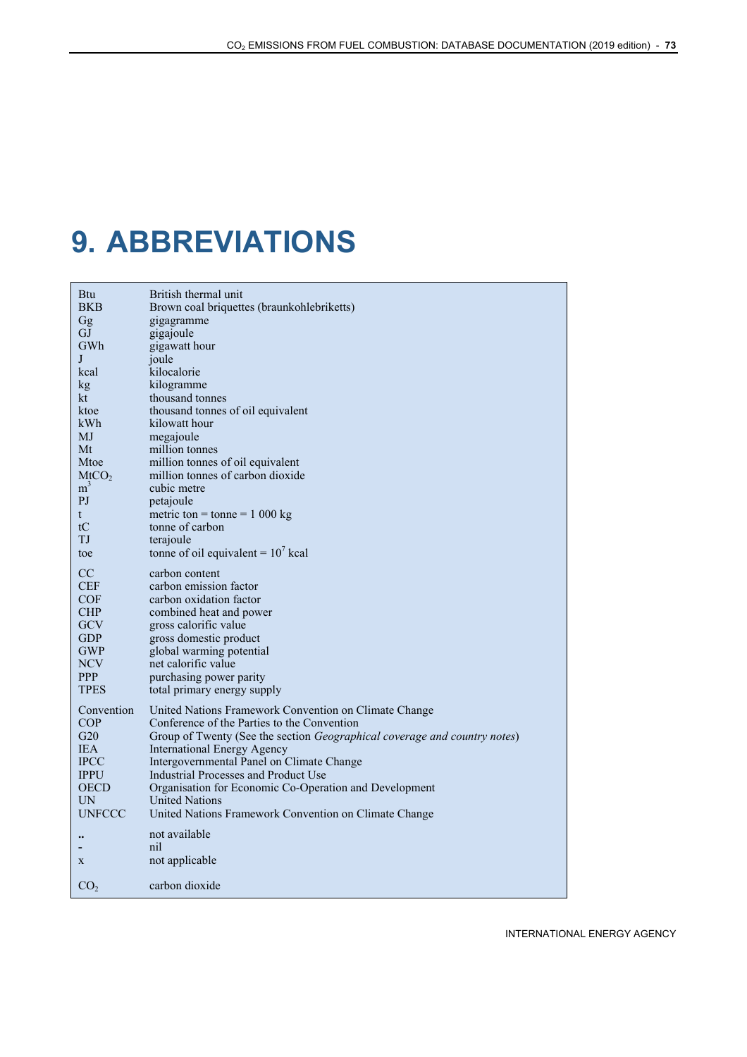# 9. ABBREVIATIONS

| | |
|---|---|
| Btu | British thermal unit |
| BKB | Brown coal briquettes (braunkohlebriketts) |
| Gg | gigagramme |
| GJ | gigajoule |
| GWh | gigawatt hour |
| J | joule |
| kcal | kilocalorie |
| kg | kilogramme |
| kt | thousand tonnes |
| ktoe | thousand tonnes of oil equivalent |
| kWh | kilowatt hour |
| MJ | megajoule |
| Mt | million tonnes |
| Mtoe | million tonnes of oil equivalent |
| $MtCO_2$ | million tonnes of carbon dioxide |
| $m^3$ | cubic metre |
| PJ | petajoule |
| t | metric ton = tonne = 1 000 kg |
| tC | tonne of carbon |
| TJ | terajoule |
| toe | tonne of oil equivalent = $10^7$ kcal |
| CC | carbon content |
| CEF | carbon emission factor |
| COF | carbon oxidation factor |
| CHP | combined heat and power |
| GCV | gross calorific value |
| GDP | gross domestic product |
| GWP | global warming potential |
| NCV | net calorific value |
| PPP | purchasing power parity |
| TPES | total primary energy supply |
| Convention | United Nations Framework Convention on Climate Change |
| COP | Conference of the Parties to the Convention |
| G20 | Group of Twenty (See the section *Geographical coverage and country notes*) |
| IEA | International Energy Agency |
| IPCC | Intergovernmental Panel on Climate Change |
| IPPU | Industrial Processes and Product Use |
| OECD | Organisation for Economic Co-Operation and Development |
| UN | United Nations |
| UNFCCC | United Nations Framework Convention on Climate Change |
| .. | not available |
| - | nil |
| x | not applicable |
| $CO_2$ | carbon dioxide |